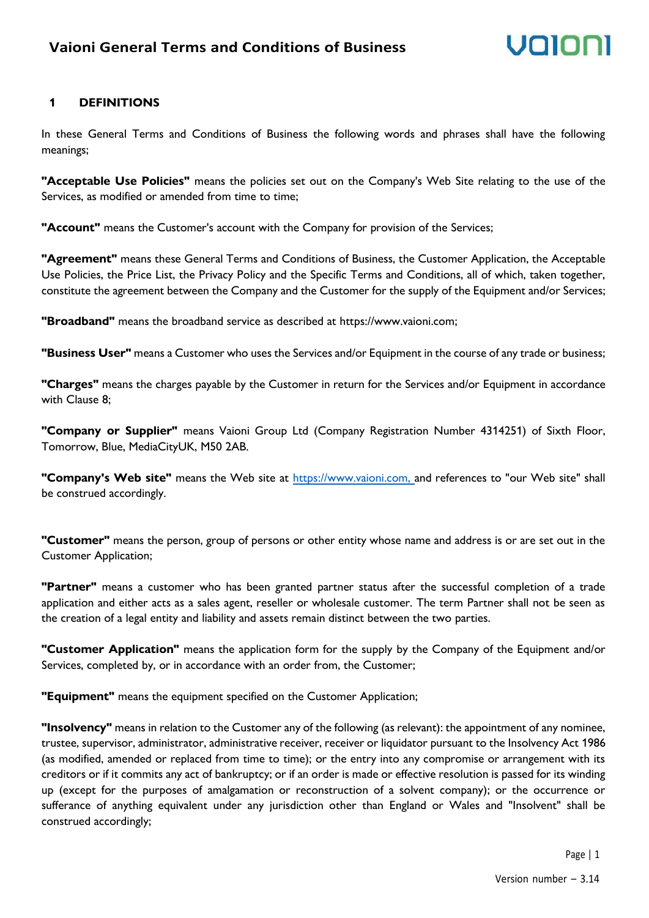# Vaioni General Terms and Conditions of Business

## 1 DEFINITIONS

In these General Terms and Conditions of Business the following words and phrases shall have the following meanings;

**"Acceptable Use Policies"** means the policies set out on the Company's Web Site relating to the use of the Services, as modified or amended from time to time;

**"Account"** means the Customer's account with the Company for provision of the Services;

**"Agreement"** means these General Terms and Conditions of Business, the Customer Application, the Acceptable Use Policies, the Price List, the Privacy Policy and the Specific Terms and Conditions, all of which, taken together, constitute the agreement between the Company and the Customer for the supply of the Equipment and/or Services;

**"Broadband"** means the broadband service as described at https://www.vaioni.com;

**"Business User"** means a Customer who uses the Services and/or Equipment in the course of any trade or business;

**"Charges"** means the charges payable by the Customer in return for the Services and/or Equipment in accordance with Clause 8;

**"Company or Supplier"** means Vaioni Group Ltd (Company Registration Number 4314251) of Sixth Floor, Tomorrow, Blue, MediaCityUK, M50 2AB.

**"Company's Web site"** means the Web site at https://www.vaioni.com, and references to "our Web site" shall be construed accordingly.

**"Customer"** means the person, group of persons or other entity whose name and address is or are set out in the Customer Application;

**"Partner"** means a customer who has been granted partner status after the successful completion of a trade application and either acts as a sales agent, reseller or wholesale customer. The term Partner shall not be seen as the creation of a legal entity and liability and assets remain distinct between the two parties.

**"Customer Application"** means the application form for the supply by the Company of the Equipment and/or Services, completed by, or in accordance with an order from, the Customer;

**"Equipment"** means the equipment specified on the Customer Application;

**"Insolvency"** means in relation to the Customer any of the following (as relevant): the appointment of any nominee, trustee, supervisor, administrator, administrative receiver, receiver or liquidator pursuant to the Insolvency Act 1986 (as modified, amended or replaced from time to time); or the entry into any compromise or arrangement with its creditors or if it commits any act of bankruptcy; or if an order is made or effective resolution is passed for its winding up (except for the purposes of amalgamation or reconstruction of a solvent company); or the occurrence or sufferance of anything equivalent under any jurisdiction other than England or Wales and "Insolvent" shall be construed accordingly;

Version number – 3.14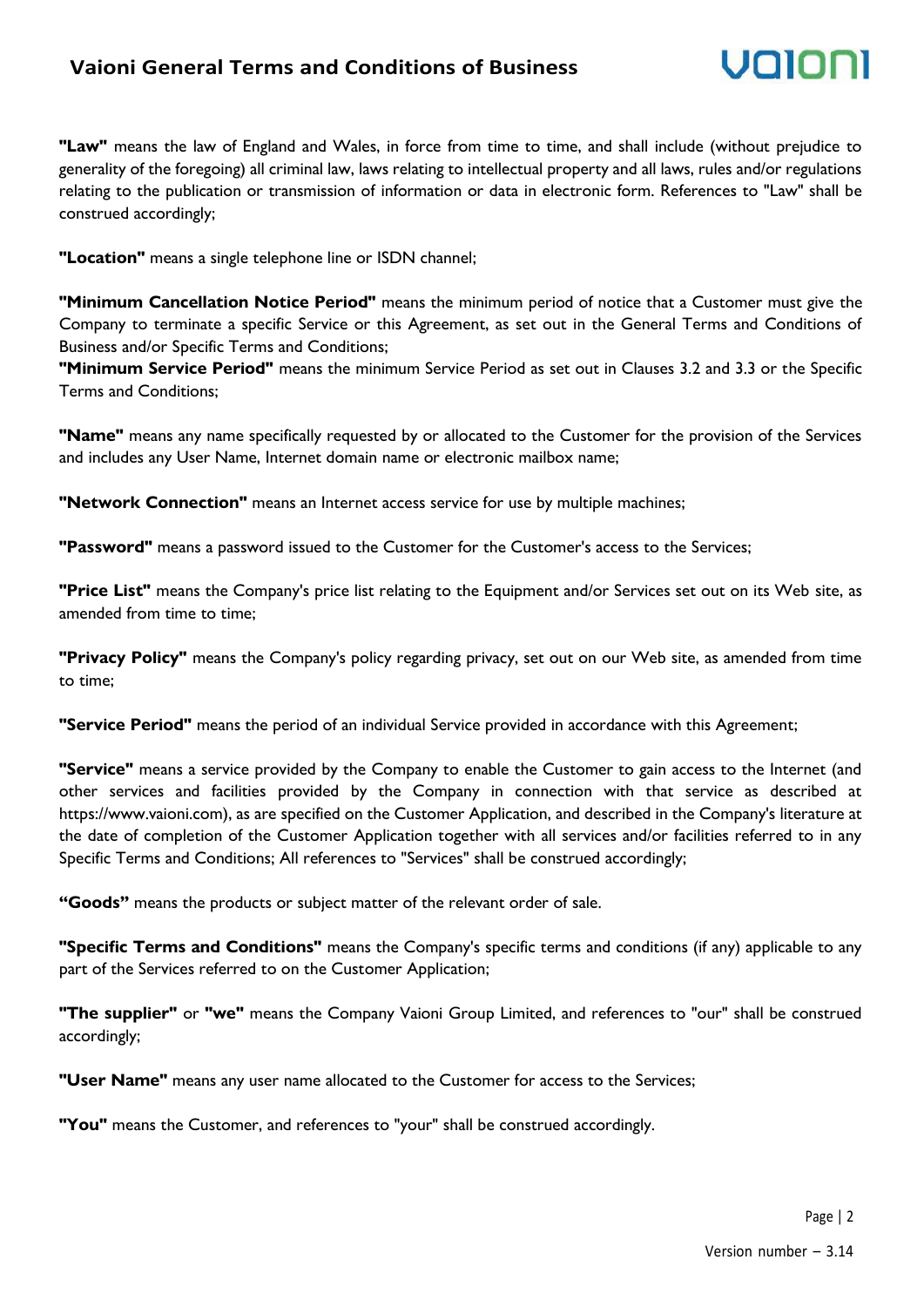**"Law"** means the law of England and Wales, in force from time to time, and shall include (without prejudice to generality of the foregoing) all criminal law, laws relating to intellectual property and all laws, rules and/or regulations relating to the publication or transmission of information or data in electronic form. References to "Law" shall be construed accordingly;

**"Location"** means a single telephone line or ISDN channel;

**"Minimum Cancellation Notice Period"** means the minimum period of notice that a Customer must give the Company to terminate a specific Service or this Agreement, as set out in the General Terms and Conditions of Business and/or Specific Terms and Conditions;
**"Minimum Service Period"** means the minimum Service Period as set out in Clauses 3.2 and 3.3 or the Specific Terms and Conditions;

**"Name"** means any name specifically requested by or allocated to the Customer for the provision of the Services and includes any User Name, Internet domain name or electronic mailbox name;

**"Network Connection"** means an Internet access service for use by multiple machines;

**"Password"** means a password issued to the Customer for the Customer's access to the Services;

**"Price List"** means the Company's price list relating to the Equipment and/or Services set out on its Web site, as amended from time to time;

**"Privacy Policy"** means the Company's policy regarding privacy, set out on our Web site, as amended from time to time;

**"Service Period"** means the period of an individual Service provided in accordance with this Agreement;

**"Service"** means a service provided by the Company to enable the Customer to gain access to the Internet (and other services and facilities provided by the Company in connection with that service as described at https://www.vaioni.com), as are specified on the Customer Application, and described in the Company's literature at the date of completion of the Customer Application together with all services and/or facilities referred to in any Specific Terms and Conditions; All references to "Services" shall be construed accordingly;

**"Goods"** means the products or subject matter of the relevant order of sale.

**"Specific Terms and Conditions"** means the Company's specific terms and conditions (if any) applicable to any part of the Services referred to on the Customer Application;

**"The supplier"** or **"we"** means the Company Vaioni Group Limited, and references to "our" shall be construed accordingly;

**"User Name"** means any user name allocated to the Customer for access to the Services;

**"You"** means the Customer, and references to "your" shall be construed accordingly.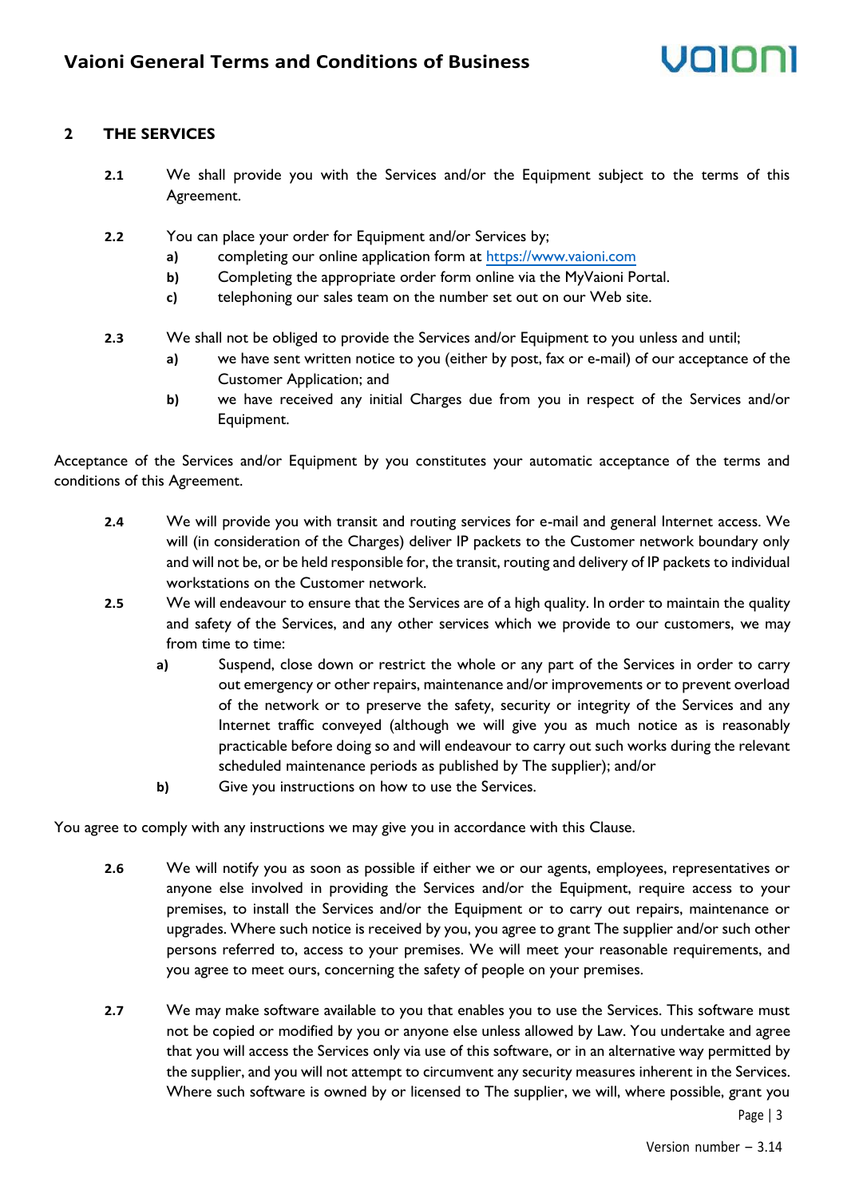## 2 THE SERVICES

**2.1** We shall provide you with the Services and/or the Equipment subject to the terms of this Agreement.

**2.2** You can place your order for Equipment and/or Services by;

- **a)** completing our online application form at https://www.vaioni.com
- **b)** Completing the appropriate order form online via the MyVaioni Portal.
- **c)** telephoning our sales team on the number set out on our Web site.

**2.3** We shall not be obliged to provide the Services and/or Equipment to you unless and until;

- **a)** we have sent written notice to you (either by post, fax or e-mail) of our acceptance of the Customer Application; and
- **b)** we have received any initial Charges due from you in respect of the Services and/or Equipment.

Acceptance of the Services and/or Equipment by you constitutes your automatic acceptance of the terms and conditions of this Agreement.

**2.4** We will provide you with transit and routing services for e-mail and general Internet access. We will (in consideration of the Charges) deliver IP packets to the Customer network boundary only and will not be, or be held responsible for, the transit, routing and delivery of IP packets to individual workstations on the Customer network.

**2.5** We will endeavour to ensure that the Services are of a high quality. In order to maintain the quality and safety of the Services, and any other services which we provide to our customers, we may from time to time:

- **a)** Suspend, close down or restrict the whole or any part of the Services in order to carry out emergency or other repairs, maintenance and/or improvements or to prevent overload of the network or to preserve the safety, security or integrity of the Services and any Internet traffic conveyed (although we will give you as much notice as is reasonably practicable before doing so and will endeavour to carry out such works during the relevant scheduled maintenance periods as published by The supplier); and/or
- **b)** Give you instructions on how to use the Services.

You agree to comply with any instructions we may give you in accordance with this Clause.

**2.6** We will notify you as soon as possible if either we or our agents, employees, representatives or anyone else involved in providing the Services and/or the Equipment, require access to your premises, to install the Services and/or the Equipment or to carry out repairs, maintenance or upgrades. Where such notice is received by you, you agree to grant The supplier and/or such other persons referred to, access to your premises. We will meet your reasonable requirements, and you agree to meet ours, concerning the safety of people on your premises.

**2.7** We may make software available to you that enables you to use the Services. This software must not be copied or modified by you or anyone else unless allowed by Law. You undertake and agree that you will access the Services only via use of this software, or in an alternative way permitted by the supplier, and you will not attempt to circumvent any security measures inherent in the Services. Where such software is owned by or licensed to The supplier, we will, where possible, grant you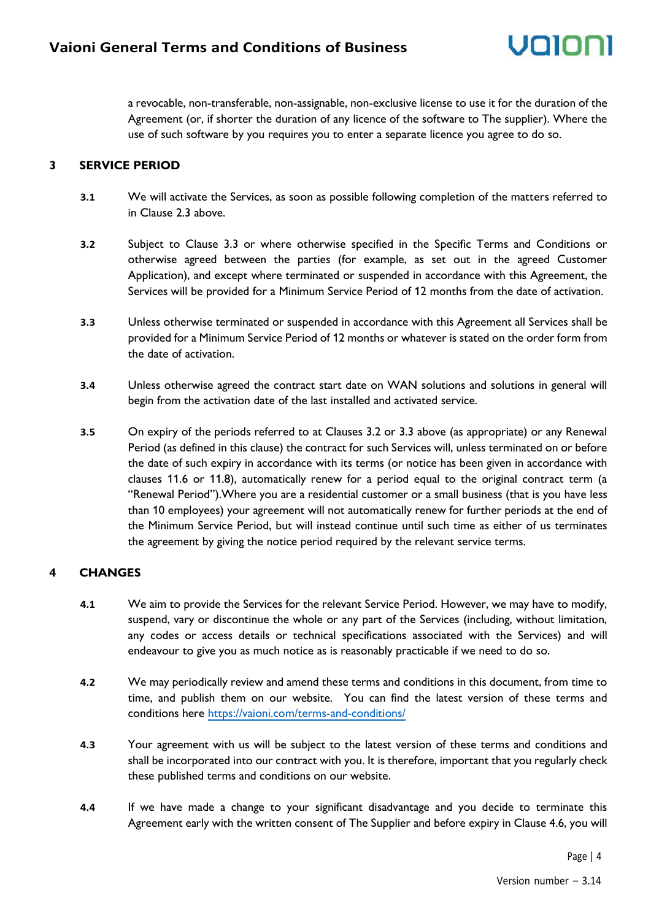a revocable, non-transferable, non-assignable, non-exclusive license to use it for the duration of the Agreement (or, if shorter the duration of any licence of the software to The supplier). Where the use of such software by you requires you to enter a separate licence you agree to do so.

## 3 SERVICE PERIOD

**3.1** We will activate the Services, as soon as possible following completion of the matters referred to in Clause 2.3 above.

**3.2** Subject to Clause 3.3 or where otherwise specified in the Specific Terms and Conditions or otherwise agreed between the parties (for example, as set out in the agreed Customer Application), and except where terminated or suspended in accordance with this Agreement, the Services will be provided for a Minimum Service Period of 12 months from the date of activation.

**3.3** Unless otherwise terminated or suspended in accordance with this Agreement all Services shall be provided for a Minimum Service Period of 12 months or whatever is stated on the order form from the date of activation.

**3.4** Unless otherwise agreed the contract start date on WAN solutions and solutions in general will begin from the activation date of the last installed and activated service.

**3.5** On expiry of the periods referred to at Clauses 3.2 or 3.3 above (as appropriate) or any Renewal Period (as defined in this clause) the contract for such Services will, unless terminated on or before the date of such expiry in accordance with its terms (or notice has been given in accordance with clauses 11.6 or 11.8), automatically renew for a period equal to the original contract term (a "Renewal Period").Where you are a residential customer or a small business (that is you have less than 10 employees) your agreement will not automatically renew for further periods at the end of the Minimum Service Period, but will instead continue until such time as either of us terminates the agreement by giving the notice period required by the relevant service terms.

## 4 CHANGES

**4.1** We aim to provide the Services for the relevant Service Period. However, we may have to modify, suspend, vary or discontinue the whole or any part of the Services (including, without limitation, any codes or access details or technical specifications associated with the Services) and will endeavour to give you as much notice as is reasonably practicable if we need to do so.

**4.2** We may periodically review and amend these terms and conditions in this document, from time to time, and publish them on our website. You can find the latest version of these terms and conditions here [https://vaioni.com/terms-and-conditions/](https://vaioni.com/terms-and-conditions/)

**4.3** Your agreement with us will be subject to the latest version of these terms and conditions and shall be incorporated into our contract with you. It is therefore, important that you regularly check these published terms and conditions on our website.

**4.4** If we have made a change to your significant disadvantage and you decide to terminate this Agreement early with the written consent of The Supplier and before expiry in Clause 4.6, you will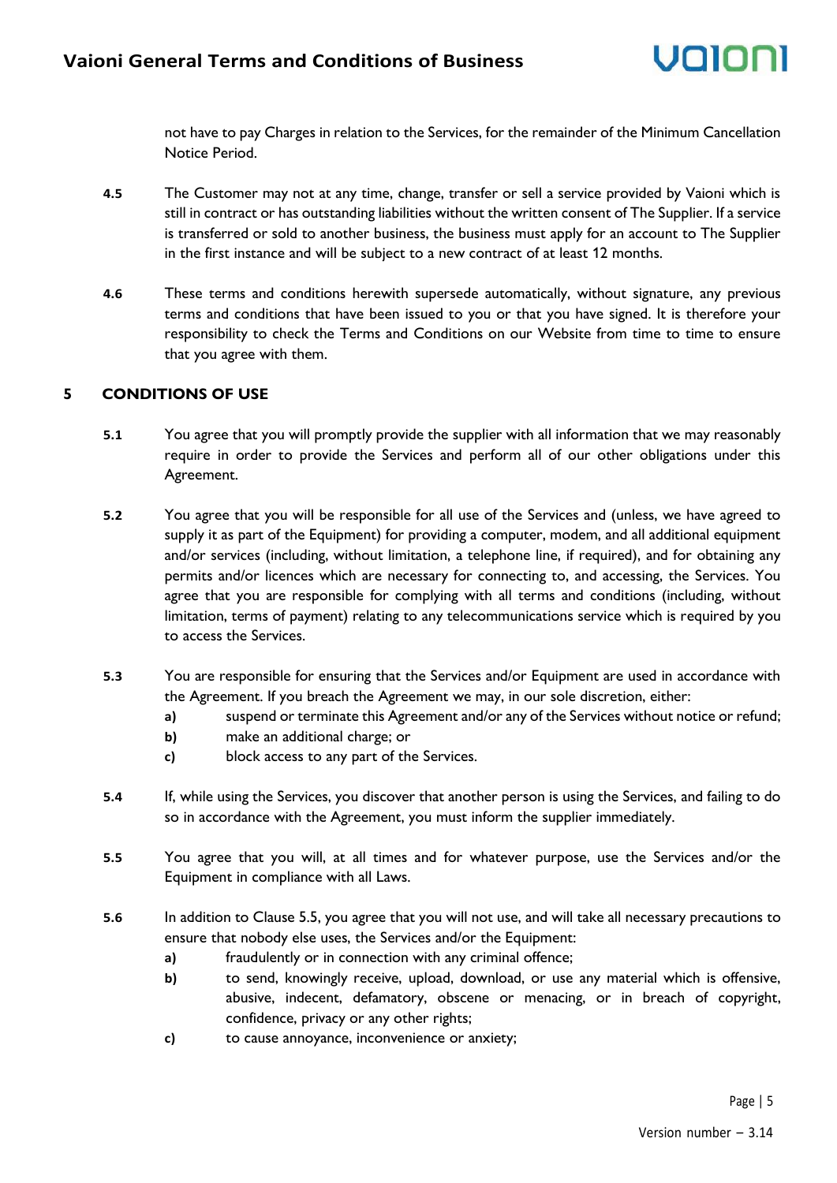not have to pay Charges in relation to the Services, for the remainder of the Minimum Cancellation Notice Period.

**4.5** The Customer may not at any time, change, transfer or sell a service provided by Vaioni which is still in contract or has outstanding liabilities without the written consent of The Supplier. If a service is transferred or sold to another business, the business must apply for an account to The Supplier in the first instance and will be subject to a new contract of at least 12 months.

**4.6** These terms and conditions herewith supersede automatically, without signature, any previous terms and conditions that have been issued to you or that you have signed. It is therefore your responsibility to check the Terms and Conditions on our Website from time to time to ensure that you agree with them.

## 5 CONDITIONS OF USE

**5.1** You agree that you will promptly provide the supplier with all information that we may reasonably require in order to provide the Services and perform all of our other obligations under this Agreement.

**5.2** You agree that you will be responsible for all use of the Services and (unless, we have agreed to supply it as part of the Equipment) for providing a computer, modem, and all additional equipment and/or services (including, without limitation, a telephone line, if required), and for obtaining any permits and/or licences which are necessary for connecting to, and accessing, the Services. You agree that you are responsible for complying with all terms and conditions (including, without limitation, terms of payment) relating to any telecommunications service which is required by you to access the Services.

**5.3** You are responsible for ensuring that the Services and/or Equipment are used in accordance with the Agreement. If you breach the Agreement we may, in our sole discretion, either:

- **a)** suspend or terminate this Agreement and/or any of the Services without notice or refund;
- **b)** make an additional charge; or
- **c)** block access to any part of the Services.

**5.4** If, while using the Services, you discover that another person is using the Services, and failing to do so in accordance with the Agreement, you must inform the supplier immediately.

**5.5** You agree that you will, at all times and for whatever purpose, use the Services and/or the Equipment in compliance with all Laws.

**5.6** In addition to Clause 5.5, you agree that you will not use, and will take all necessary precautions to ensure that nobody else uses, the Services and/or the Equipment:

- **a)** fraudulently or in connection with any criminal offence;
- **b)** to send, knowingly receive, upload, download, or use any material which is offensive, abusive, indecent, defamatory, obscene or menacing, or in breach of copyright, confidence, privacy or any other rights;
- **c)** to cause annoyance, inconvenience or anxiety;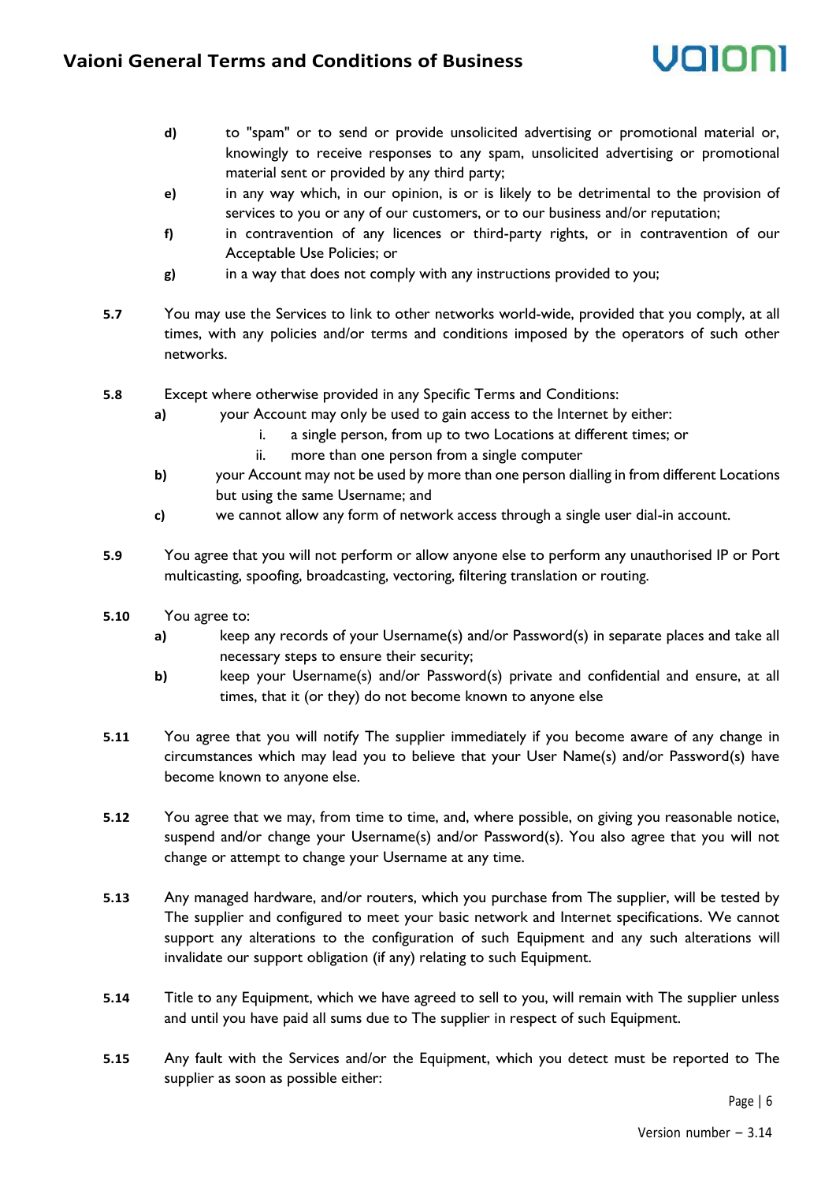- **d)** to "spam" or to send or provide unsolicited advertising or promotional material or, knowingly to receive responses to any spam, unsolicited advertising or promotional material sent or provided by any third party;
- **e)** in any way which, in our opinion, is or is likely to be detrimental to the provision of services to you or any of our customers, or to our business and/or reputation;
- **f)** in contravention of any licences or third-party rights, or in contravention of our Acceptable Use Policies; or
- **g)** in a way that does not comply with any instructions provided to you;

**5.7** You may use the Services to link to other networks world-wide, provided that you comply, at all times, with any policies and/or terms and conditions imposed by the operators of such other networks.

**5.8** Except where otherwise provided in any Specific Terms and Conditions:

- **a)** your Account may only be used to gain access to the Internet by either:
  - i. a single person, from up to two Locations at different times; or
  - ii. more than one person from a single computer
- **b)** your Account may not be used by more than one person dialling in from different Locations but using the same Username; and
- **c)** we cannot allow any form of network access through a single user dial-in account.

**5.9** You agree that you will not perform or allow anyone else to perform any unauthorised IP or Port multicasting, spoofing, broadcasting, vectoring, filtering translation or routing.

**5.10** You agree to:

- **a)** keep any records of your Username(s) and/or Password(s) in separate places and take all necessary steps to ensure their security;
- **b)** keep your Username(s) and/or Password(s) private and confidential and ensure, at all times, that it (or they) do not become known to anyone else

**5.11** You agree that you will notify The supplier immediately if you become aware of any change in circumstances which may lead you to believe that your User Name(s) and/or Password(s) have become known to anyone else.

**5.12** You agree that we may, from time to time, and, where possible, on giving you reasonable notice, suspend and/or change your Username(s) and/or Password(s). You also agree that you will not change or attempt to change your Username at any time.

**5.13** Any managed hardware, and/or routers, which you purchase from The supplier, will be tested by The supplier and configured to meet your basic network and Internet specifications. We cannot support any alterations to the configuration of such Equipment and any such alterations will invalidate our support obligation (if any) relating to such Equipment.

**5.14** Title to any Equipment, which we have agreed to sell to you, will remain with The supplier unless and until you have paid all sums due to The supplier in respect of such Equipment.

**5.15** Any fault with the Services and/or the Equipment, which you detect must be reported to The supplier as soon as possible either: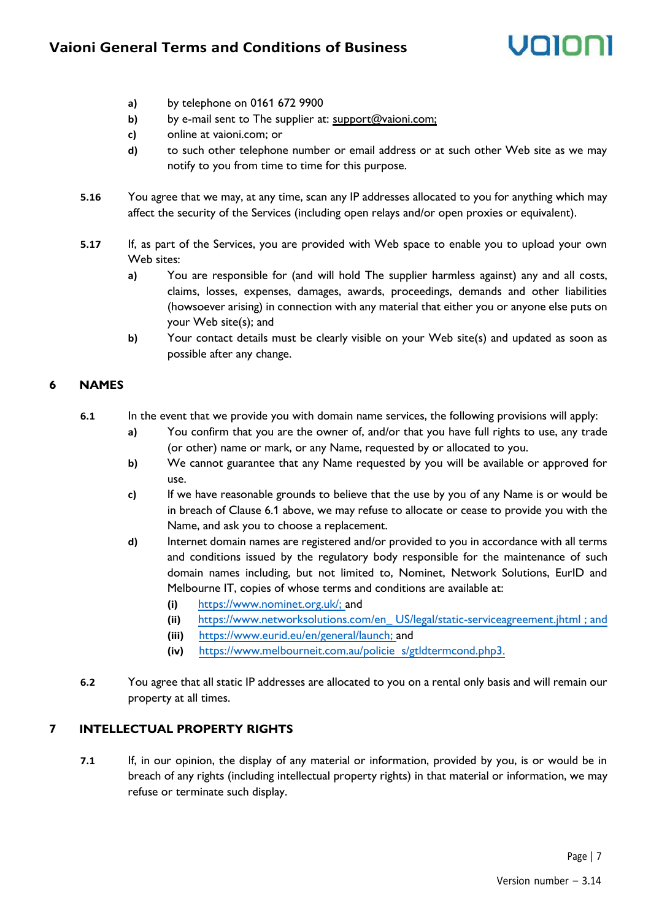a) by telephone on 0161 672 9900
b) by e-mail sent to The supplier at: support@vaioni.com;
c) online at vaioni.com; or
d) to such other telephone number or email address or at such other Web site as we may notify to you from time to time for this purpose.

**5.16** You agree that we may, at any time, scan any IP addresses allocated to you for anything which may affect the security of the Services (including open relays and/or open proxies or equivalent).

**5.17** If, as part of the Services, you are provided with Web space to enable you to upload your own Web sites:

a) You are responsible for (and will hold The supplier harmless against) any and all costs, claims, losses, expenses, damages, awards, proceedings, demands and other liabilities (howsoever arising) in connection with any material that either you or anyone else puts on your Web site(s); and
b) Your contact details must be clearly visible on your Web site(s) and updated as soon as possible after any change.

## 6 NAMES

**6.1** In the event that we provide you with domain name services, the following provisions will apply:

a) You confirm that you are the owner of, and/or that you have full rights to use, any trade (or other) name or mark, or any Name, requested by or allocated to you.
b) We cannot guarantee that any Name requested by you will be available or approved for use.
c) If we have reasonable grounds to believe that the use by you of any Name is or would be in breach of Clause 6.1 above, we may refuse to allocate or cease to provide you with the Name, and ask you to choose a replacement.
d) Internet domain names are registered and/or provided to you in accordance with all terms and conditions issued by the regulatory body responsible for the maintenance of such domain names including, but not limited to, Nominet, Network Solutions, EurID and Melbourne IT, copies of whose terms and conditions are available at:
   (i) https://www.nominet.org.uk/; and
   (ii) https://www.networksolutions.com/en_ US/legal/static-serviceagreement.jhtml ; and
   (iii) https://www.eurid.eu/en/general/launch; and
   (iv) https://www.melbourneit.com.au/policie s/gtldtermcond.php3.

**6.2** You agree that all static IP addresses are allocated to you on a rental only basis and will remain our property at all times.

## 7 INTELLECTUAL PROPERTY RIGHTS

**7.1** If, in our opinion, the display of any material or information, provided by you, is or would be in breach of any rights (including intellectual property rights) in that material or information, we may refuse or terminate such display.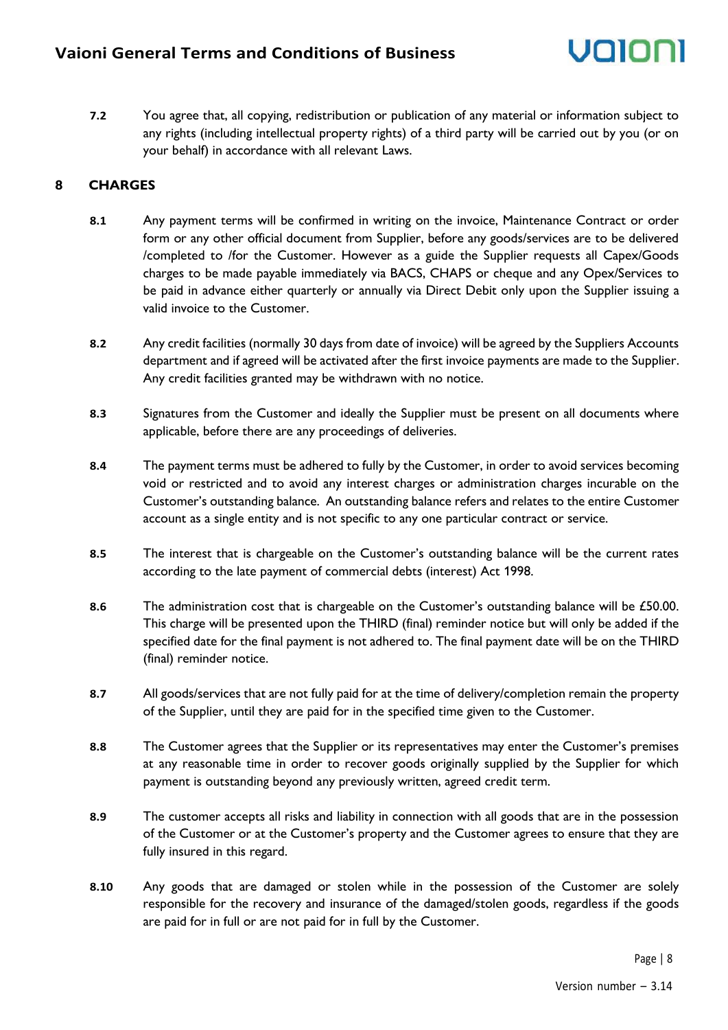**7.2** You agree that, all copying, redistribution or publication of any material or information subject to any rights (including intellectual property rights) of a third party will be carried out by you (or on your behalf) in accordance with all relevant Laws.

## 8 CHARGES

**8.1** Any payment terms will be confirmed in writing on the invoice, Maintenance Contract or order form or any other official document from Supplier, before any goods/services are to be delivered /completed to /for the Customer. However as a guide the Supplier requests all Capex/Goods charges to be made payable immediately via BACS, CHAPS or cheque and any Opex/Services to be paid in advance either quarterly or annually via Direct Debit only upon the Supplier issuing a valid invoice to the Customer.

**8.2** Any credit facilities (normally 30 days from date of invoice) will be agreed by the Suppliers Accounts department and if agreed will be activated after the first invoice payments are made to the Supplier. Any credit facilities granted may be withdrawn with no notice.

**8.3** Signatures from the Customer and ideally the Supplier must be present on all documents where applicable, before there are any proceedings of deliveries.

**8.4** The payment terms must be adhered to fully by the Customer, in order to avoid services becoming void or restricted and to avoid any interest charges or administration charges incurable on the Customer's outstanding balance. An outstanding balance refers and relates to the entire Customer account as a single entity and is not specific to any one particular contract or service.

**8.5** The interest that is chargeable on the Customer's outstanding balance will be the current rates according to the late payment of commercial debts (interest) Act 1998.

**8.6** The administration cost that is chargeable on the Customer's outstanding balance will be £50.00. This charge will be presented upon the THIRD (final) reminder notice but will only be added if the specified date for the final payment is not adhered to. The final payment date will be on the THIRD (final) reminder notice.

**8.7** All goods/services that are not fully paid for at the time of delivery/completion remain the property of the Supplier, until they are paid for in the specified time given to the Customer.

**8.8** The Customer agrees that the Supplier or its representatives may enter the Customer's premises at any reasonable time in order to recover goods originally supplied by the Supplier for which payment is outstanding beyond any previously written, agreed credit term.

**8.9** The customer accepts all risks and liability in connection with all goods that are in the possession of the Customer or at the Customer's property and the Customer agrees to ensure that they are fully insured in this regard.

**8.10** Any goods that are damaged or stolen while in the possession of the Customer are solely responsible for the recovery and insurance of the damaged/stolen goods, regardless if the goods are paid for in full or are not paid for in full by the Customer.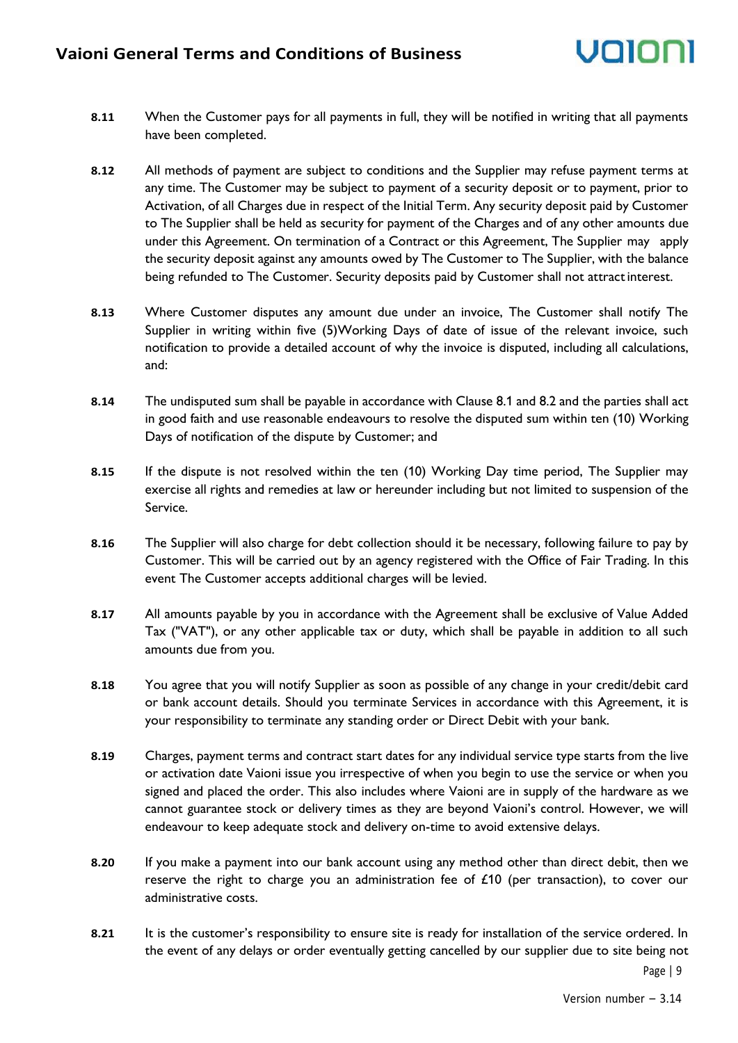**8.11** When the Customer pays for all payments in full, they will be notified in writing that all payments have been completed.

**8.12** All methods of payment are subject to conditions and the Supplier may refuse payment terms at any time. The Customer may be subject to payment of a security deposit or to payment, prior to Activation, of all Charges due in respect of the Initial Term. Any security deposit paid by Customer to The Supplier shall be held as security for payment of the Charges and of any other amounts due under this Agreement. On termination of a Contract or this Agreement, The Supplier may apply the security deposit against any amounts owed by The Customer to The Supplier, with the balance being refunded to The Customer. Security deposits paid by Customer shall not attract interest.

**8.13** Where Customer disputes any amount due under an invoice, The Customer shall notify The Supplier in writing within five (5)Working Days of date of issue of the relevant invoice, such notification to provide a detailed account of why the invoice is disputed, including all calculations, and:

**8.14** The undisputed sum shall be payable in accordance with Clause 8.1 and 8.2 and the parties shall act in good faith and use reasonable endeavours to resolve the disputed sum within ten (10) Working Days of notification of the dispute by Customer; and

**8.15** If the dispute is not resolved within the ten (10) Working Day time period, The Supplier may exercise all rights and remedies at law or hereunder including but not limited to suspension of the Service.

**8.16** The Supplier will also charge for debt collection should it be necessary, following failure to pay by Customer. This will be carried out by an agency registered with the Office of Fair Trading. In this event The Customer accepts additional charges will be levied.

**8.17** All amounts payable by you in accordance with the Agreement shall be exclusive of Value Added Tax ("VAT"), or any other applicable tax or duty, which shall be payable in addition to all such amounts due from you.

**8.18** You agree that you will notify Supplier as soon as possible of any change in your credit/debit card or bank account details. Should you terminate Services in accordance with this Agreement, it is your responsibility to terminate any standing order or Direct Debit with your bank.

**8.19** Charges, payment terms and contract start dates for any individual service type starts from the live or activation date Vaioni issue you irrespective of when you begin to use the service or when you signed and placed the order. This also includes where Vaioni are in supply of the hardware as we cannot guarantee stock or delivery times as they are beyond Vaioni's control. However, we will endeavour to keep adequate stock and delivery on-time to avoid extensive delays.

**8.20** If you make a payment into our bank account using any method other than direct debit, then we reserve the right to charge you an administration fee of £10 (per transaction), to cover our administrative costs.

**8.21** It is the customer's responsibility to ensure site is ready for installation of the service ordered. In the event of any delays or order eventually getting cancelled by our supplier due to site being not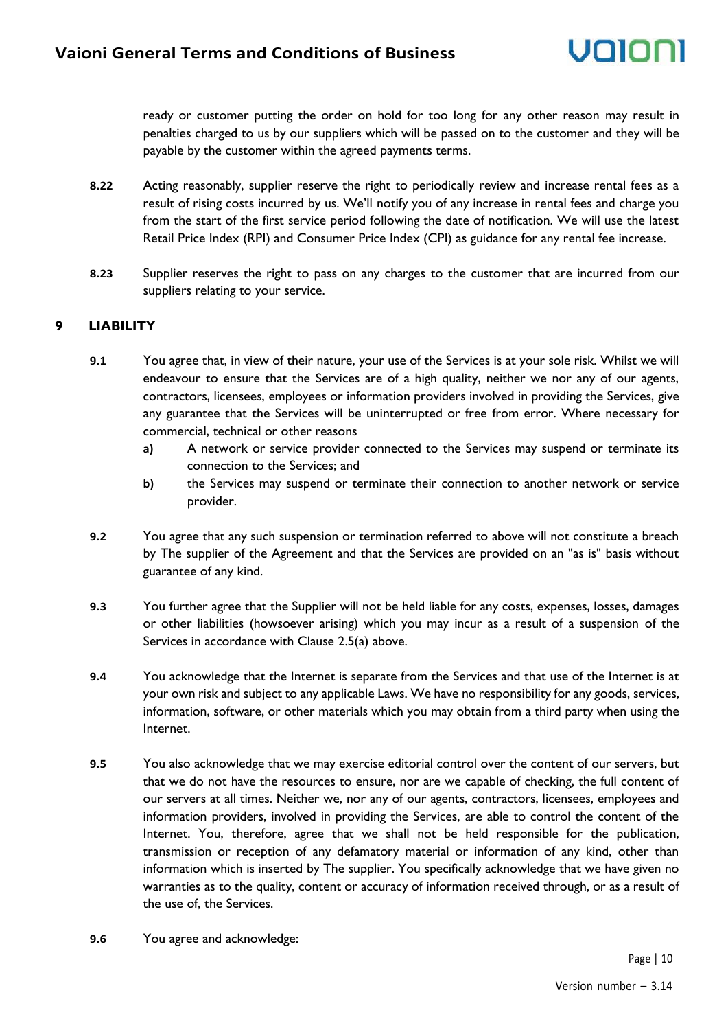ready or customer putting the order on hold for too long for any other reason may result in penalties charged to us by our suppliers which will be passed on to the customer and they will be payable by the customer within the agreed payments terms.

**8.22** Acting reasonably, supplier reserve the right to periodically review and increase rental fees as a result of rising costs incurred by us. We'll notify you of any increase in rental fees and charge you from the start of the first service period following the date of notification. We will use the latest Retail Price Index (RPI) and Consumer Price Index (CPI) as guidance for any rental fee increase.

**8.23** Supplier reserves the right to pass on any charges to the customer that are incurred from our suppliers relating to your service.

## 9 LIABILITY

**9.1** You agree that, in view of their nature, your use of the Services is at your sole risk. Whilst we will endeavour to ensure that the Services are of a high quality, neither we nor any of our agents, contractors, licensees, employees or information providers involved in providing the Services, give any guarantee that the Services will be uninterrupted or free from error. Where necessary for commercial, technical or other reasons

- **a)** A network or service provider connected to the Services may suspend or terminate its connection to the Services; and
- **b)** the Services may suspend or terminate their connection to another network or service provider.

**9.2** You agree that any such suspension or termination referred to above will not constitute a breach by The supplier of the Agreement and that the Services are provided on an "as is" basis without guarantee of any kind.

**9.3** You further agree that the Supplier will not be held liable for any costs, expenses, losses, damages or other liabilities (howsoever arising) which you may incur as a result of a suspension of the Services in accordance with Clause 2.5(a) above.

**9.4** You acknowledge that the Internet is separate from the Services and that use of the Internet is at your own risk and subject to any applicable Laws. We have no responsibility for any goods, services, information, software, or other materials which you may obtain from a third party when using the Internet.

**9.5** You also acknowledge that we may exercise editorial control over the content of our servers, but that we do not have the resources to ensure, nor are we capable of checking, the full content of our servers at all times. Neither we, nor any of our agents, contractors, licensees, employees and information providers, involved in providing the Services, are able to control the content of the Internet. You, therefore, agree that we shall not be held responsible for the publication, transmission or reception of any defamatory material or information of any kind, other than information which is inserted by The supplier. You specifically acknowledge that we have given no warranties as to the quality, content or accuracy of information received through, or as a result of the use of, the Services.

**9.6** You agree and acknowledge: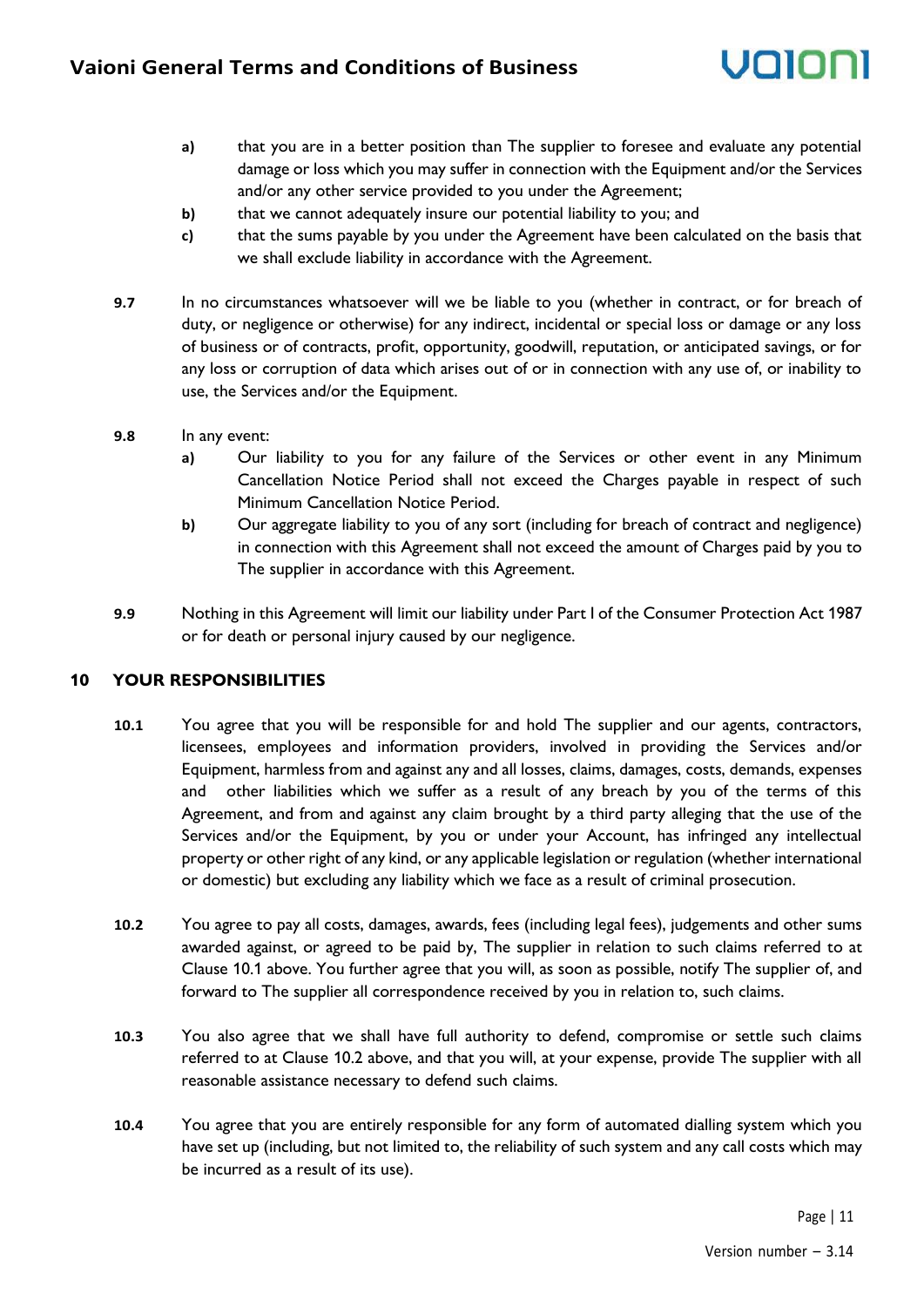a) that you are in a better position than The supplier to foresee and evaluate any potential damage or loss which you may suffer in connection with the Equipment and/or the Services and/or any other service provided to you under the Agreement;

b) that we cannot adequately insure our potential liability to you; and

c) that the sums payable by you under the Agreement have been calculated on the basis that we shall exclude liability in accordance with the Agreement.

**9.7** In no circumstances whatsoever will we be liable to you (whether in contract, or for breach of duty, or negligence or otherwise) for any indirect, incidental or special loss or damage or any loss of business or of contracts, profit, opportunity, goodwill, reputation, or anticipated savings, or for any loss or corruption of data which arises out of or in connection with any use of, or inability to use, the Services and/or the Equipment.

**9.8** In any event:

a) Our liability to you for any failure of the Services or other event in any Minimum Cancellation Notice Period shall not exceed the Charges payable in respect of such Minimum Cancellation Notice Period.

b) Our aggregate liability to you of any sort (including for breach of contract and negligence) in connection with this Agreement shall not exceed the amount of Charges paid by you to The supplier in accordance with this Agreement.

**9.9** Nothing in this Agreement will limit our liability under Part I of the Consumer Protection Act 1987 or for death or personal injury caused by our negligence.

## 10 YOUR RESPONSIBILITIES

**10.1** You agree that you will be responsible for and hold The supplier and our agents, contractors, licensees, employees and information providers, involved in providing the Services and/or Equipment, harmless from and against any and all losses, claims, damages, costs, demands, expenses and other liabilities which we suffer as a result of any breach by you of the terms of this Agreement, and from and against any claim brought by a third party alleging that the use of the Services and/or the Equipment, by you or under your Account, has infringed any intellectual property or other right of any kind, or any applicable legislation or regulation (whether international or domestic) but excluding any liability which we face as a result of criminal prosecution.

**10.2** You agree to pay all costs, damages, awards, fees (including legal fees), judgements and other sums awarded against, or agreed to be paid by, The supplier in relation to such claims referred to at Clause 10.1 above. You further agree that you will, as soon as possible, notify The supplier of, and forward to The supplier all correspondence received by you in relation to, such claims.

**10.3** You also agree that we shall have full authority to defend, compromise or settle such claims referred to at Clause 10.2 above, and that you will, at your expense, provide The supplier with all reasonable assistance necessary to defend such claims.

**10.4** You agree that you are entirely responsible for any form of automated dialling system which you have set up (including, but not limited to, the reliability of such system and any call costs which may be incurred as a result of its use).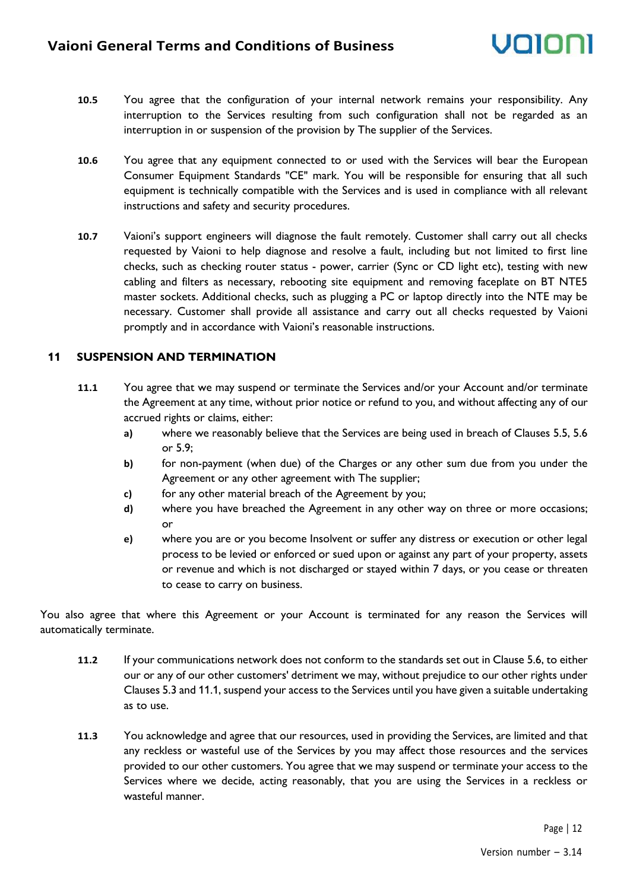**10.5** You agree that the configuration of your internal network remains your responsibility. Any interruption to the Services resulting from such configuration shall not be regarded as an interruption in or suspension of the provision by The supplier of the Services.

**10.6** You agree that any equipment connected to or used with the Services will bear the European Consumer Equipment Standards "CE" mark. You will be responsible for ensuring that all such equipment is technically compatible with the Services and is used in compliance with all relevant instructions and safety and security procedures.

**10.7** Vaioni's support engineers will diagnose the fault remotely. Customer shall carry out all checks requested by Vaioni to help diagnose and resolve a fault, including but not limited to first line checks, such as checking router status - power, carrier (Sync or CD light etc), testing with new cabling and filters as necessary, rebooting site equipment and removing faceplate on BT NTE5 master sockets. Additional checks, such as plugging a PC or laptop directly into the NTE may be necessary. Customer shall provide all assistance and carry out all checks requested by Vaioni promptly and in accordance with Vaioni's reasonable instructions.

## 11 SUSPENSION AND TERMINATION

**11.1** You agree that we may suspend or terminate the Services and/or your Account and/or terminate the Agreement at any time, without prior notice or refund to you, and without affecting any of our accrued rights or claims, either:

- **a)** where we reasonably believe that the Services are being used in breach of Clauses 5.5, 5.6 or 5.9;
- **b)** for non-payment (when due) of the Charges or any other sum due from you under the Agreement or any other agreement with The supplier;
- **c)** for any other material breach of the Agreement by you;
- **d)** where you have breached the Agreement in any other way on three or more occasions; or
- **e)** where you are or you become Insolvent or suffer any distress or execution or other legal process to be levied or enforced or sued upon or against any part of your property, assets or revenue and which is not discharged or stayed within 7 days, or you cease or threaten to cease to carry on business.

You also agree that where this Agreement or your Account is terminated for any reason the Services will automatically terminate.

**11.2** If your communications network does not conform to the standards set out in Clause 5.6, to either our or any of our other customers' detriment we may, without prejudice to our other rights under Clauses 5.3 and 11.1, suspend your access to the Services until you have given a suitable undertaking as to use.

**11.3** You acknowledge and agree that our resources, used in providing the Services, are limited and that any reckless or wasteful use of the Services by you may affect those resources and the services provided to our other customers. You agree that we may suspend or terminate your access to the Services where we decide, acting reasonably, that you are using the Services in a reckless or wasteful manner.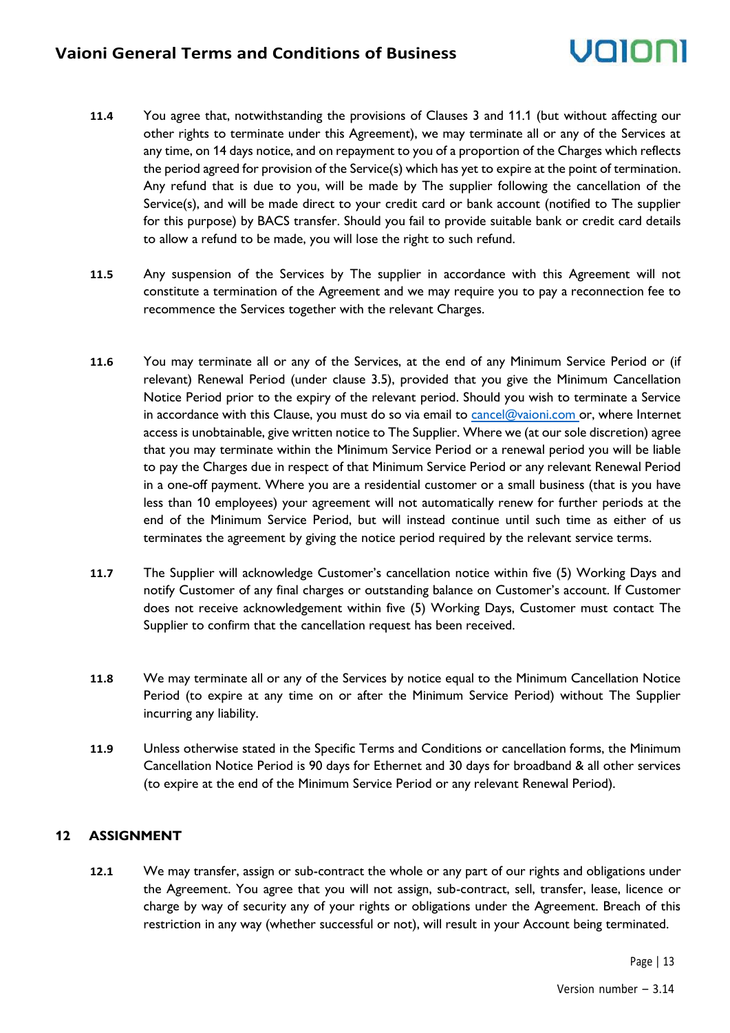**11.4** You agree that, notwithstanding the provisions of Clauses 3 and 11.1 (but without affecting our other rights to terminate under this Agreement), we may terminate all or any of the Services at any time, on 14 days notice, and on repayment to you of a proportion of the Charges which reflects the period agreed for provision of the Service(s) which has yet to expire at the point of termination. Any refund that is due to you, will be made by The supplier following the cancellation of the Service(s), and will be made direct to your credit card or bank account (notified to The supplier for this purpose) by BACS transfer. Should you fail to provide suitable bank or credit card details to allow a refund to be made, you will lose the right to such refund.

**11.5** Any suspension of the Services by The supplier in accordance with this Agreement will not constitute a termination of the Agreement and we may require you to pay a reconnection fee to recommence the Services together with the relevant Charges.

**11.6** You may terminate all or any of the Services, at the end of any Minimum Service Period or (if relevant) Renewal Period (under clause 3.5), provided that you give the Minimum Cancellation Notice Period prior to the expiry of the relevant period. Should you wish to terminate a Service in accordance with this Clause, you must do so via email to cancel@vaioni.com or, where Internet access is unobtainable, give written notice to The Supplier. Where we (at our sole discretion) agree that you may terminate within the Minimum Service Period or a renewal period you will be liable to pay the Charges due in respect of that Minimum Service Period or any relevant Renewal Period in a one-off payment. Where you are a residential customer or a small business (that is you have less than 10 employees) your agreement will not automatically renew for further periods at the end of the Minimum Service Period, but will instead continue until such time as either of us terminates the agreement by giving the notice period required by the relevant service terms.

**11.7** The Supplier will acknowledge Customer's cancellation notice within five (5) Working Days and notify Customer of any final charges or outstanding balance on Customer's account. If Customer does not receive acknowledgement within five (5) Working Days, Customer must contact The Supplier to confirm that the cancellation request has been received.

**11.8** We may terminate all or any of the Services by notice equal to the Minimum Cancellation Notice Period (to expire at any time on or after the Minimum Service Period) without The Supplier incurring any liability.

**11.9** Unless otherwise stated in the Specific Terms and Conditions or cancellation forms, the Minimum Cancellation Notice Period is 90 days for Ethernet and 30 days for broadband & all other services (to expire at the end of the Minimum Service Period or any relevant Renewal Period).

## 12 ASSIGNMENT

**12.1** We may transfer, assign or sub-contract the whole or any part of our rights and obligations under the Agreement. You agree that you will not assign, sub-contract, sell, transfer, lease, licence or charge by way of security any of your rights or obligations under the Agreement. Breach of this restriction in any way (whether successful or not), will result in your Account being terminated.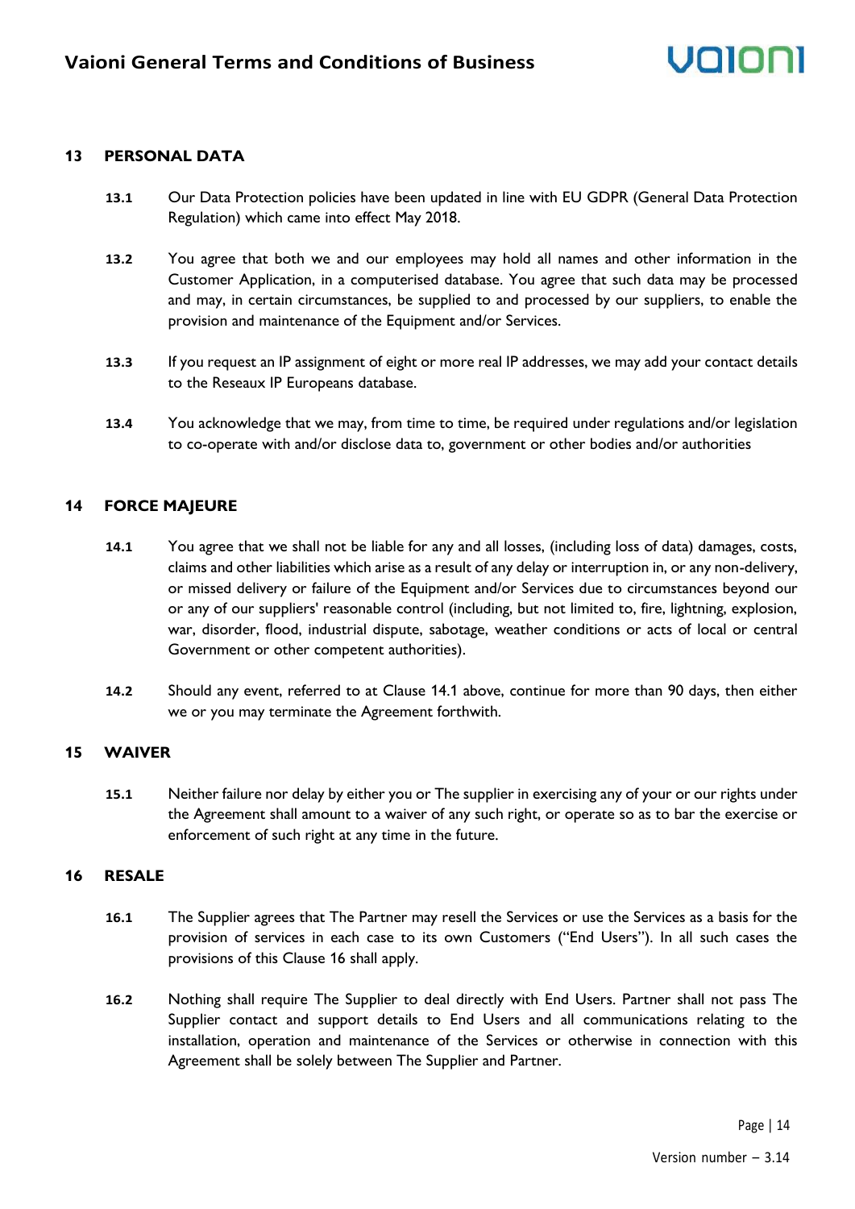## 13 PERSONAL DATA

**13.1** Our Data Protection policies have been updated in line with EU GDPR (General Data Protection Regulation) which came into effect May 2018.

**13.2** You agree that both we and our employees may hold all names and other information in the Customer Application, in a computerised database. You agree that such data may be processed and may, in certain circumstances, be supplied to and processed by our suppliers, to enable the provision and maintenance of the Equipment and/or Services.

**13.3** If you request an IP assignment of eight or more real IP addresses, we may add your contact details to the Reseaux IP Europeans database.

**13.4** You acknowledge that we may, from time to time, be required under regulations and/or legislation to co-operate with and/or disclose data to, government or other bodies and/or authorities

## 14 FORCE MAJEURE

**14.1** You agree that we shall not be liable for any and all losses, (including loss of data) damages, costs, claims and other liabilities which arise as a result of any delay or interruption in, or any non-delivery, or missed delivery or failure of the Equipment and/or Services due to circumstances beyond our or any of our suppliers' reasonable control (including, but not limited to, fire, lightning, explosion, war, disorder, flood, industrial dispute, sabotage, weather conditions or acts of local or central Government or other competent authorities).

**14.2** Should any event, referred to at Clause 14.1 above, continue for more than 90 days, then either we or you may terminate the Agreement forthwith.

## 15 WAIVER

**15.1** Neither failure nor delay by either you or The supplier in exercising any of your or our rights under the Agreement shall amount to a waiver of any such right, or operate so as to bar the exercise or enforcement of such right at any time in the future.

## 16 RESALE

**16.1** The Supplier agrees that The Partner may resell the Services or use the Services as a basis for the provision of services in each case to its own Customers ("End Users"). In all such cases the provisions of this Clause 16 shall apply.

**16.2** Nothing shall require The Supplier to deal directly with End Users. Partner shall not pass The Supplier contact and support details to End Users and all communications relating to the installation, operation and maintenance of the Services or otherwise in connection with this Agreement shall be solely between The Supplier and Partner.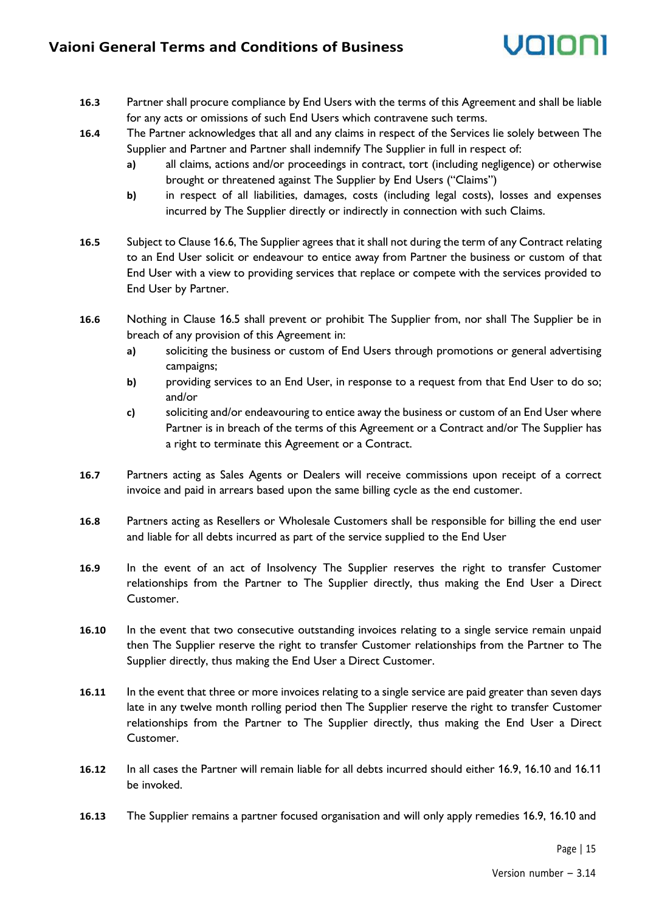**16.3** Partner shall procure compliance by End Users with the terms of this Agreement and shall be liable for any acts or omissions of such End Users which contravene such terms.

**16.4** The Partner acknowledges that all and any claims in respect of the Services lie solely between The Supplier and Partner and Partner shall indemnify The Supplier in full in respect of:

- **a)** all claims, actions and/or proceedings in contract, tort (including negligence) or otherwise brought or threatened against The Supplier by End Users ("Claims")
- **b)** in respect of all liabilities, damages, costs (including legal costs), losses and expenses incurred by The Supplier directly or indirectly in connection with such Claims.

**16.5** Subject to Clause 16.6, The Supplier agrees that it shall not during the term of any Contract relating to an End User solicit or endeavour to entice away from Partner the business or custom of that End User with a view to providing services that replace or compete with the services provided to End User by Partner.

**16.6** Nothing in Clause 16.5 shall prevent or prohibit The Supplier from, nor shall The Supplier be in breach of any provision of this Agreement in:

- **a)** soliciting the business or custom of End Users through promotions or general advertising campaigns;
- **b)** providing services to an End User, in response to a request from that End User to do so; and/or
- **c)** soliciting and/or endeavouring to entice away the business or custom of an End User where Partner is in breach of the terms of this Agreement or a Contract and/or The Supplier has a right to terminate this Agreement or a Contract.

**16.7** Partners acting as Sales Agents or Dealers will receive commissions upon receipt of a correct invoice and paid in arrears based upon the same billing cycle as the end customer.

**16.8** Partners acting as Resellers or Wholesale Customers shall be responsible for billing the end user and liable for all debts incurred as part of the service supplied to the End User

**16.9** In the event of an act of Insolvency The Supplier reserves the right to transfer Customer relationships from the Partner to The Supplier directly, thus making the End User a Direct Customer.

**16.10** In the event that two consecutive outstanding invoices relating to a single service remain unpaid then The Supplier reserve the right to transfer Customer relationships from the Partner to The Supplier directly, thus making the End User a Direct Customer.

**16.11** In the event that three or more invoices relating to a single service are paid greater than seven days late in any twelve month rolling period then The Supplier reserve the right to transfer Customer relationships from the Partner to The Supplier directly, thus making the End User a Direct Customer.

**16.12** In all cases the Partner will remain liable for all debts incurred should either 16.9, 16.10 and 16.11 be invoked.

**16.13** The Supplier remains a partner focused organisation and will only apply remedies 16.9, 16.10 and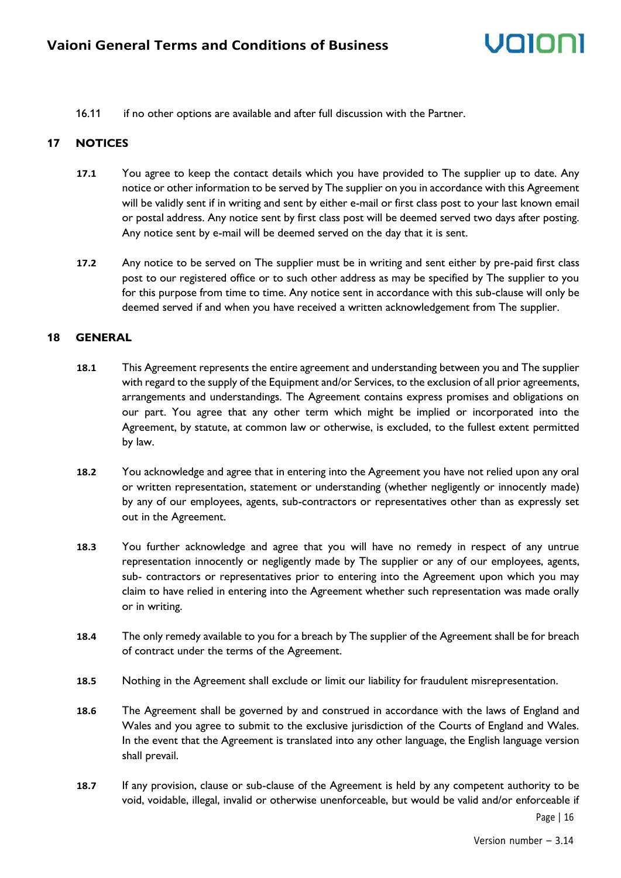16.11 if no other options are available and after full discussion with the Partner.

## 17 NOTICES

**17.1** You agree to keep the contact details which you have provided to The supplier up to date. Any notice or other information to be served by The supplier on you in accordance with this Agreement will be validly sent if in writing and sent by either e-mail or first class post to your last known email or postal address. Any notice sent by first class post will be deemed served two days after posting. Any notice sent by e-mail will be deemed served on the day that it is sent.

**17.2** Any notice to be served on The supplier must be in writing and sent either by pre-paid first class post to our registered office or to such other address as may be specified by The supplier to you for this purpose from time to time. Any notice sent in accordance with this sub-clause will only be deemed served if and when you have received a written acknowledgement from The supplier.

## 18 GENERAL

**18.1** This Agreement represents the entire agreement and understanding between you and The supplier with regard to the supply of the Equipment and/or Services, to the exclusion of all prior agreements, arrangements and understandings. The Agreement contains express promises and obligations on our part. You agree that any other term which might be implied or incorporated into the Agreement, by statute, at common law or otherwise, is excluded, to the fullest extent permitted by law.

**18.2** You acknowledge and agree that in entering into the Agreement you have not relied upon any oral or written representation, statement or understanding (whether negligently or innocently made) by any of our employees, agents, sub-contractors or representatives other than as expressly set out in the Agreement.

**18.3** You further acknowledge and agree that you will have no remedy in respect of any untrue representation innocently or negligently made by The supplier or any of our employees, agents, sub- contractors or representatives prior to entering into the Agreement upon which you may claim to have relied in entering into the Agreement whether such representation was made orally or in writing.

**18.4** The only remedy available to you for a breach by The supplier of the Agreement shall be for breach of contract under the terms of the Agreement.

**18.5** Nothing in the Agreement shall exclude or limit our liability for fraudulent misrepresentation.

**18.6** The Agreement shall be governed by and construed in accordance with the laws of England and Wales and you agree to submit to the exclusive jurisdiction of the Courts of England and Wales. In the event that the Agreement is translated into any other language, the English language version shall prevail.

**18.7** If any provision, clause or sub-clause of the Agreement is held by any competent authority to be void, voidable, illegal, invalid or otherwise unenforceable, but would be valid and/or enforceable if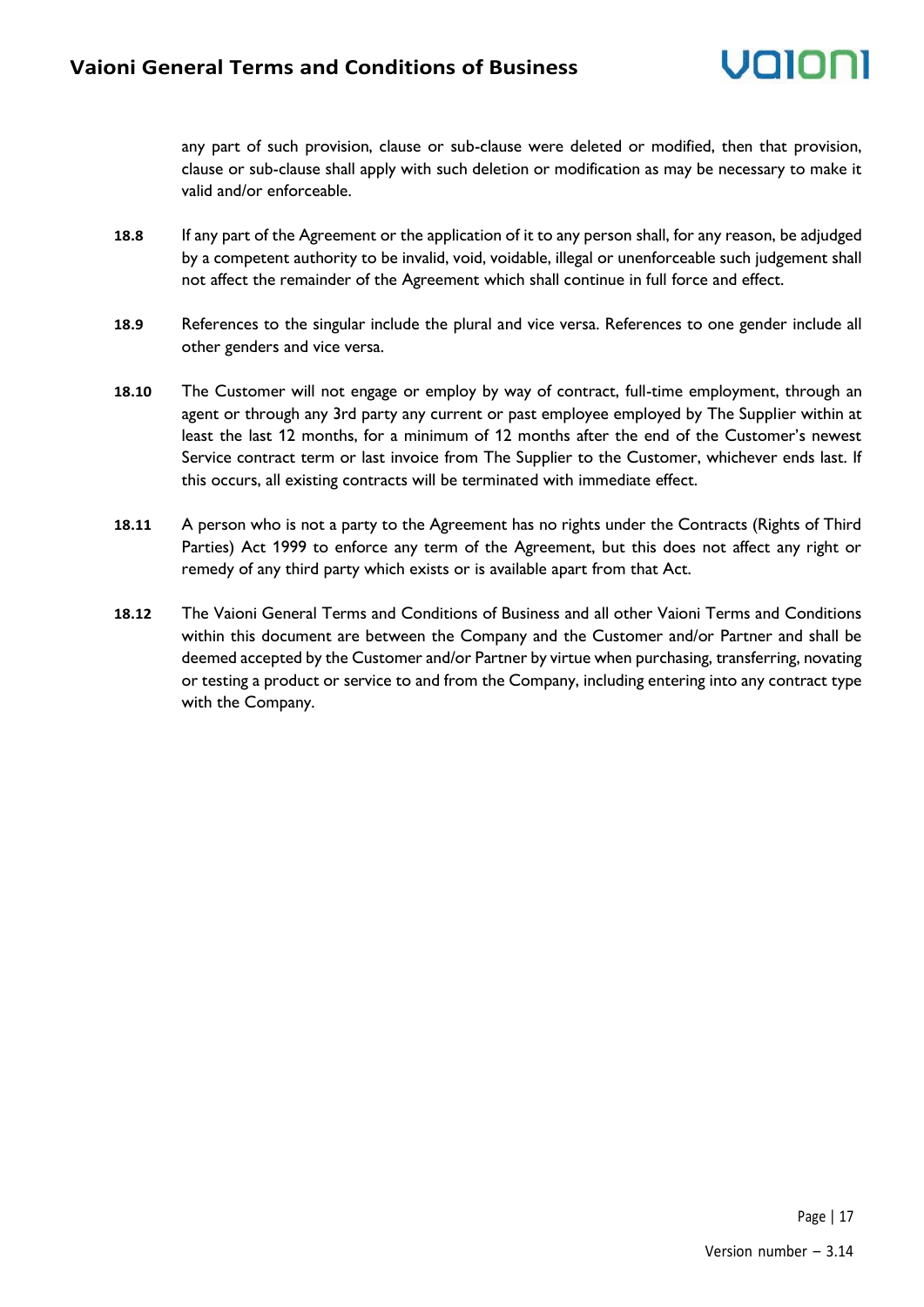any part of such provision, clause or sub-clause were deleted or modified, then that provision, clause or sub-clause shall apply with such deletion or modification as may be necessary to make it valid and/or enforceable.

**18.8** If any part of the Agreement or the application of it to any person shall, for any reason, be adjudged by a competent authority to be invalid, void, voidable, illegal or unenforceable such judgement shall not affect the remainder of the Agreement which shall continue in full force and effect.

**18.9** References to the singular include the plural and vice versa. References to one gender include all other genders and vice versa.

**18.10** The Customer will not engage or employ by way of contract, full-time employment, through an agent or through any 3rd party any current or past employee employed by The Supplier within at least the last 12 months, for a minimum of 12 months after the end of the Customer's newest Service contract term or last invoice from The Supplier to the Customer, whichever ends last. If this occurs, all existing contracts will be terminated with immediate effect.

**18.11** A person who is not a party to the Agreement has no rights under the Contracts (Rights of Third Parties) Act 1999 to enforce any term of the Agreement, but this does not affect any right or remedy of any third party which exists or is available apart from that Act.

**18.12** The Vaioni General Terms and Conditions of Business and all other Vaioni Terms and Conditions within this document are between the Company and the Customer and/or Partner and shall be deemed accepted by the Customer and/or Partner by virtue when purchasing, transferring, novating or testing a product or service to and from the Company, including entering into any contract type with the Company.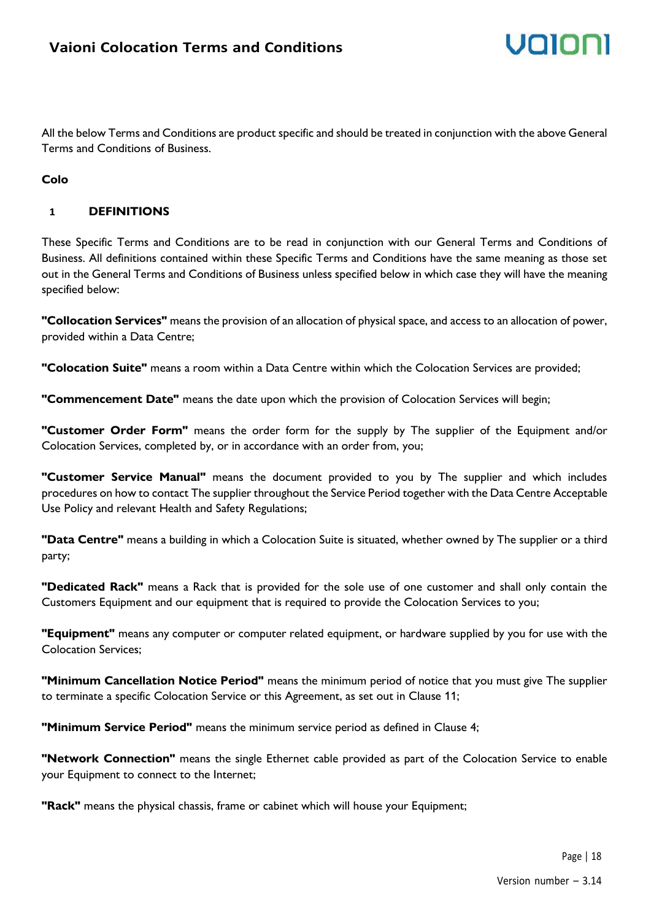All the below Terms and Conditions are product specific and should be treated in conjunction with the above General Terms and Conditions of Business.

**Colo**

## 1 DEFINITIONS

These Specific Terms and Conditions are to be read in conjunction with our General Terms and Conditions of Business. All definitions contained within these Specific Terms and Conditions have the same meaning as those set out in the General Terms and Conditions of Business unless specified below in which case they will have the meaning specified below:

**"Collocation Services"** means the provision of an allocation of physical space, and access to an allocation of power, provided within a Data Centre;

**"Colocation Suite"** means a room within a Data Centre within which the Colocation Services are provided;

**"Commencement Date"** means the date upon which the provision of Colocation Services will begin;

**"Customer Order Form"** means the order form for the supply by The supplier of the Equipment and/or Colocation Services, completed by, or in accordance with an order from, you;

**"Customer Service Manual"** means the document provided to you by The supplier and which includes procedures on how to contact The supplier throughout the Service Period together with the Data Centre Acceptable Use Policy and relevant Health and Safety Regulations;

**"Data Centre"** means a building in which a Colocation Suite is situated, whether owned by The supplier or a third party;

**"Dedicated Rack"** means a Rack that is provided for the sole use of one customer and shall only contain the Customers Equipment and our equipment that is required to provide the Colocation Services to you;

**"Equipment"** means any computer or computer related equipment, or hardware supplied by you for use with the Colocation Services;

**"Minimum Cancellation Notice Period"** means the minimum period of notice that you must give The supplier to terminate a specific Colocation Service or this Agreement, as set out in Clause 11;

**"Minimum Service Period"** means the minimum service period as defined in Clause 4;

**"Network Connection"** means the single Ethernet cable provided as part of the Colocation Service to enable your Equipment to connect to the Internet;

**"Rack"** means the physical chassis, frame or cabinet which will house your Equipment;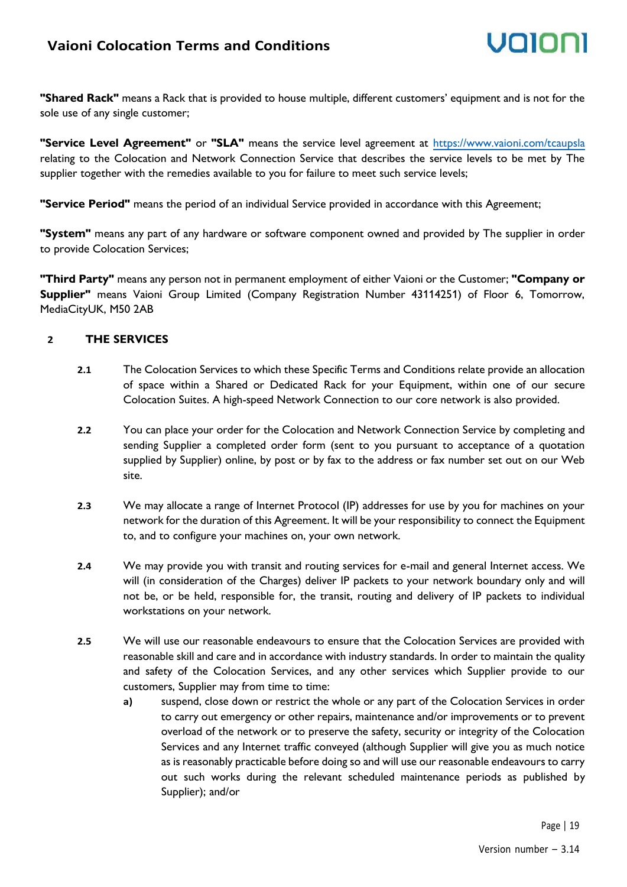**"Shared Rack"** means a Rack that is provided to house multiple, different customers' equipment and is not for the sole use of any single customer;

**"Service Level Agreement"** or **"SLA"** means the service level agreement at https://www.vaioni.com/tcaupsla relating to the Colocation and Network Connection Service that describes the service levels to be met by The supplier together with the remedies available to you for failure to meet such service levels;

**"Service Period"** means the period of an individual Service provided in accordance with this Agreement;

**"System"** means any part of any hardware or software component owned and provided by The supplier in order to provide Colocation Services;

**"Third Party"** means any person not in permanent employment of either Vaioni or the Customer; **"Company or Supplier"** means Vaioni Group Limited (Company Registration Number 43114251) of Floor 6, Tomorrow, MediaCityUK, M50 2AB

## 2 THE SERVICES

**2.1** The Colocation Services to which these Specific Terms and Conditions relate provide an allocation of space within a Shared or Dedicated Rack for your Equipment, within one of our secure Colocation Suites. A high-speed Network Connection to our core network is also provided.

**2.2** You can place your order for the Colocation and Network Connection Service by completing and sending Supplier a completed order form (sent to you pursuant to acceptance of a quotation supplied by Supplier) online, by post or by fax to the address or fax number set out on our Web site.

**2.3** We may allocate a range of Internet Protocol (IP) addresses for use by you for machines on your network for the duration of this Agreement. It will be your responsibility to connect the Equipment to, and to configure your machines on, your own network.

**2.4** We may provide you with transit and routing services for e-mail and general Internet access. We will (in consideration of the Charges) deliver IP packets to your network boundary only and will not be, or be held, responsible for, the transit, routing and delivery of IP packets to individual workstations on your network.

**2.5** We will use our reasonable endeavours to ensure that the Colocation Services are provided with reasonable skill and care and in accordance with industry standards. In order to maintain the quality and safety of the Colocation Services, and any other services which Supplier provide to our customers, Supplier may from time to time:

- **a)** suspend, close down or restrict the whole or any part of the Colocation Services in order to carry out emergency or other repairs, maintenance and/or improvements or to prevent overload of the network or to preserve the safety, security or integrity of the Colocation Services and any Internet traffic conveyed (although Supplier will give you as much notice as is reasonably practicable before doing so and will use our reasonable endeavours to carry out such works during the relevant scheduled maintenance periods as published by Supplier); and/or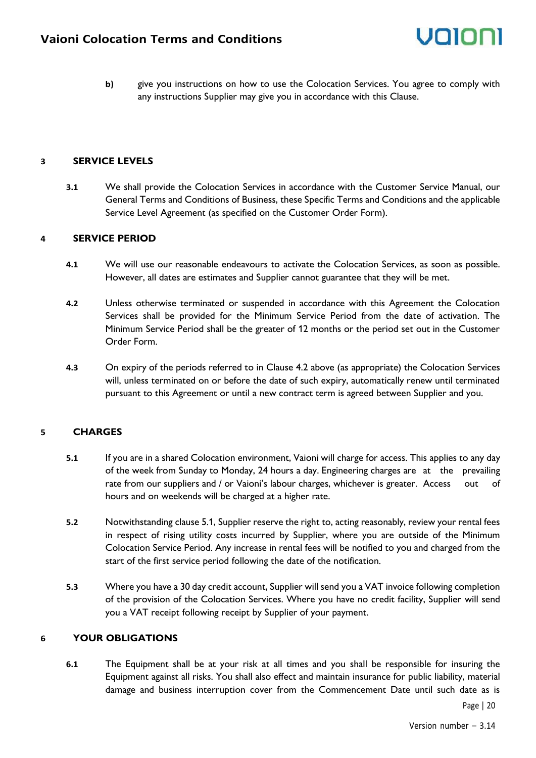b) give you instructions on how to use the Colocation Services. You agree to comply with any instructions Supplier may give you in accordance with this Clause.

## 3 SERVICE LEVELS

**3.1** We shall provide the Colocation Services in accordance with the Customer Service Manual, our General Terms and Conditions of Business, these Specific Terms and Conditions and the applicable Service Level Agreement (as specified on the Customer Order Form).

## 4 SERVICE PERIOD

**4.1** We will use our reasonable endeavours to activate the Colocation Services, as soon as possible. However, all dates are estimates and Supplier cannot guarantee that they will be met.

**4.2** Unless otherwise terminated or suspended in accordance with this Agreement the Colocation Services shall be provided for the Minimum Service Period from the date of activation. The Minimum Service Period shall be the greater of 12 months or the period set out in the Customer Order Form.

**4.3** On expiry of the periods referred to in Clause 4.2 above (as appropriate) the Colocation Services will, unless terminated on or before the date of such expiry, automatically renew until terminated pursuant to this Agreement or until a new contract term is agreed between Supplier and you.

## 5 CHARGES

**5.1** If you are in a shared Colocation environment, Vaioni will charge for access. This applies to any day of the week from Sunday to Monday, 24 hours a day. Engineering charges are at the prevailing rate from our suppliers and / or Vaioni's labour charges, whichever is greater. Access out of hours and on weekends will be charged at a higher rate.

**5.2** Notwithstanding clause 5.1, Supplier reserve the right to, acting reasonably, review your rental fees in respect of rising utility costs incurred by Supplier, where you are outside of the Minimum Colocation Service Period. Any increase in rental fees will be notified to you and charged from the start of the first service period following the date of the notification.

**5.3** Where you have a 30 day credit account, Supplier will send you a VAT invoice following completion of the provision of the Colocation Services. Where you have no credit facility, Supplier will send you a VAT receipt following receipt by Supplier of your payment.

## 6 YOUR OBLIGATIONS

**6.1** The Equipment shall be at your risk at all times and you shall be responsible for insuring the Equipment against all risks. You shall also effect and maintain insurance for public liability, material damage and business interruption cover from the Commencement Date until such date as is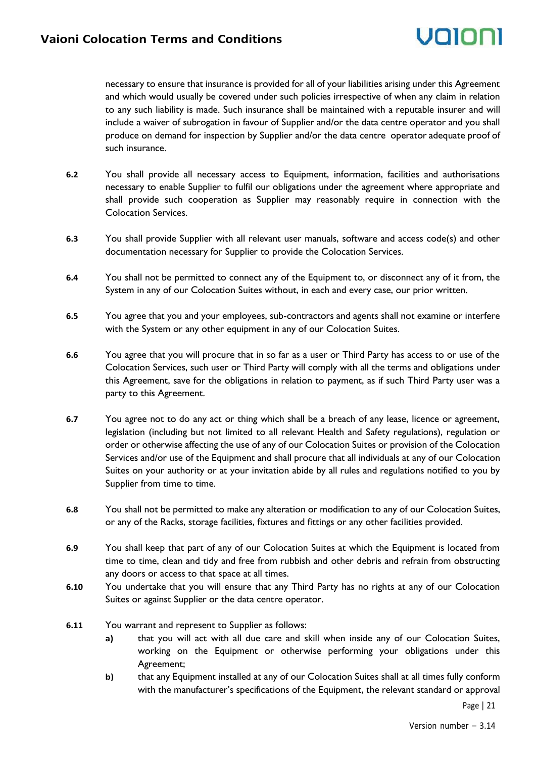necessary to ensure that insurance is provided for all of your liabilities arising under this Agreement and which would usually be covered under such policies irrespective of when any claim in relation to any such liability is made. Such insurance shall be maintained with a reputable insurer and will include a waiver of subrogation in favour of Supplier and/or the data centre operator and you shall produce on demand for inspection by Supplier and/or the data centre operator adequate proof of such insurance.

**6.2** You shall provide all necessary access to Equipment, information, facilities and authorisations necessary to enable Supplier to fulfil our obligations under the agreement where appropriate and shall provide such cooperation as Supplier may reasonably require in connection with the Colocation Services.

**6.3** You shall provide Supplier with all relevant user manuals, software and access code(s) and other documentation necessary for Supplier to provide the Colocation Services.

**6.4** You shall not be permitted to connect any of the Equipment to, or disconnect any of it from, the System in any of our Colocation Suites without, in each and every case, our prior written.

**6.5** You agree that you and your employees, sub-contractors and agents shall not examine or interfere with the System or any other equipment in any of our Colocation Suites.

**6.6** You agree that you will procure that in so far as a user or Third Party has access to or use of the Colocation Services, such user or Third Party will comply with all the terms and obligations under this Agreement, save for the obligations in relation to payment, as if such Third Party user was a party to this Agreement.

**6.7** You agree not to do any act or thing which shall be a breach of any lease, licence or agreement, legislation (including but not limited to all relevant Health and Safety regulations), regulation or order or otherwise affecting the use of any of our Colocation Suites or provision of the Colocation Services and/or use of the Equipment and shall procure that all individuals at any of our Colocation Suites on your authority or at your invitation abide by all rules and regulations notified to you by Supplier from time to time.

**6.8** You shall not be permitted to make any alteration or modification to any of our Colocation Suites, or any of the Racks, storage facilities, fixtures and fittings or any other facilities provided.

**6.9** You shall keep that part of any of our Colocation Suites at which the Equipment is located from time to time, clean and tidy and free from rubbish and other debris and refrain from obstructing any doors or access to that space at all times.

**6.10** You undertake that you will ensure that any Third Party has no rights at any of our Colocation Suites or against Supplier or the data centre operator.

**6.11** You warrant and represent to Supplier as follows:

- **a)** that you will act with all due care and skill when inside any of our Colocation Suites, working on the Equipment or otherwise performing your obligations under this Agreement;
- **b)** that any Equipment installed at any of our Colocation Suites shall at all times fully conform with the manufacturer's specifications of the Equipment, the relevant standard or approval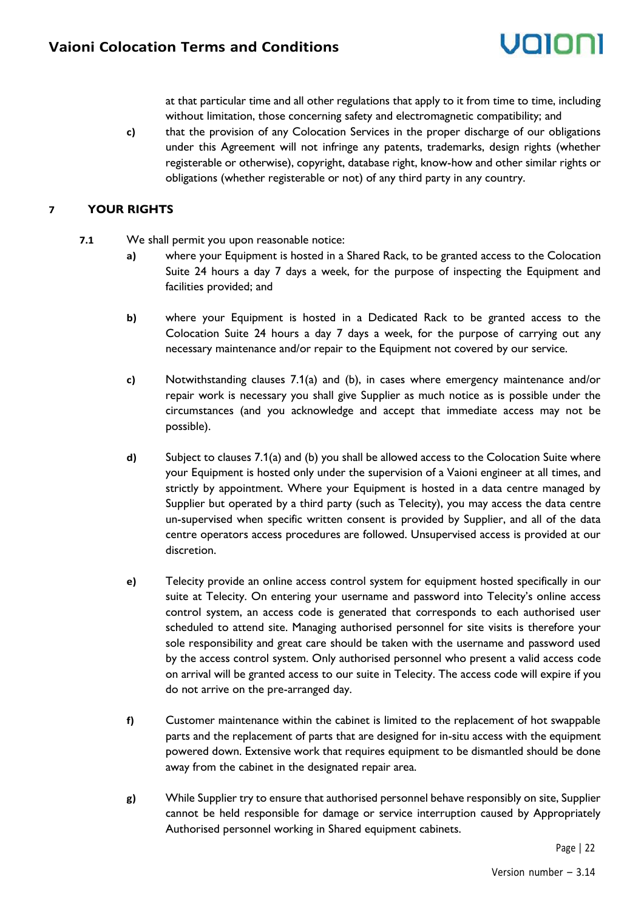at that particular time and all other regulations that apply to it from time to time, including without limitation, those concerning safety and electromagnetic compatibility; and

c) that the provision of any Colocation Services in the proper discharge of our obligations under this Agreement will not infringe any patents, trademarks, design rights (whether registerable or otherwise), copyright, database right, know-how and other similar rights or obligations (whether registerable or not) of any third party in any country.

## 7 YOUR RIGHTS

**7.1** We shall permit you upon reasonable notice:

a) where your Equipment is hosted in a Shared Rack, to be granted access to the Colocation Suite 24 hours a day 7 days a week, for the purpose of inspecting the Equipment and facilities provided; and

b) where your Equipment is hosted in a Dedicated Rack to be granted access to the Colocation Suite 24 hours a day 7 days a week, for the purpose of carrying out any necessary maintenance and/or repair to the Equipment not covered by our service.

c) Notwithstanding clauses 7.1(a) and (b), in cases where emergency maintenance and/or repair work is necessary you shall give Supplier as much notice as is possible under the circumstances (and you acknowledge and accept that immediate access may not be possible).

d) Subject to clauses 7.1(a) and (b) you shall be allowed access to the Colocation Suite where your Equipment is hosted only under the supervision of a Vaioni engineer at all times, and strictly by appointment. Where your Equipment is hosted in a data centre managed by Supplier but operated by a third party (such as Telecity), you may access the data centre un-supervised when specific written consent is provided by Supplier, and all of the data centre operators access procedures are followed. Unsupervised access is provided at our discretion.

e) Telecity provide an online access control system for equipment hosted specifically in our suite at Telecity. On entering your username and password into Telecity's online access control system, an access code is generated that corresponds to each authorised user scheduled to attend site. Managing authorised personnel for site visits is therefore your sole responsibility and great care should be taken with the username and password used by the access control system. Only authorised personnel who present a valid access code on arrival will be granted access to our suite in Telecity. The access code will expire if you do not arrive on the pre-arranged day.

f) Customer maintenance within the cabinet is limited to the replacement of hot swappable parts and the replacement of parts that are designed for in-situ access with the equipment powered down. Extensive work that requires equipment to be dismantled should be done away from the cabinet in the designated repair area.

g) While Supplier try to ensure that authorised personnel behave responsibly on site, Supplier cannot be held responsible for damage or service interruption caused by Appropriately Authorised personnel working in Shared equipment cabinets.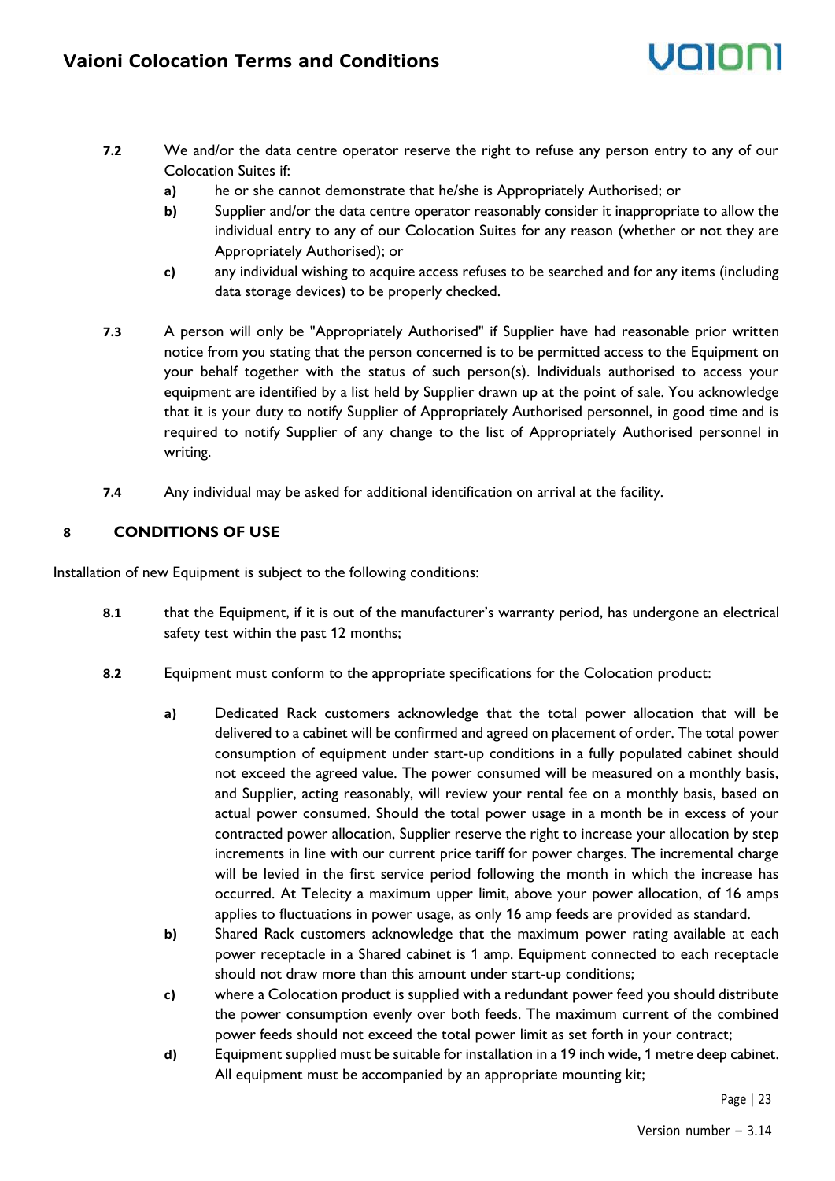**7.2** We and/or the data centre operator reserve the right to refuse any person entry to any of our Colocation Suites if:

- **a)** he or she cannot demonstrate that he/she is Appropriately Authorised; or
- **b)** Supplier and/or the data centre operator reasonably consider it inappropriate to allow the individual entry to any of our Colocation Suites for any reason (whether or not they are Appropriately Authorised); or
- **c)** any individual wishing to acquire access refuses to be searched and for any items (including data storage devices) to be properly checked.

**7.3** A person will only be "Appropriately Authorised" if Supplier have had reasonable prior written notice from you stating that the person concerned is to be permitted access to the Equipment on your behalf together with the status of such person(s). Individuals authorised to access your equipment are identified by a list held by Supplier drawn up at the point of sale. You acknowledge that it is your duty to notify Supplier of Appropriately Authorised personnel, in good time and is required to notify Supplier of any change to the list of Appropriately Authorised personnel in writing.

**7.4** Any individual may be asked for additional identification on arrival at the facility.

## 8 CONDITIONS OF USE

Installation of new Equipment is subject to the following conditions:

**8.1** that the Equipment, if it is out of the manufacturer's warranty period, has undergone an electrical safety test within the past 12 months;

**8.2** Equipment must conform to the appropriate specifications for the Colocation product:

- **a)** Dedicated Rack customers acknowledge that the total power allocation that will be delivered to a cabinet will be confirmed and agreed on placement of order. The total power consumption of equipment under start-up conditions in a fully populated cabinet should not exceed the agreed value. The power consumed will be measured on a monthly basis, and Supplier, acting reasonably, will review your rental fee on a monthly basis, based on actual power consumed. Should the total power usage in a month be in excess of your contracted power allocation, Supplier reserve the right to increase your allocation by step increments in line with our current price tariff for power charges. The incremental charge will be levied in the first service period following the month in which the increase has occurred. At Telecity a maximum upper limit, above your power allocation, of 16 amps applies to fluctuations in power usage, as only 16 amp feeds are provided as standard.
- **b)** Shared Rack customers acknowledge that the maximum power rating available at each power receptacle in a Shared cabinet is 1 amp. Equipment connected to each receptacle should not draw more than this amount under start-up conditions;
- **c)** where a Colocation product is supplied with a redundant power feed you should distribute the power consumption evenly over both feeds. The maximum current of the combined power feeds should not exceed the total power limit as set forth in your contract;
- **d)** Equipment supplied must be suitable for installation in a 19 inch wide, 1 metre deep cabinet. All equipment must be accompanied by an appropriate mounting kit;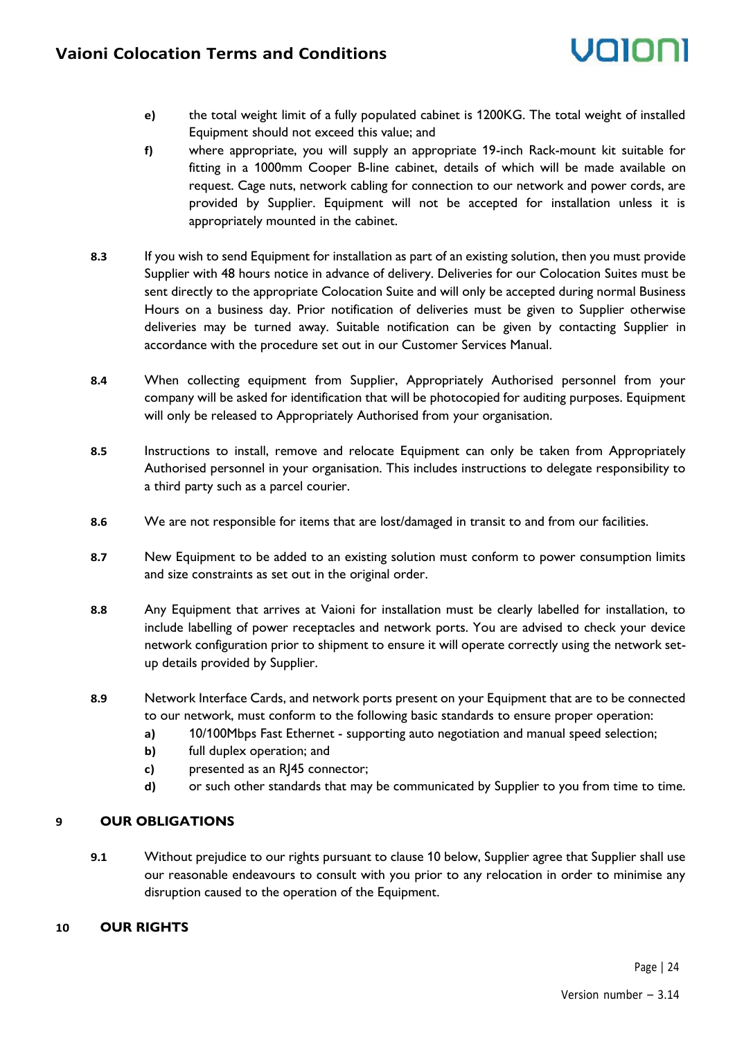e) the total weight limit of a fully populated cabinet is 1200KG. The total weight of installed Equipment should not exceed this value; and

f) where appropriate, you will supply an appropriate 19-inch Rack-mount kit suitable for fitting in a 1000mm Cooper B-line cabinet, details of which will be made available on request. Cage nuts, network cabling for connection to our network and power cords, are provided by Supplier. Equipment will not be accepted for installation unless it is appropriately mounted in the cabinet.

**8.3** If you wish to send Equipment for installation as part of an existing solution, then you must provide Supplier with 48 hours notice in advance of delivery. Deliveries for our Colocation Suites must be sent directly to the appropriate Colocation Suite and will only be accepted during normal Business Hours on a business day. Prior notification of deliveries must be given to Supplier otherwise deliveries may be turned away. Suitable notification can be given by contacting Supplier in accordance with the procedure set out in our Customer Services Manual.

**8.4** When collecting equipment from Supplier, Appropriately Authorised personnel from your company will be asked for identification that will be photocopied for auditing purposes. Equipment will only be released to Appropriately Authorised from your organisation.

**8.5** Instructions to install, remove and relocate Equipment can only be taken from Appropriately Authorised personnel in your organisation. This includes instructions to delegate responsibility to a third party such as a parcel courier.

**8.6** We are not responsible for items that are lost/damaged in transit to and from our facilities.

**8.7** New Equipment to be added to an existing solution must conform to power consumption limits and size constraints as set out in the original order.

**8.8** Any Equipment that arrives at Vaioni for installation must be clearly labelled for installation, to include labelling of power receptacles and network ports. You are advised to check your device network configuration prior to shipment to ensure it will operate correctly using the network set-up details provided by Supplier.

**8.9** Network Interface Cards, and network ports present on your Equipment that are to be connected to our network, must conform to the following basic standards to ensure proper operation:

a) 10/100Mbps Fast Ethernet - supporting auto negotiation and manual speed selection;

b) full duplex operation; and

c) presented as an RJ45 connector;

d) or such other standards that may be communicated by Supplier to you from time to time.

## 9 OUR OBLIGATIONS

**9.1** Without prejudice to our rights pursuant to clause 10 below, Supplier agree that Supplier shall use our reasonable endeavours to consult with you prior to any relocation in order to minimise any disruption caused to the operation of the Equipment.

## 10 OUR RIGHTS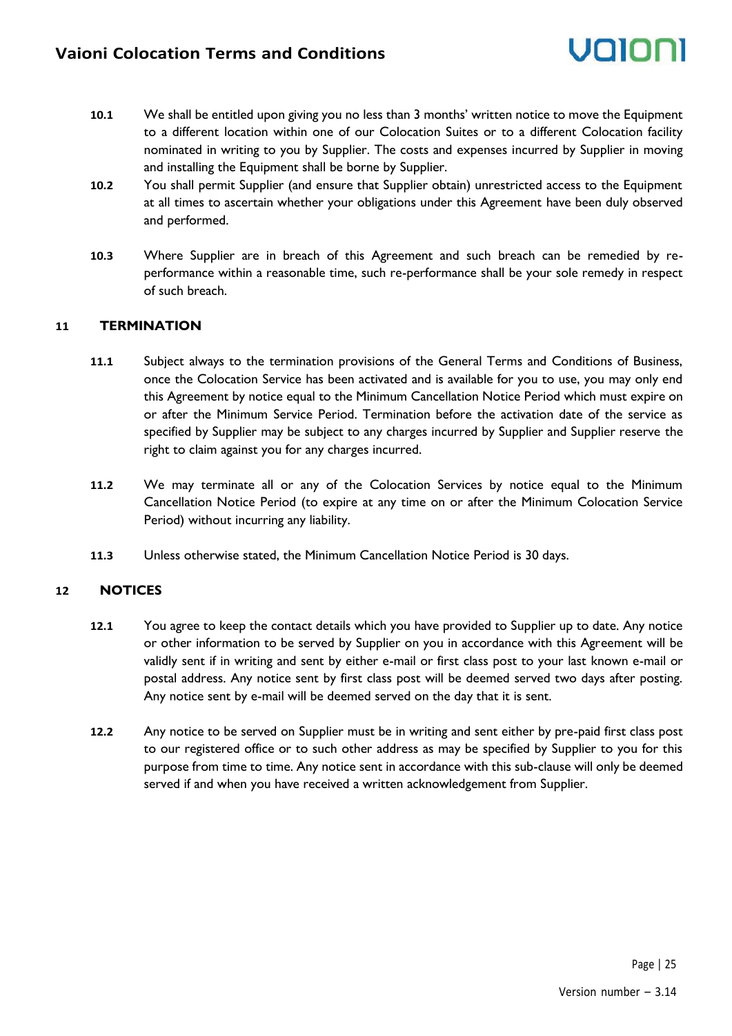**10.1** We shall be entitled upon giving you no less than 3 months' written notice to move the Equipment to a different location within one of our Colocation Suites or to a different Colocation facility nominated in writing to you by Supplier. The costs and expenses incurred by Supplier in moving and installing the Equipment shall be borne by Supplier.

**10.2** You shall permit Supplier (and ensure that Supplier obtain) unrestricted access to the Equipment at all times to ascertain whether your obligations under this Agreement have been duly observed and performed.

**10.3** Where Supplier are in breach of this Agreement and such breach can be remedied by re-performance within a reasonable time, such re-performance shall be your sole remedy in respect of such breach.

## 11 TERMINATION

**11.1** Subject always to the termination provisions of the General Terms and Conditions of Business, once the Colocation Service has been activated and is available for you to use, you may only end this Agreement by notice equal to the Minimum Cancellation Notice Period which must expire on or after the Minimum Service Period. Termination before the activation date of the service as specified by Supplier may be subject to any charges incurred by Supplier and Supplier reserve the right to claim against you for any charges incurred.

**11.2** We may terminate all or any of the Colocation Services by notice equal to the Minimum Cancellation Notice Period (to expire at any time on or after the Minimum Colocation Service Period) without incurring any liability.

**11.3** Unless otherwise stated, the Minimum Cancellation Notice Period is 30 days.

## 12 NOTICES

**12.1** You agree to keep the contact details which you have provided to Supplier up to date. Any notice or other information to be served by Supplier on you in accordance with this Agreement will be validly sent if in writing and sent by either e-mail or first class post to your last known e-mail or postal address. Any notice sent by first class post will be deemed served two days after posting. Any notice sent by e-mail will be deemed served on the day that it is sent.

**12.2** Any notice to be served on Supplier must be in writing and sent either by pre-paid first class post to our registered office or to such other address as may be specified by Supplier to you for this purpose from time to time. Any notice sent in accordance with this sub-clause will only be deemed served if and when you have received a written acknowledgement from Supplier.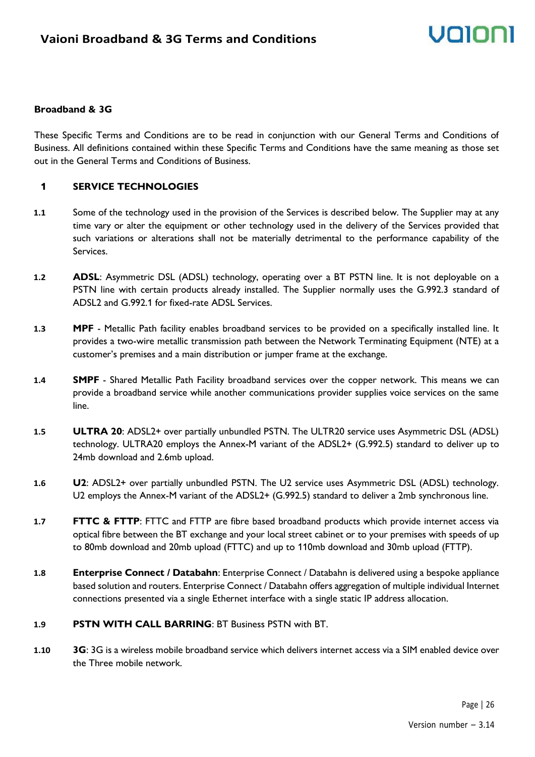## Broadband & 3G

These Specific Terms and Conditions are to be read in conjunction with our General Terms and Conditions of Business. All definitions contained within these Specific Terms and Conditions have the same meaning as those set out in the General Terms and Conditions of Business.

### 1 SERVICE TECHNOLOGIES

**1.1** Some of the technology used in the provision of the Services is described below. The Supplier may at any time vary or alter the equipment or other technology used in the delivery of the Services provided that such variations or alterations shall not be materially detrimental to the performance capability of the Services.

**1.2** **ADSL**: Asymmetric DSL (ADSL) technology, operating over a BT PSTN line. It is not deployable on a PSTN line with certain products already installed. The Supplier normally uses the G.992.3 standard of ADSL2 and G.992.1 for fixed-rate ADSL Services.

**1.3** **MPF** - Metallic Path facility enables broadband services to be provided on a specifically installed line. It provides a two-wire metallic transmission path between the Network Terminating Equipment (NTE) at a customer's premises and a main distribution or jumper frame at the exchange.

**1.4** **SMPF** - Shared Metallic Path Facility broadband services over the copper network. This means we can provide a broadband service while another communications provider supplies voice services on the same line.

**1.5** **ULTRA 20**: ADSL2+ over partially unbundled PSTN. The ULTR20 service uses Asymmetric DSL (ADSL) technology. ULTRA20 employs the Annex-M variant of the ADSL2+ (G.992.5) standard to deliver up to 24mb download and 2.6mb upload.

**1.6** **U2**: ADSL2+ over partially unbundled PSTN. The U2 service uses Asymmetric DSL (ADSL) technology. U2 employs the Annex-M variant of the ADSL2+ (G.992.5) standard to deliver a 2mb synchronous line.

**1.7** **FTTC & FTTP**: FTTC and FTTP are fibre based broadband products which provide internet access via optical fibre between the BT exchange and your local street cabinet or to your premises with speeds of up to 80mb download and 20mb upload (FTTC) and up to 110mb download and 30mb upload (FTTP).

**1.8** **Enterprise Connect / Databahn**: Enterprise Connect / Databahn is delivered using a bespoke appliance based solution and routers. Enterprise Connect / Databahn offers aggregation of multiple individual Internet connections presented via a single Ethernet interface with a single static IP address allocation.

**1.9** **PSTN WITH CALL BARRING**: BT Business PSTN with BT.

**1.10** **3G**: 3G is a wireless mobile broadband service which delivers internet access via a SIM enabled device over the Three mobile network.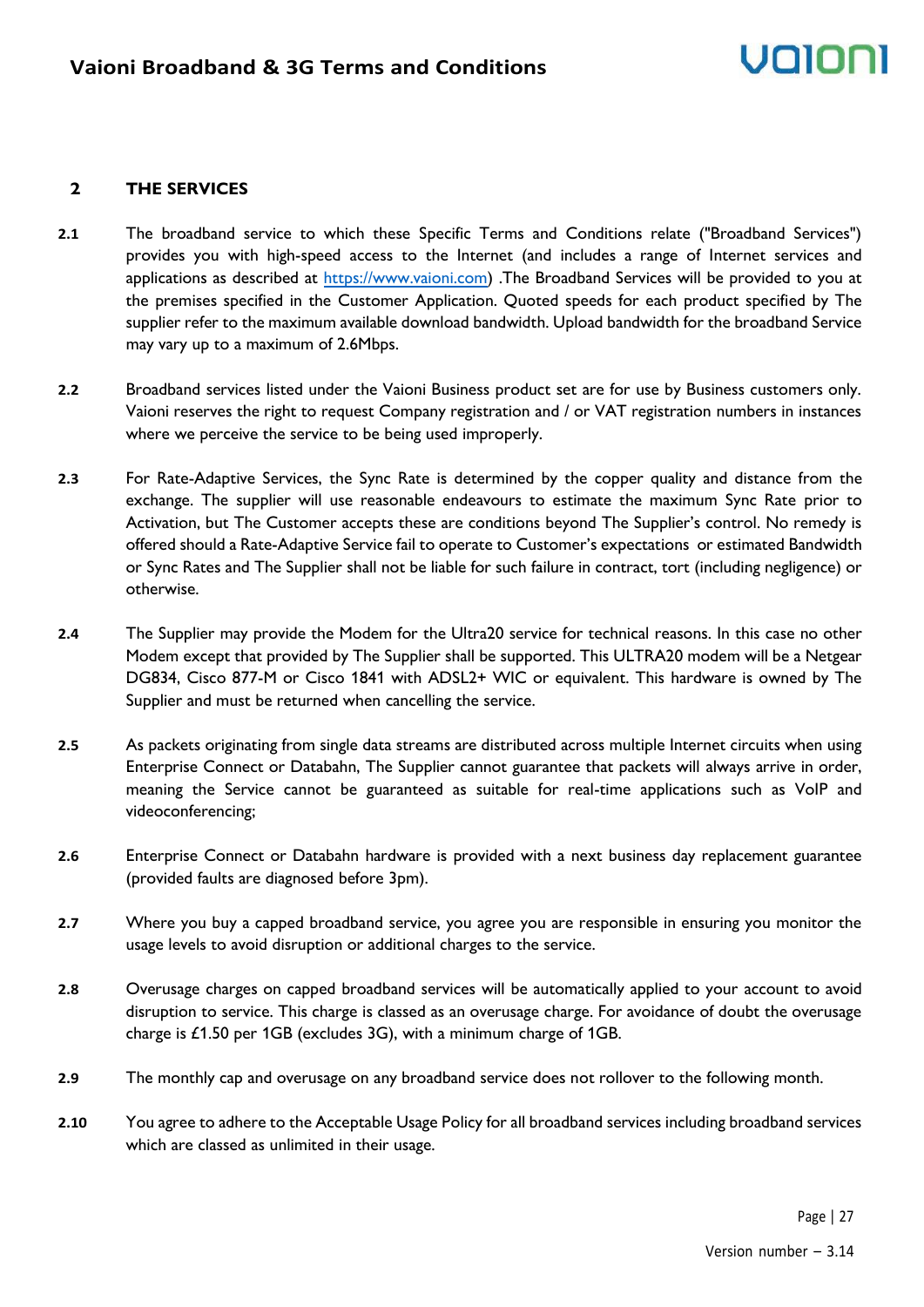## 2 THE SERVICES

**2.1** The broadband service to which these Specific Terms and Conditions relate ("Broadband Services") provides you with high-speed access to the Internet (and includes a range of Internet services and applications as described at https://www.vaioni.com) .The Broadband Services will be provided to you at the premises specified in the Customer Application. Quoted speeds for each product specified by The supplier refer to the maximum available download bandwidth. Upload bandwidth for the broadband Service may vary up to a maximum of 2.6Mbps.

**2.2** Broadband services listed under the Vaioni Business product set are for use by Business customers only. Vaioni reserves the right to request Company registration and / or VAT registration numbers in instances where we perceive the service to be being used improperly.

**2.3** For Rate-Adaptive Services, the Sync Rate is determined by the copper quality and distance from the exchange. The supplier will use reasonable endeavours to estimate the maximum Sync Rate prior to Activation, but The Customer accepts these are conditions beyond The Supplier's control. No remedy is offered should a Rate-Adaptive Service fail to operate to Customer's expectations or estimated Bandwidth or Sync Rates and The Supplier shall not be liable for such failure in contract, tort (including negligence) or otherwise.

**2.4** The Supplier may provide the Modem for the Ultra20 service for technical reasons. In this case no other Modem except that provided by The Supplier shall be supported. This ULTRA20 modem will be a Netgear DG834, Cisco 877-M or Cisco 1841 with ADSL2+ WIC or equivalent. This hardware is owned by The Supplier and must be returned when cancelling the service.

**2.5** As packets originating from single data streams are distributed across multiple Internet circuits when using Enterprise Connect or Databahn, The Supplier cannot guarantee that packets will always arrive in order, meaning the Service cannot be guaranteed as suitable for real-time applications such as VoIP and videoconferencing;

**2.6** Enterprise Connect or Databahn hardware is provided with a next business day replacement guarantee (provided faults are diagnosed before 3pm).

**2.7** Where you buy a capped broadband service, you agree you are responsible in ensuring you monitor the usage levels to avoid disruption or additional charges to the service.

**2.8** Overusage charges on capped broadband services will be automatically applied to your account to avoid disruption to service. This charge is classed as an overusage charge. For avoidance of doubt the overusage charge is £1.50 per 1GB (excludes 3G), with a minimum charge of 1GB.

**2.9** The monthly cap and overusage on any broadband service does not rollover to the following month.

**2.10** You agree to adhere to the Acceptable Usage Policy for all broadband services including broadband services which are classed as unlimited in their usage.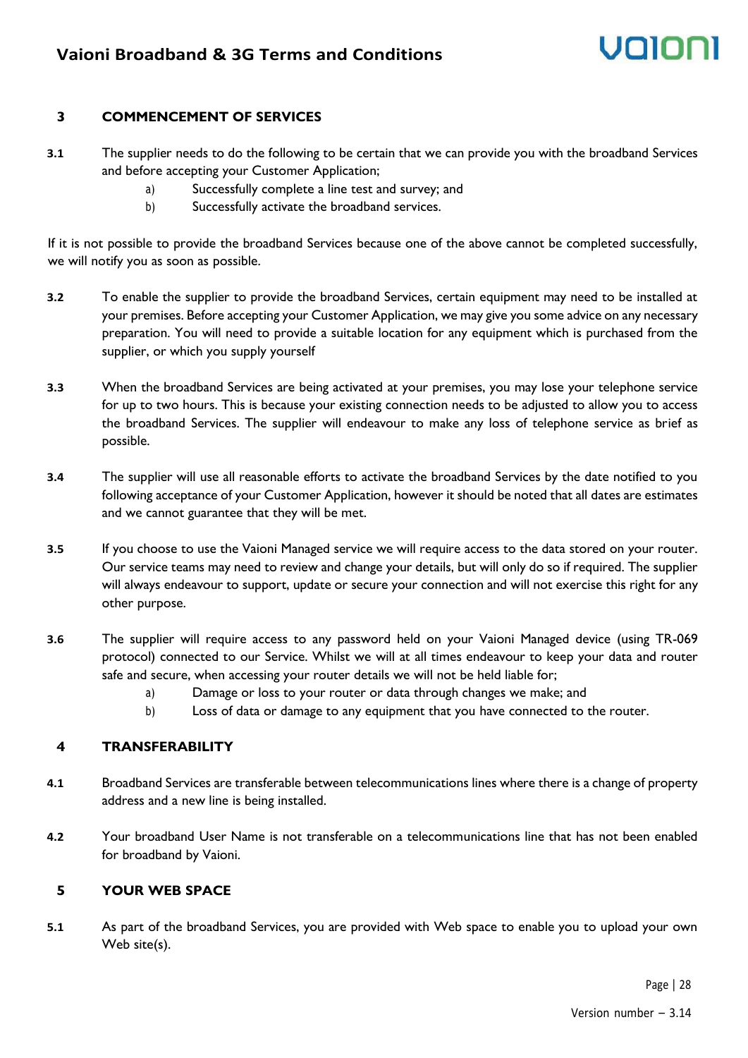## 3 COMMENCEMENT OF SERVICES

**3.1** The supplier needs to do the following to be certain that we can provide you with the broadband Services and before accepting your Customer Application;

- a) Successfully complete a line test and survey; and
- b) Successfully activate the broadband services.

If it is not possible to provide the broadband Services because one of the above cannot be completed successfully, we will notify you as soon as possible.

**3.2** To enable the supplier to provide the broadband Services, certain equipment may need to be installed at your premises. Before accepting your Customer Application, we may give you some advice on any necessary preparation. You will need to provide a suitable location for any equipment which is purchased from the supplier, or which you supply yourself

**3.3** When the broadband Services are being activated at your premises, you may lose your telephone service for up to two hours. This is because your existing connection needs to be adjusted to allow you to access the broadband Services. The supplier will endeavour to make any loss of telephone service as brief as possible.

**3.4** The supplier will use all reasonable efforts to activate the broadband Services by the date notified to you following acceptance of your Customer Application, however it should be noted that all dates are estimates and we cannot guarantee that they will be met.

**3.5** If you choose to use the Vaioni Managed service we will require access to the data stored on your router. Our service teams may need to review and change your details, but will only do so if required. The supplier will always endeavour to support, update or secure your connection and will not exercise this right for any other purpose.

**3.6** The supplier will require access to any password held on your Vaioni Managed device (using TR-069 protocol) connected to our Service. Whilst we will at all times endeavour to keep your data and router safe and secure, when accessing your router details we will not be held liable for;

- a) Damage or loss to your router or data through changes we make; and
- b) Loss of data or damage to any equipment that you have connected to the router.

## 4 TRANSFERABILITY

**4.1** Broadband Services are transferable between telecommunications lines where there is a change of property address and a new line is being installed.

**4.2** Your broadband User Name is not transferable on a telecommunications line that has not been enabled for broadband by Vaioni.

## 5 YOUR WEB SPACE

**5.1** As part of the broadband Services, you are provided with Web space to enable you to upload your own Web site(s).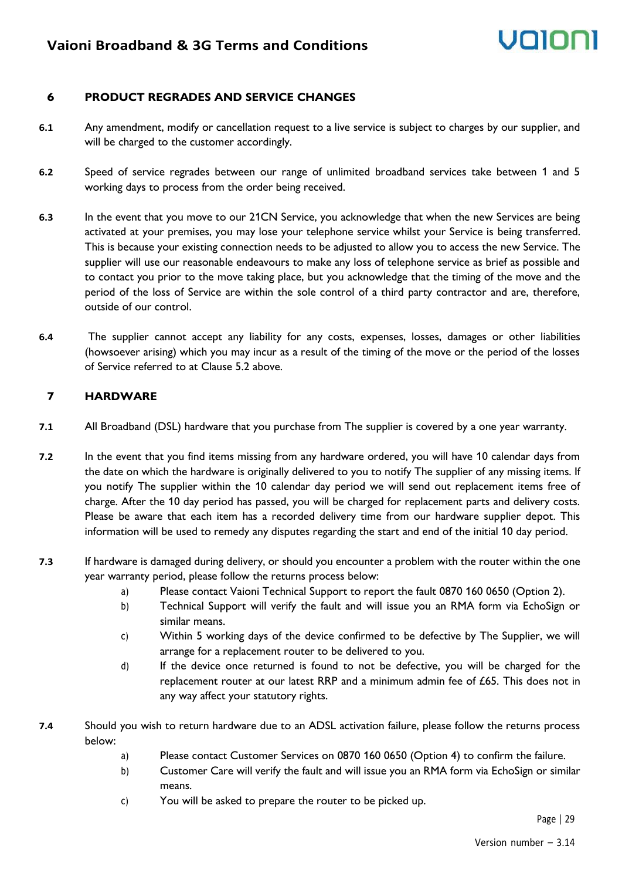## 6 PRODUCT REGRADES AND SERVICE CHANGES

**6.1** Any amendment, modify or cancellation request to a live service is subject to charges by our supplier, and will be charged to the customer accordingly.

**6.2** Speed of service regrades between our range of unlimited broadband services take between 1 and 5 working days to process from the order being received.

**6.3** In the event that you move to our 21CN Service, you acknowledge that when the new Services are being activated at your premises, you may lose your telephone service whilst your Service is being transferred. This is because your existing connection needs to be adjusted to allow you to access the new Service. The supplier will use our reasonable endeavours to make any loss of telephone service as brief as possible and to contact you prior to the move taking place, but you acknowledge that the timing of the move and the period of the loss of Service are within the sole control of a third party contractor and are, therefore, outside of our control.

**6.4** The supplier cannot accept any liability for any costs, expenses, losses, damages or other liabilities (howsoever arising) which you may incur as a result of the timing of the move or the period of the losses of Service referred to at Clause 5.2 above.

## 7 HARDWARE

**7.1** All Broadband (DSL) hardware that you purchase from The supplier is covered by a one year warranty.

**7.2** In the event that you find items missing from any hardware ordered, you will have 10 calendar days from the date on which the hardware is originally delivered to you to notify The supplier of any missing items. If you notify The supplier within the 10 calendar day period we will send out replacement items free of charge. After the 10 day period has passed, you will be charged for replacement parts and delivery costs. Please be aware that each item has a recorded delivery time from our hardware supplier depot. This information will be used to remedy any disputes regarding the start and end of the initial 10 day period.

**7.3** If hardware is damaged during delivery, or should you encounter a problem with the router within the one year warranty period, please follow the returns process below:

a) Please contact Vaioni Technical Support to report the fault 0870 160 0650 (Option 2).

b) Technical Support will verify the fault and will issue you an RMA form via EchoSign or similar means.

c) Within 5 working days of the device confirmed to be defective by The Supplier, we will arrange for a replacement router to be delivered to you.

d) If the device once returned is found to not be defective, you will be charged for the replacement router at our latest RRP and a minimum admin fee of £65. This does not in any way affect your statutory rights.

**7.4** Should you wish to return hardware due to an ADSL activation failure, please follow the returns process below:

a) Please contact Customer Services on 0870 160 0650 (Option 4) to confirm the failure.

b) Customer Care will verify the fault and will issue you an RMA form via EchoSign or similar means.

c) You will be asked to prepare the router to be picked up.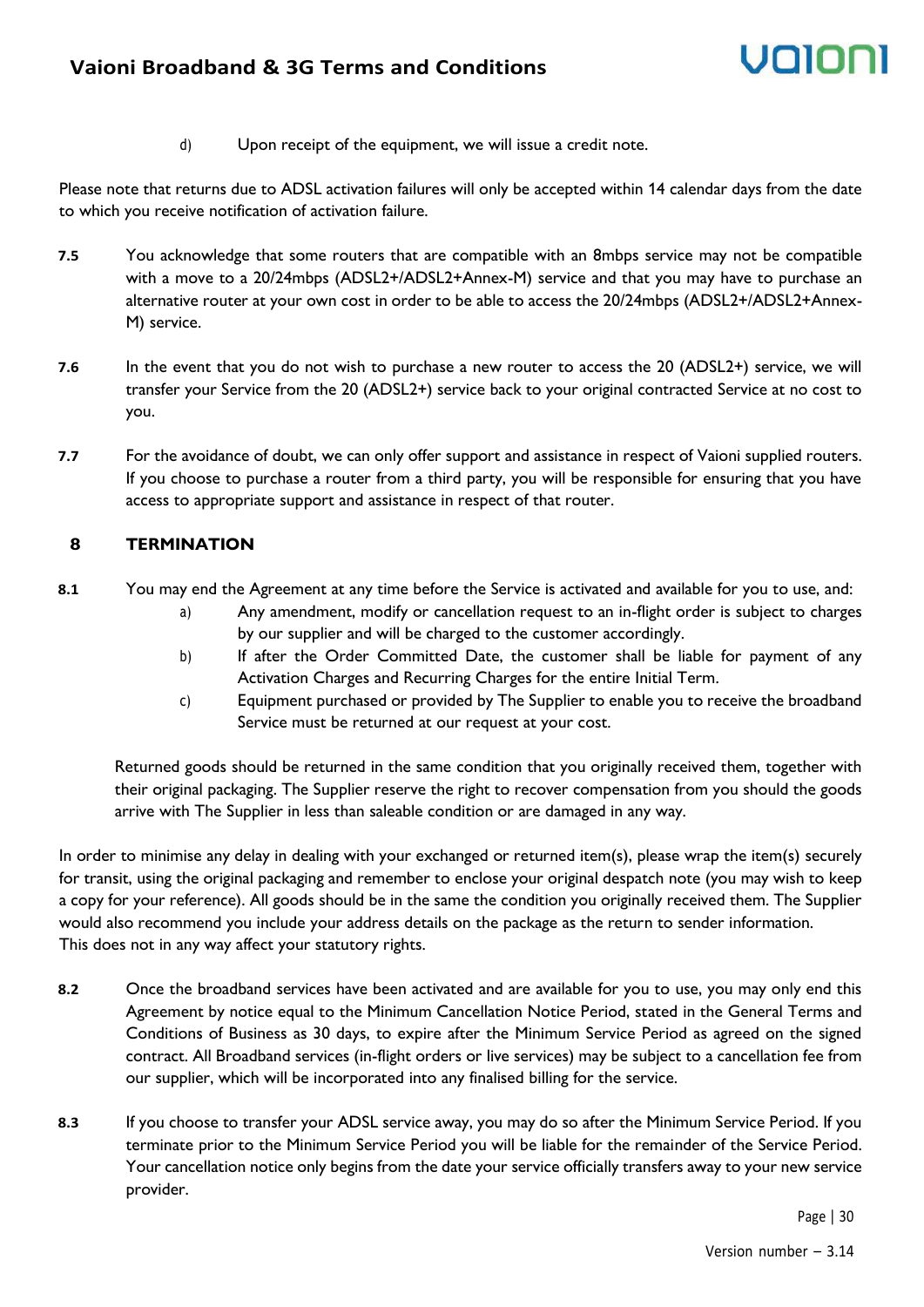d) Upon receipt of the equipment, we will issue a credit note.

Please note that returns due to ADSL activation failures will only be accepted within 14 calendar days from the date to which you receive notification of activation failure.

**7.5** You acknowledge that some routers that are compatible with an 8mbps service may not be compatible with a move to a 20/24mbps (ADSL2+/ADSL2+Annex-M) service and that you may have to purchase an alternative router at your own cost in order to be able to access the 20/24mbps (ADSL2+/ADSL2+Annex-M) service.

**7.6** In the event that you do not wish to purchase a new router to access the 20 (ADSL2+) service, we will transfer your Service from the 20 (ADSL2+) service back to your original contracted Service at no cost to you.

**7.7** For the avoidance of doubt, we can only offer support and assistance in respect of Vaioni supplied routers. If you choose to purchase a router from a third party, you will be responsible for ensuring that you have access to appropriate support and assistance in respect of that router.

## 8 TERMINATION

**8.1** You may end the Agreement at any time before the Service is activated and available for you to use, and:

a) Any amendment, modify or cancellation request to an in-flight order is subject to charges by our supplier and will be charged to the customer accordingly.

b) If after the Order Committed Date, the customer shall be liable for payment of any Activation Charges and Recurring Charges for the entire Initial Term.

c) Equipment purchased or provided by The Supplier to enable you to receive the broadband Service must be returned at our request at your cost.

Returned goods should be returned in the same condition that you originally received them, together with their original packaging. The Supplier reserve the right to recover compensation from you should the goods arrive with The Supplier in less than saleable condition or are damaged in any way.

In order to minimise any delay in dealing with your exchanged or returned item(s), please wrap the item(s) securely for transit, using the original packaging and remember to enclose your original despatch note (you may wish to keep a copy for your reference). All goods should be in the same the condition you originally received them. The Supplier would also recommend you include your address details on the package as the return to sender information.
This does not in any way affect your statutory rights.

**8.2** Once the broadband services have been activated and are available for you to use, you may only end this Agreement by notice equal to the Minimum Cancellation Notice Period, stated in the General Terms and Conditions of Business as 30 days, to expire after the Minimum Service Period as agreed on the signed contract. All Broadband services (in-flight orders or live services) may be subject to a cancellation fee from our supplier, which will be incorporated into any finalised billing for the service.

**8.3** If you choose to transfer your ADSL service away, you may do so after the Minimum Service Period. If you terminate prior to the Minimum Service Period you will be liable for the remainder of the Service Period. Your cancellation notice only begins from the date your service officially transfers away to your new service provider.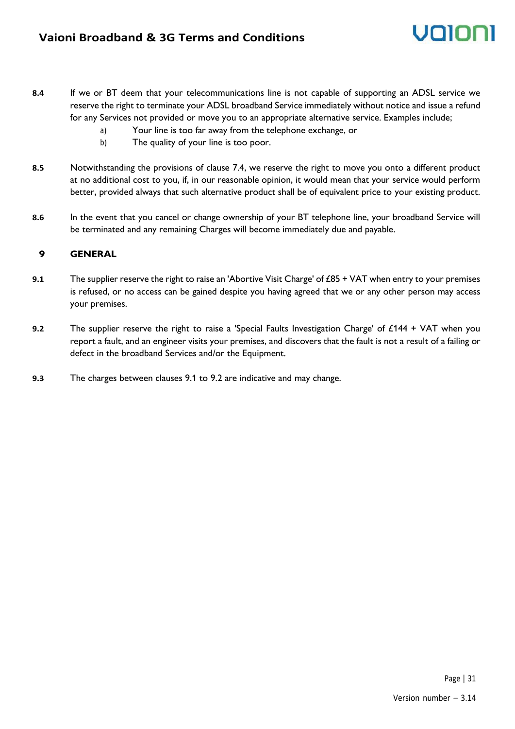**8.4** If we or BT deem that your telecommunications line is not capable of supporting an ADSL service we reserve the right to terminate your ADSL broadband Service immediately without notice and issue a refund for any Services not provided or move you to an appropriate alternative service. Examples include;

a) Your line is too far away from the telephone exchange, or

b) The quality of your line is too poor.

**8.5** Notwithstanding the provisions of clause 7.4, we reserve the right to move you onto a different product at no additional cost to you, if, in our reasonable opinion, it would mean that your service would perform better, provided always that such alternative product shall be of equivalent price to your existing product.

**8.6** In the event that you cancel or change ownership of your BT telephone line, your broadband Service will be terminated and any remaining Charges will become immediately due and payable.

## 9 GENERAL

**9.1** The supplier reserve the right to raise an 'Abortive Visit Charge' of £85 + VAT when entry to your premises is refused, or no access can be gained despite you having agreed that we or any other person may access your premises.

**9.2** The supplier reserve the right to raise a 'Special Faults Investigation Charge' of £144 + VAT when you report a fault, and an engineer visits your premises, and discovers that the fault is not a result of a failing or defect in the broadband Services and/or the Equipment.

**9.3** The charges between clauses 9.1 to 9.2 are indicative and may change.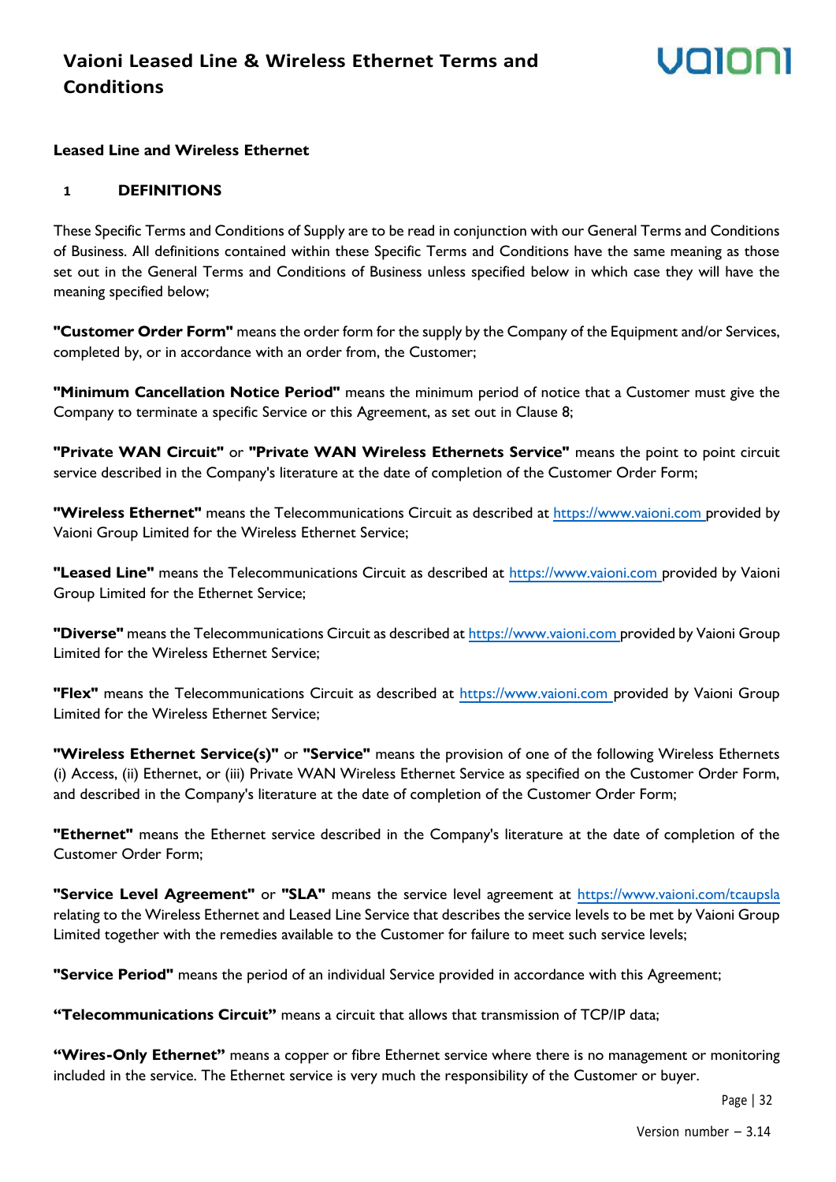# Vaioni Leased Line & Wireless Ethernet Terms and Conditions

**Leased Line and Wireless Ethernet**

## 1 DEFINITIONS

These Specific Terms and Conditions of Supply are to be read in conjunction with our General Terms and Conditions of Business. All definitions contained within these Specific Terms and Conditions have the same meaning as those set out in the General Terms and Conditions of Business unless specified below in which case they will have the meaning specified below;

**"Customer Order Form"** means the order form for the supply by the Company of the Equipment and/or Services, completed by, or in accordance with an order from, the Customer;

**"Minimum Cancellation Notice Period"** means the minimum period of notice that a Customer must give the Company to terminate a specific Service or this Agreement, as set out in Clause 8;

**"Private WAN Circuit"** or **"Private WAN Wireless Ethernets Service"** means the point to point circuit service described in the Company's literature at the date of completion of the Customer Order Form;

**"Wireless Ethernet"** means the Telecommunications Circuit as described at https://www.vaioni.com provided by Vaioni Group Limited for the Wireless Ethernet Service;

**"Leased Line"** means the Telecommunications Circuit as described at https://www.vaioni.com provided by Vaioni Group Limited for the Ethernet Service;

**"Diverse"** means the Telecommunications Circuit as described at https://www.vaioni.com provided by Vaioni Group Limited for the Wireless Ethernet Service;

**"Flex"** means the Telecommunications Circuit as described at https://www.vaioni.com provided by Vaioni Group Limited for the Wireless Ethernet Service;

**"Wireless Ethernet Service(s)"** or **"Service"** means the provision of one of the following Wireless Ethernets (i) Access, (ii) Ethernet, or (iii) Private WAN Wireless Ethernet Service as specified on the Customer Order Form, and described in the Company's literature at the date of completion of the Customer Order Form;

**"Ethernet"** means the Ethernet service described in the Company's literature at the date of completion of the Customer Order Form;

**"Service Level Agreement"** or **"SLA"** means the service level agreement at https://www.vaioni.com/tcaupsla relating to the Wireless Ethernet and Leased Line Service that describes the service levels to be met by Vaioni Group Limited together with the remedies available to the Customer for failure to meet such service levels;

**"Service Period"** means the period of an individual Service provided in accordance with this Agreement;

**"Telecommunications Circuit"** means a circuit that allows that transmission of TCP/IP data;

**"Wires-Only Ethernet"** means a copper or fibre Ethernet service where there is no management or monitoring included in the service. The Ethernet service is very much the responsibility of the Customer or buyer.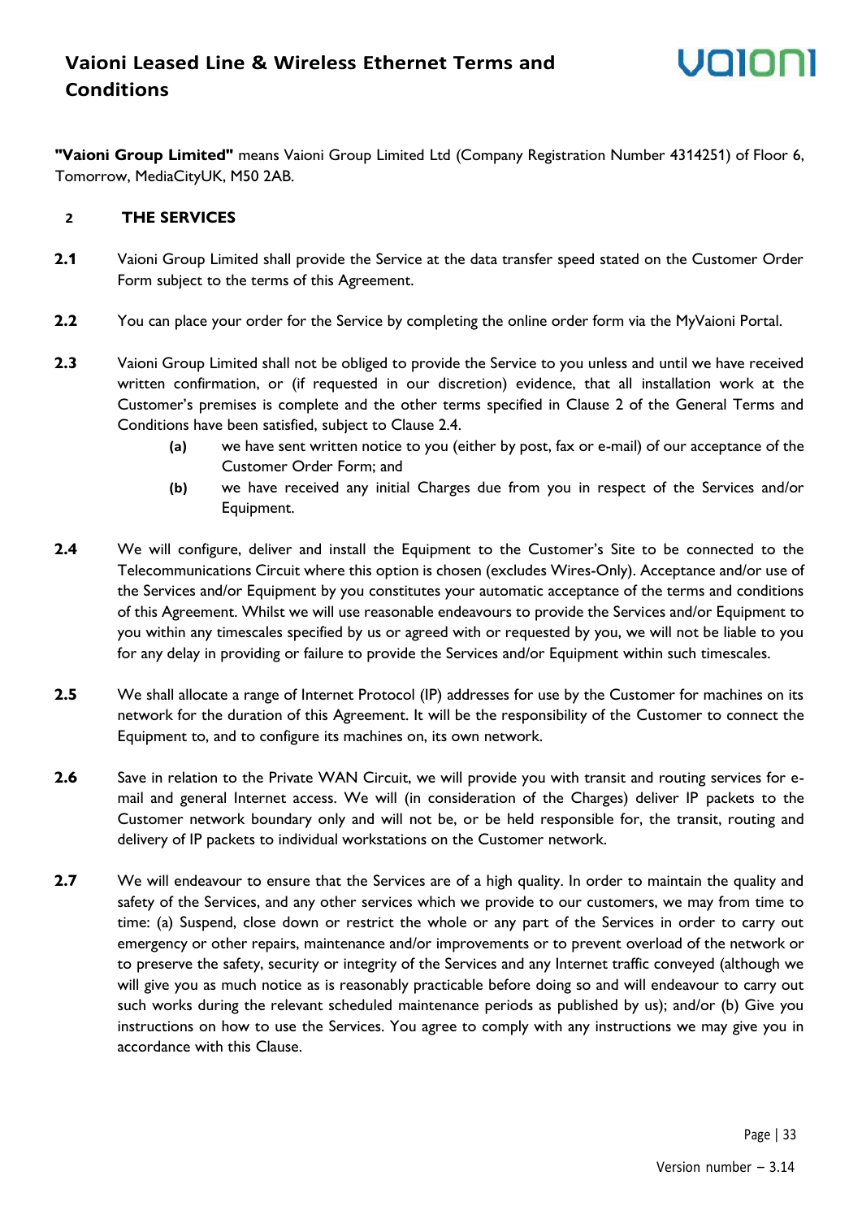**"Vaioni Group Limited"** means Vaioni Group Limited Ltd (Company Registration Number 4314251) of Floor 6, Tomorrow, MediaCityUK, M50 2AB.

## 2 THE SERVICES

**2.1** Vaioni Group Limited shall provide the Service at the data transfer speed stated on the Customer Order Form subject to the terms of this Agreement.

**2.2** You can place your order for the Service by completing the online order form via the MyVaioni Portal.

**2.3** Vaioni Group Limited shall not be obliged to provide the Service to you unless and until we have received written confirmation, or (if requested in our discretion) evidence, that all installation work at the Customer's premises is complete and the other terms specified in Clause 2 of the General Terms and Conditions have been satisfied, subject to Clause 2.4.

- **(a)** we have sent written notice to you (either by post, fax or e-mail) of our acceptance of the Customer Order Form; and
- **(b)** we have received any initial Charges due from you in respect of the Services and/or Equipment.

**2.4** We will configure, deliver and install the Equipment to the Customer's Site to be connected to the Telecommunications Circuit where this option is chosen (excludes Wires-Only). Acceptance and/or use of the Services and/or Equipment by you constitutes your automatic acceptance of the terms and conditions of this Agreement. Whilst we will use reasonable endeavours to provide the Services and/or Equipment to you within any timescales specified by us or agreed with or requested by you, we will not be liable to you for any delay in providing or failure to provide the Services and/or Equipment within such timescales.

**2.5** We shall allocate a range of Internet Protocol (IP) addresses for use by the Customer for machines on its network for the duration of this Agreement. It will be the responsibility of the Customer to connect the Equipment to, and to configure its machines on, its own network.

**2.6** Save in relation to the Private WAN Circuit, we will provide you with transit and routing services for e-mail and general Internet access. We will (in consideration of the Charges) deliver IP packets to the Customer network boundary only and will not be, or be held responsible for, the transit, routing and delivery of IP packets to individual workstations on the Customer network.

**2.7** We will endeavour to ensure that the Services are of a high quality. In order to maintain the quality and safety of the Services, and any other services which we provide to our customers, we may from time to time: (a) Suspend, close down or restrict the whole or any part of the Services in order to carry out emergency or other repairs, maintenance and/or improvements or to prevent overload of the network or to preserve the safety, security or integrity of the Services and any Internet traffic conveyed (although we will give you as much notice as is reasonably practicable before doing so and will endeavour to carry out such works during the relevant scheduled maintenance periods as published by us); and/or (b) Give you instructions on how to use the Services. You agree to comply with any instructions we may give you in accordance with this Clause.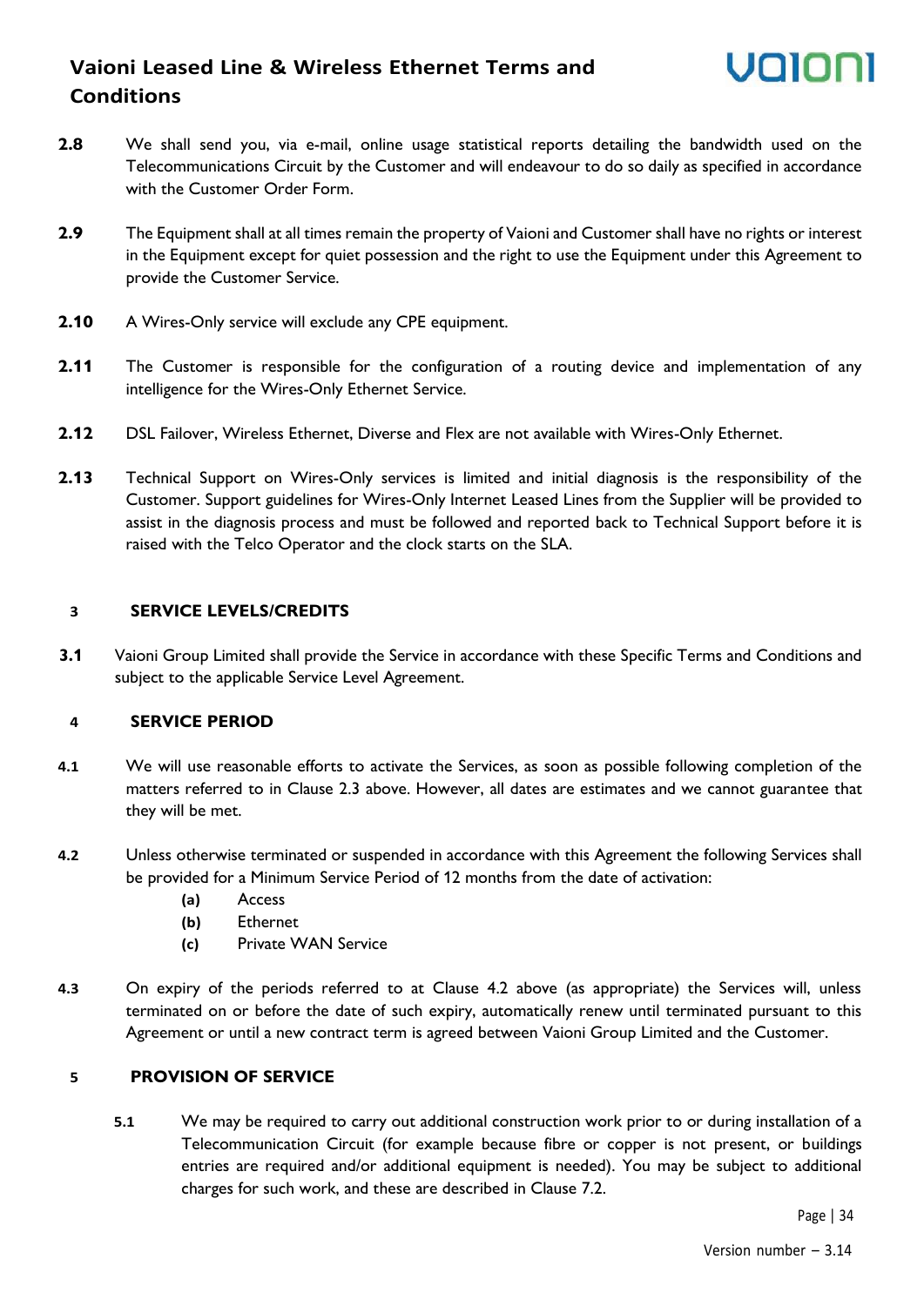**2.8** We shall send you, via e-mail, online usage statistical reports detailing the bandwidth used on the Telecommunications Circuit by the Customer and will endeavour to do so daily as specified in accordance with the Customer Order Form.

**2.9** The Equipment shall at all times remain the property of Vaioni and Customer shall have no rights or interest in the Equipment except for quiet possession and the right to use the Equipment under this Agreement to provide the Customer Service.

**2.10** A Wires-Only service will exclude any CPE equipment.

**2.11** The Customer is responsible for the configuration of a routing device and implementation of any intelligence for the Wires-Only Ethernet Service.

**2.12** DSL Failover, Wireless Ethernet, Diverse and Flex are not available with Wires-Only Ethernet.

**2.13** Technical Support on Wires-Only services is limited and initial diagnosis is the responsibility of the Customer. Support guidelines for Wires-Only Internet Leased Lines from the Supplier will be provided to assist in the diagnosis process and must be followed and reported back to Technical Support before it is raised with the Telco Operator and the clock starts on the SLA.

## 3 SERVICE LEVELS/CREDITS

**3.1** Vaioni Group Limited shall provide the Service in accordance with these Specific Terms and Conditions and subject to the applicable Service Level Agreement.

## 4 SERVICE PERIOD

**4.1** We will use reasonable efforts to activate the Services, as soon as possible following completion of the matters referred to in Clause 2.3 above. However, all dates are estimates and we cannot guarantee that they will be met.

**4.2** Unless otherwise terminated or suspended in accordance with this Agreement the following Services shall be provided for a Minimum Service Period of 12 months from the date of activation:

- **(a)** Access
- **(b)** Ethernet
- **(c)** Private WAN Service

**4.3** On expiry of the periods referred to at Clause 4.2 above (as appropriate) the Services will, unless terminated on or before the date of such expiry, automatically renew until terminated pursuant to this Agreement or until a new contract term is agreed between Vaioni Group Limited and the Customer.

## 5 PROVISION OF SERVICE

**5.1** We may be required to carry out additional construction work prior to or during installation of a Telecommunication Circuit (for example because fibre or copper is not present, or buildings entries are required and/or additional equipment is needed). You may be subject to additional charges for such work, and these are described in Clause 7.2.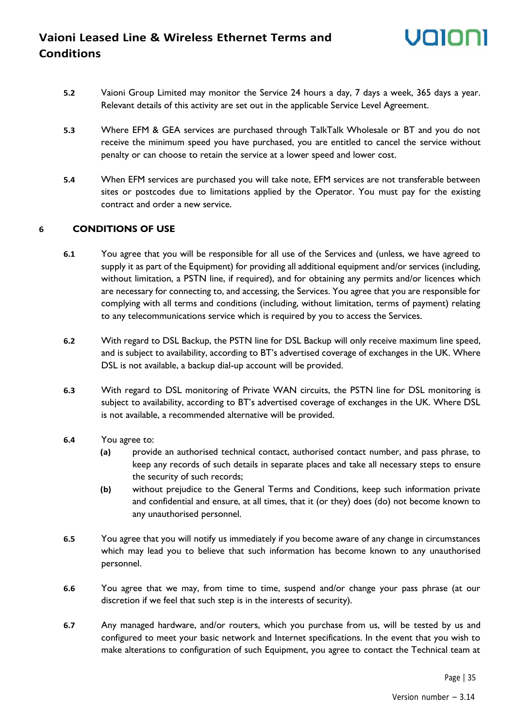**5.2** Vaioni Group Limited may monitor the Service 24 hours a day, 7 days a week, 365 days a year. Relevant details of this activity are set out in the applicable Service Level Agreement.

**5.3** Where EFM & GEA services are purchased through TalkTalk Wholesale or BT and you do not receive the minimum speed you have purchased, you are entitled to cancel the service without penalty or can choose to retain the service at a lower speed and lower cost.

**5.4** When EFM services are purchased you will take note, EFM services are not transferable between sites or postcodes due to limitations applied by the Operator. You must pay for the existing contract and order a new service.

## 6 CONDITIONS OF USE

**6.1** You agree that you will be responsible for all use of the Services and (unless, we have agreed to supply it as part of the Equipment) for providing all additional equipment and/or services (including, without limitation, a PSTN line, if required), and for obtaining any permits and/or licences which are necessary for connecting to, and accessing, the Services. You agree that you are responsible for complying with all terms and conditions (including, without limitation, terms of payment) relating to any telecommunications service which is required by you to access the Services.

**6.2** With regard to DSL Backup, the PSTN line for DSL Backup will only receive maximum line speed, and is subject to availability, according to BT's advertised coverage of exchanges in the UK. Where DSL is not available, a backup dial-up account will be provided.

**6.3** With regard to DSL monitoring of Private WAN circuits, the PSTN line for DSL monitoring is subject to availability, according to BT's advertised coverage of exchanges in the UK. Where DSL is not available, a recommended alternative will be provided.

**6.4** You agree to:

- **(a)** provide an authorised technical contact, authorised contact number, and pass phrase, to keep any records of such details in separate places and take all necessary steps to ensure the security of such records;
- **(b)** without prejudice to the General Terms and Conditions, keep such information private and confidential and ensure, at all times, that it (or they) does (do) not become known to any unauthorised personnel.

**6.5** You agree that you will notify us immediately if you become aware of any change in circumstances which may lead you to believe that such information has become known to any unauthorised personnel.

**6.6** You agree that we may, from time to time, suspend and/or change your pass phrase (at our discretion if we feel that such step is in the interests of security).

**6.7** Any managed hardware, and/or routers, which you purchase from us, will be tested by us and configured to meet your basic network and Internet specifications. In the event that you wish to make alterations to configuration of such Equipment, you agree to contact the Technical team at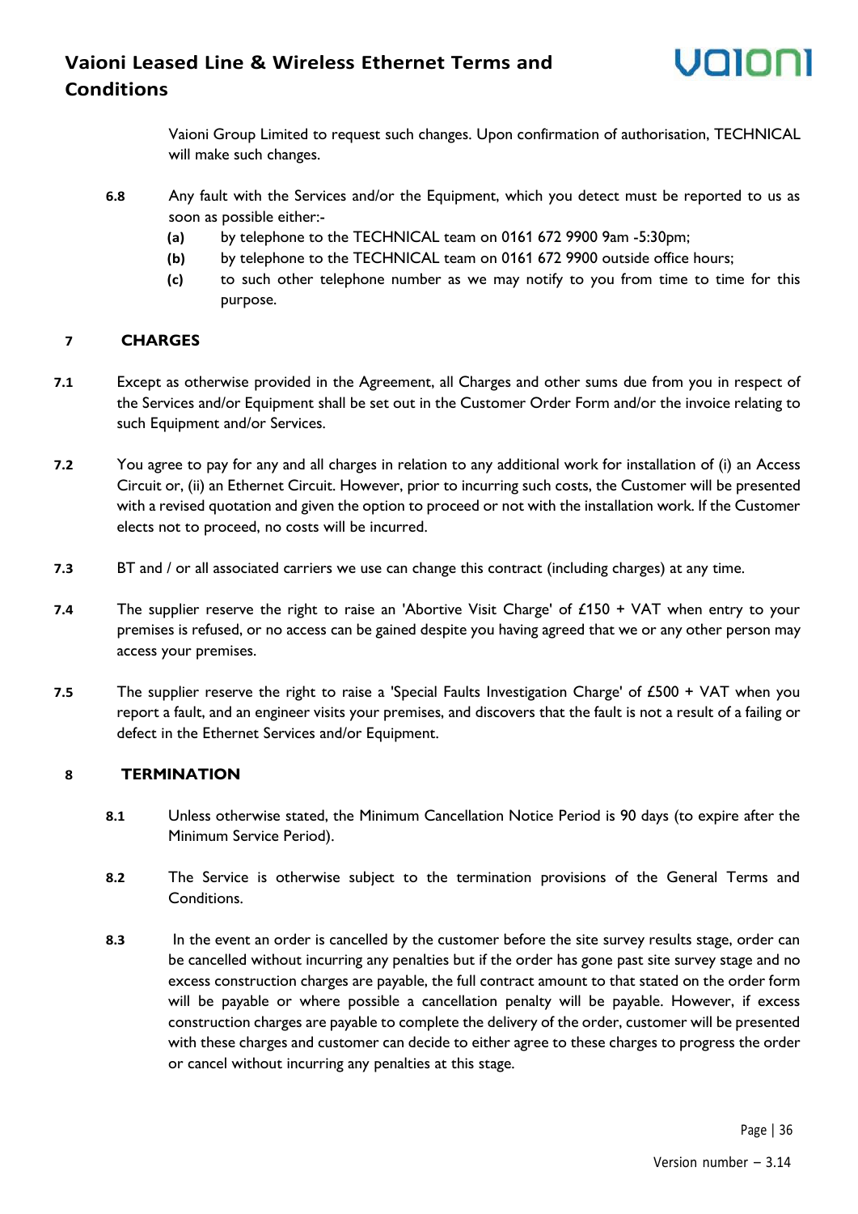Vaioni Group Limited to request such changes. Upon confirmation of authorisation, TECHNICAL will make such changes.

**6.8** Any fault with the Services and/or the Equipment, which you detect must be reported to us as soon as possible either:-

- **(a)** by telephone to the TECHNICAL team on 0161 672 9900 9am -5:30pm;
- **(b)** by telephone to the TECHNICAL team on 0161 672 9900 outside office hours;
- **(c)** to such other telephone number as we may notify to you from time to time for this purpose.

## 7 CHARGES

**7.1** Except as otherwise provided in the Agreement, all Charges and other sums due from you in respect of the Services and/or Equipment shall be set out in the Customer Order Form and/or the invoice relating to such Equipment and/or Services.

**7.2** You agree to pay for any and all charges in relation to any additional work for installation of (i) an Access Circuit or, (ii) an Ethernet Circuit. However, prior to incurring such costs, the Customer will be presented with a revised quotation and given the option to proceed or not with the installation work. If the Customer elects not to proceed, no costs will be incurred.

**7.3** BT and / or all associated carriers we use can change this contract (including charges) at any time.

**7.4** The supplier reserve the right to raise an 'Abortive Visit Charge' of £150 + VAT when entry to your premises is refused, or no access can be gained despite you having agreed that we or any other person may access your premises.

**7.5** The supplier reserve the right to raise a 'Special Faults Investigation Charge' of £500 + VAT when you report a fault, and an engineer visits your premises, and discovers that the fault is not a result of a failing or defect in the Ethernet Services and/or Equipment.

## 8 TERMINATION

**8.1** Unless otherwise stated, the Minimum Cancellation Notice Period is 90 days (to expire after the Minimum Service Period).

**8.2** The Service is otherwise subject to the termination provisions of the General Terms and Conditions.

**8.3** In the event an order is cancelled by the customer before the site survey results stage, order can be cancelled without incurring any penalties but if the order has gone past site survey stage and no excess construction charges are payable, the full contract amount to that stated on the order form will be payable or where possible a cancellation penalty will be payable. However, if excess construction charges are payable to complete the delivery of the order, customer will be presented with these charges and customer can decide to either agree to these charges to progress the order or cancel without incurring any penalties at this stage.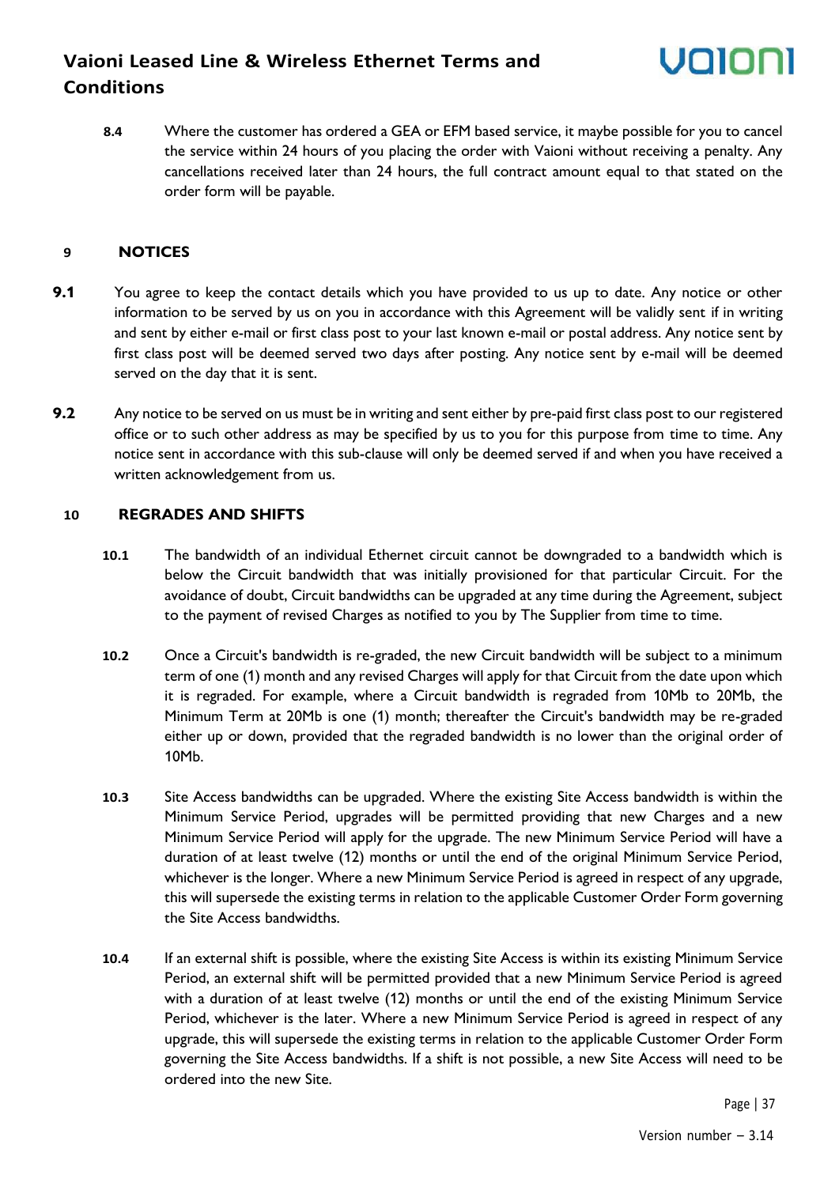**8.4** Where the customer has ordered a GEA or EFM based service, it maybe possible for you to cancel the service within 24 hours of you placing the order with Vaioni without receiving a penalty. Any cancellations received later than 24 hours, the full contract amount equal to that stated on the order form will be payable.

## 9 NOTICES

**9.1** You agree to keep the contact details which you have provided to us up to date. Any notice or other information to be served by us on you in accordance with this Agreement will be validly sent if in writing and sent by either e-mail or first class post to your last known e-mail or postal address. Any notice sent by first class post will be deemed served two days after posting. Any notice sent by e-mail will be deemed served on the day that it is sent.

**9.2** Any notice to be served on us must be in writing and sent either by pre-paid first class post to our registered office or to such other address as may be specified by us to you for this purpose from time to time. Any notice sent in accordance with this sub-clause will only be deemed served if and when you have received a written acknowledgement from us.

## 10 REGRADES AND SHIFTS

**10.1** The bandwidth of an individual Ethernet circuit cannot be downgraded to a bandwidth which is below the Circuit bandwidth that was initially provisioned for that particular Circuit. For the avoidance of doubt, Circuit bandwidths can be upgraded at any time during the Agreement, subject to the payment of revised Charges as notified to you by The Supplier from time to time.

**10.2** Once a Circuit's bandwidth is re-graded, the new Circuit bandwidth will be subject to a minimum term of one (1) month and any revised Charges will apply for that Circuit from the date upon which it is regraded. For example, where a Circuit bandwidth is regraded from 10Mb to 20Mb, the Minimum Term at 20Mb is one (1) month; thereafter the Circuit's bandwidth may be re-graded either up or down, provided that the regraded bandwidth is no lower than the original order of 10Mb.

**10.3** Site Access bandwidths can be upgraded. Where the existing Site Access bandwidth is within the Minimum Service Period, upgrades will be permitted providing that new Charges and a new Minimum Service Period will apply for the upgrade. The new Minimum Service Period will have a duration of at least twelve (12) months or until the end of the original Minimum Service Period, whichever is the longer. Where a new Minimum Service Period is agreed in respect of any upgrade, this will supersede the existing terms in relation to the applicable Customer Order Form governing the Site Access bandwidths.

**10.4** If an external shift is possible, where the existing Site Access is within its existing Minimum Service Period, an external shift will be permitted provided that a new Minimum Service Period is agreed with a duration of at least twelve (12) months or until the end of the existing Minimum Service Period, whichever is the later. Where a new Minimum Service Period is agreed in respect of any upgrade, this will supersede the existing terms in relation to the applicable Customer Order Form governing the Site Access bandwidths. If a shift is not possible, a new Site Access will need to be ordered into the new Site.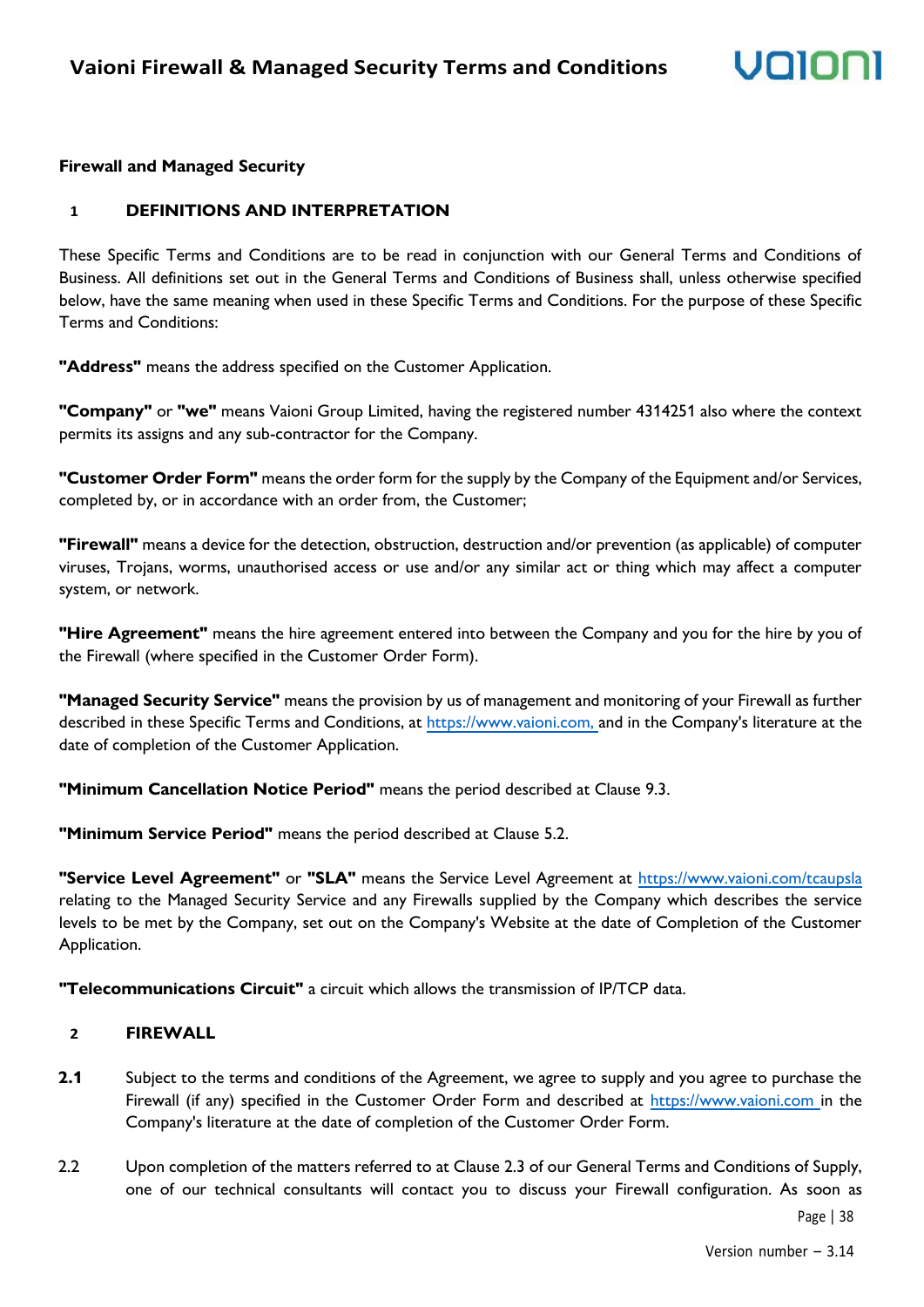**Firewall and Managed Security**

## 1 DEFINITIONS AND INTERPRETATION

These Specific Terms and Conditions are to be read in conjunction with our General Terms and Conditions of Business. All definitions set out in the General Terms and Conditions of Business shall, unless otherwise specified below, have the same meaning when used in these Specific Terms and Conditions. For the purpose of these Specific Terms and Conditions:

**"Address"** means the address specified on the Customer Application.

**"Company"** or **"we"** means Vaioni Group Limited, having the registered number 4314251 also where the context permits its assigns and any sub-contractor for the Company.

**"Customer Order Form"** means the order form for the supply by the Company of the Equipment and/or Services, completed by, or in accordance with an order from, the Customer;

**"Firewall"** means a device for the detection, obstruction, destruction and/or prevention (as applicable) of computer viruses, Trojans, worms, unauthorised access or use and/or any similar act or thing which may affect a computer system, or network.

**"Hire Agreement"** means the hire agreement entered into between the Company and you for the hire by you of the Firewall (where specified in the Customer Order Form).

**"Managed Security Service"** means the provision by us of management and monitoring of your Firewall as further described in these Specific Terms and Conditions, at https://www.vaioni.com, and in the Company's literature at the date of completion of the Customer Application.

**"Minimum Cancellation Notice Period"** means the period described at Clause 9.3.

**"Minimum Service Period"** means the period described at Clause 5.2.

**"Service Level Agreement"** or **"SLA"** means the Service Level Agreement at https://www.vaioni.com/tcaupsla relating to the Managed Security Service and any Firewalls supplied by the Company which describes the service levels to be met by the Company, set out on the Company's Website at the date of Completion of the Customer Application.

**"Telecommunications Circuit"** a circuit which allows the transmission of IP/TCP data.

## 2 FIREWALL

**2.1** Subject to the terms and conditions of the Agreement, we agree to supply and you agree to purchase the Firewall (if any) specified in the Customer Order Form and described at https://www.vaioni.com in the Company's literature at the date of completion of the Customer Order Form.

2.2 Upon completion of the matters referred to at Clause 2.3 of our General Terms and Conditions of Supply, one of our technical consultants will contact you to discuss your Firewall configuration. As soon as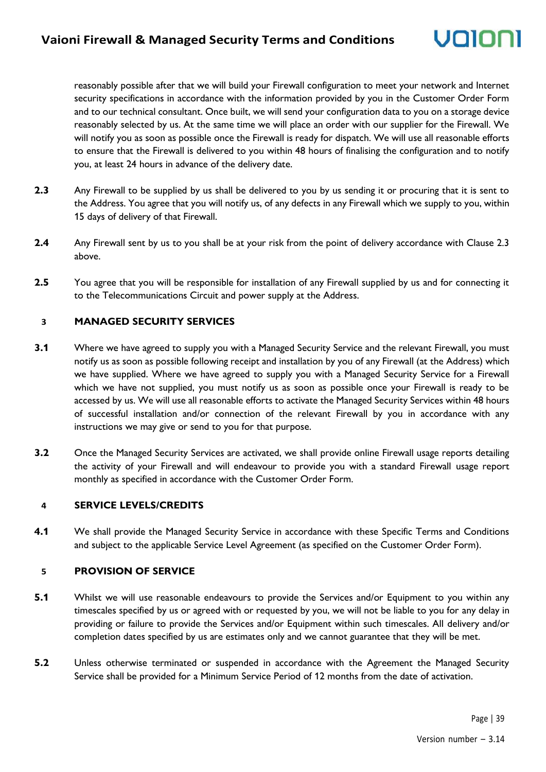reasonably possible after that we will build your Firewall configuration to meet your network and Internet security specifications in accordance with the information provided by you in the Customer Order Form and to our technical consultant. Once built, we will send your configuration data to you on a storage device reasonably selected by us. At the same time we will place an order with our supplier for the Firewall. We will notify you as soon as possible once the Firewall is ready for dispatch. We will use all reasonable efforts to ensure that the Firewall is delivered to you within 48 hours of finalising the configuration and to notify you, at least 24 hours in advance of the delivery date.

**2.3** Any Firewall to be supplied by us shall be delivered to you by us sending it or procuring that it is sent to the Address. You agree that you will notify us, of any defects in any Firewall which we supply to you, within 15 days of delivery of that Firewall.

**2.4** Any Firewall sent by us to you shall be at your risk from the point of delivery accordance with Clause 2.3 above.

**2.5** You agree that you will be responsible for installation of any Firewall supplied by us and for connecting it to the Telecommunications Circuit and power supply at the Address.

## 3 MANAGED SECURITY SERVICES

**3.1** Where we have agreed to supply you with a Managed Security Service and the relevant Firewall, you must notify us as soon as possible following receipt and installation by you of any Firewall (at the Address) which we have supplied. Where we have agreed to supply you with a Managed Security Service for a Firewall which we have not supplied, you must notify us as soon as possible once your Firewall is ready to be accessed by us. We will use all reasonable efforts to activate the Managed Security Services within 48 hours of successful installation and/or connection of the relevant Firewall by you in accordance with any instructions we may give or send to you for that purpose.

**3.2** Once the Managed Security Services are activated, we shall provide online Firewall usage reports detailing the activity of your Firewall and will endeavour to provide you with a standard Firewall usage report monthly as specified in accordance with the Customer Order Form.

## 4 SERVICE LEVELS/CREDITS

**4.1** We shall provide the Managed Security Service in accordance with these Specific Terms and Conditions and subject to the applicable Service Level Agreement (as specified on the Customer Order Form).

## 5 PROVISION OF SERVICE

**5.1** Whilst we will use reasonable endeavours to provide the Services and/or Equipment to you within any timescales specified by us or agreed with or requested by you, we will not be liable to you for any delay in providing or failure to provide the Services and/or Equipment within such timescales. All delivery and/or completion dates specified by us are estimates only and we cannot guarantee that they will be met.

**5.2** Unless otherwise terminated or suspended in accordance with the Agreement the Managed Security Service shall be provided for a Minimum Service Period of 12 months from the date of activation.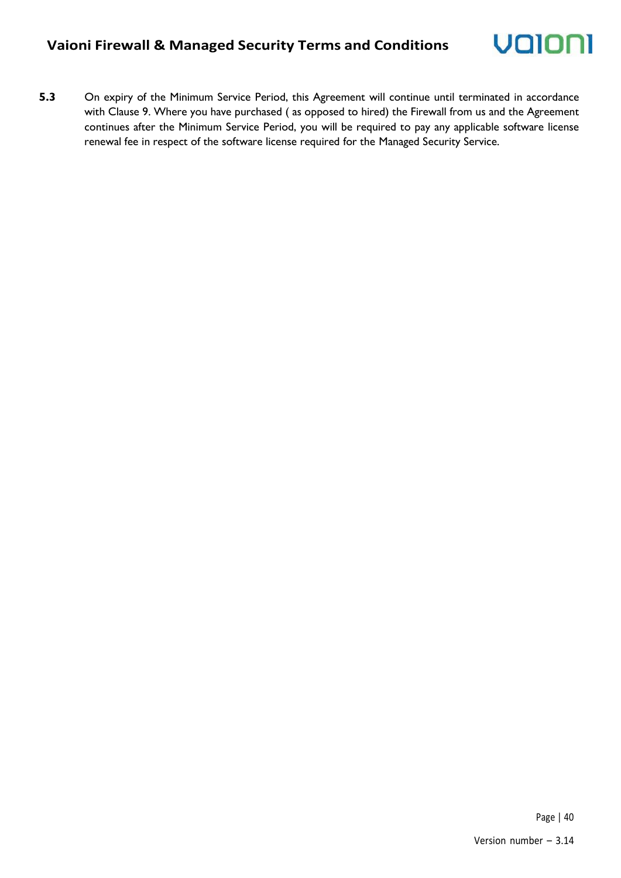**5.3** On expiry of the Minimum Service Period, this Agreement will continue until terminated in accordance with Clause 9. Where you have purchased ( as opposed to hired) the Firewall from us and the Agreement continues after the Minimum Service Period, you will be required to pay any applicable software license renewal fee in respect of the software license required for the Managed Security Service.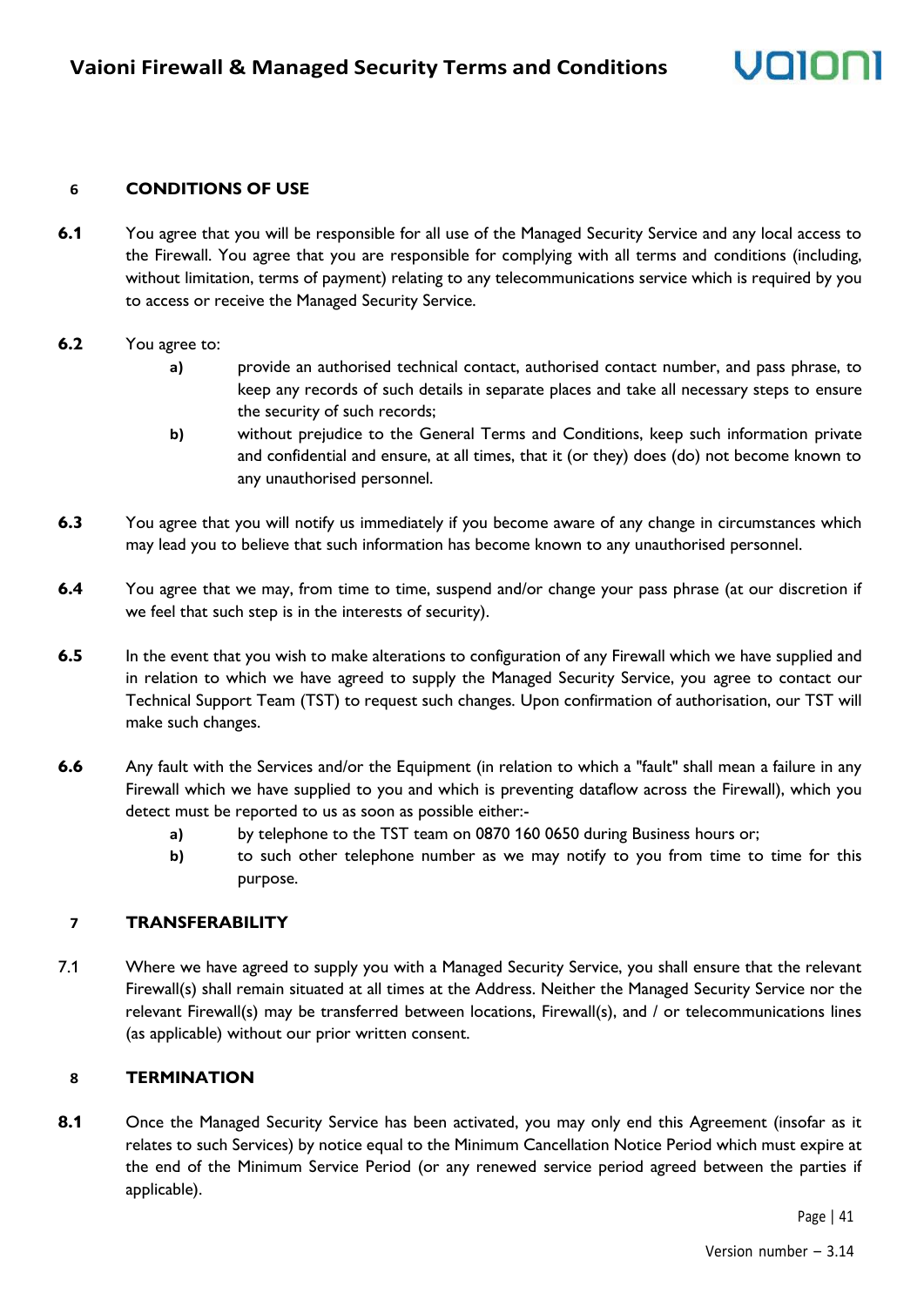## 6 CONDITIONS OF USE

**6.1** You agree that you will be responsible for all use of the Managed Security Service and any local access to the Firewall. You agree that you are responsible for complying with all terms and conditions (including, without limitation, terms of payment) relating to any telecommunications service which is required by you to access or receive the Managed Security Service.

**6.2** You agree to:

- **a)** provide an authorised technical contact, authorised contact number, and pass phrase, to keep any records of such details in separate places and take all necessary steps to ensure the security of such records;
- **b)** without prejudice to the General Terms and Conditions, keep such information private and confidential and ensure, at all times, that it (or they) does (do) not become known to any unauthorised personnel.

**6.3** You agree that you will notify us immediately if you become aware of any change in circumstances which may lead you to believe that such information has become known to any unauthorised personnel.

**6.4** You agree that we may, from time to time, suspend and/or change your pass phrase (at our discretion if we feel that such step is in the interests of security).

**6.5** In the event that you wish to make alterations to configuration of any Firewall which we have supplied and in relation to which we have agreed to supply the Managed Security Service, you agree to contact our Technical Support Team (TST) to request such changes. Upon confirmation of authorisation, our TST will make such changes.

**6.6** Any fault with the Services and/or the Equipment (in relation to which a "fault" shall mean a failure in any Firewall which we have supplied to you and which is preventing dataflow across the Firewall), which you detect must be reported to us as soon as possible either:-

- **a)** by telephone to the TST team on 0870 160 0650 during Business hours or;
- **b)** to such other telephone number as we may notify to you from time to time for this purpose.

## 7 TRANSFERABILITY

7.1 Where we have agreed to supply you with a Managed Security Service, you shall ensure that the relevant Firewall(s) shall remain situated at all times at the Address. Neither the Managed Security Service nor the relevant Firewall(s) may be transferred between locations, Firewall(s), and / or telecommunications lines (as applicable) without our prior written consent.

## 8 TERMINATION

**8.1** Once the Managed Security Service has been activated, you may only end this Agreement (insofar as it relates to such Services) by notice equal to the Minimum Cancellation Notice Period which must expire at the end of the Minimum Service Period (or any renewed service period agreed between the parties if applicable).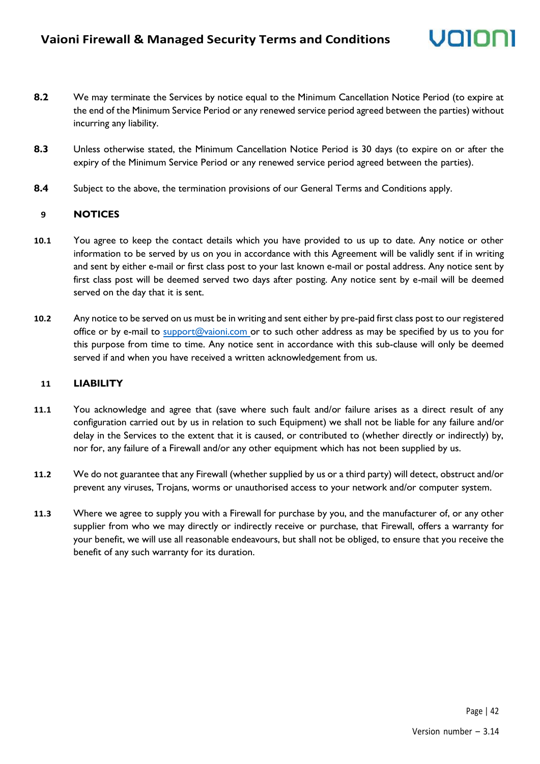**8.2** We may terminate the Services by notice equal to the Minimum Cancellation Notice Period (to expire at the end of the Minimum Service Period or any renewed service period agreed between the parties) without incurring any liability.

**8.3** Unless otherwise stated, the Minimum Cancellation Notice Period is 30 days (to expire on or after the expiry of the Minimum Service Period or any renewed service period agreed between the parties).

**8.4** Subject to the above, the termination provisions of our General Terms and Conditions apply.

## 9 NOTICES

**10.1** You agree to keep the contact details which you have provided to us up to date. Any notice or other information to be served by us on you in accordance with this Agreement will be validly sent if in writing and sent by either e-mail or first class post to your last known e-mail or postal address. Any notice sent by first class post will be deemed served two days after posting. Any notice sent by e-mail will be deemed served on the day that it is sent.

**10.2** Any notice to be served on us must be in writing and sent either by pre-paid first class post to our registered office or by e-mail to [support@vaioni.com](mailto:support@vaioni.com) or to such other address as may be specified by us to you for this purpose from time to time. Any notice sent in accordance with this sub-clause will only be deemed served if and when you have received a written acknowledgement from us.

## 11 LIABILITY

**11.1** You acknowledge and agree that (save where such fault and/or failure arises as a direct result of any configuration carried out by us in relation to such Equipment) we shall not be liable for any failure and/or delay in the Services to the extent that it is caused, or contributed to (whether directly or indirectly) by, nor for, any failure of a Firewall and/or any other equipment which has not been supplied by us.

**11.2** We do not guarantee that any Firewall (whether supplied by us or a third party) will detect, obstruct and/or prevent any viruses, Trojans, worms or unauthorised access to your network and/or computer system.

**11.3** Where we agree to supply you with a Firewall for purchase by you, and the manufacturer of, or any other supplier from who we may directly or indirectly receive or purchase, that Firewall, offers a warranty for your benefit, we will use all reasonable endeavours, but shall not be obliged, to ensure that you receive the benefit of any such warranty for its duration.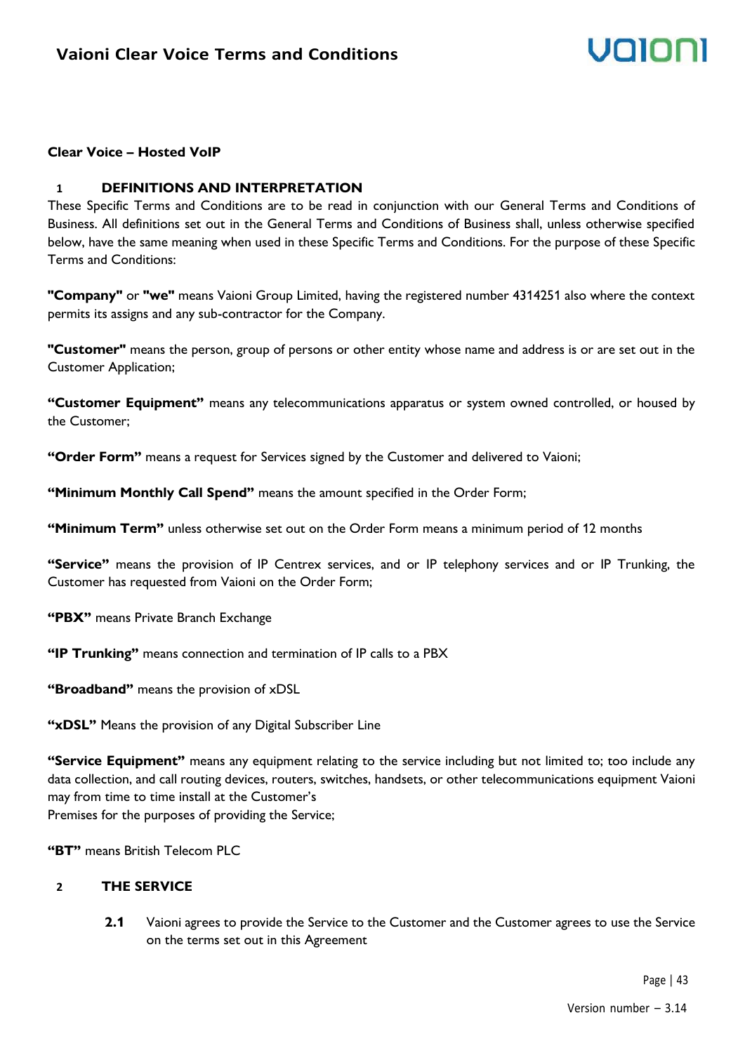**Clear Voice – Hosted VoIP**

## 1 DEFINITIONS AND INTERPRETATION

These Specific Terms and Conditions are to be read in conjunction with our General Terms and Conditions of Business. All definitions set out in the General Terms and Conditions of Business shall, unless otherwise specified below, have the same meaning when used in these Specific Terms and Conditions. For the purpose of these Specific Terms and Conditions:

**"Company"** or **"we"** means Vaioni Group Limited, having the registered number 4314251 also where the context permits its assigns and any sub-contractor for the Company.

**"Customer"** means the person, group of persons or other entity whose name and address is or are set out in the Customer Application;

**"Customer Equipment"** means any telecommunications apparatus or system owned controlled, or housed by the Customer;

**"Order Form"** means a request for Services signed by the Customer and delivered to Vaioni;

**"Minimum Monthly Call Spend"** means the amount specified in the Order Form;

**"Minimum Term"** unless otherwise set out on the Order Form means a minimum period of 12 months

**"Service"** means the provision of IP Centrex services, and or IP telephony services and or IP Trunking, the Customer has requested from Vaioni on the Order Form;

**"PBX"** means Private Branch Exchange

**"IP Trunking"** means connection and termination of IP calls to a PBX

**"Broadband"** means the provision of xDSL

**"xDSL"** Means the provision of any Digital Subscriber Line

**"Service Equipment"** means any equipment relating to the service including but not limited to; too include any data collection, and call routing devices, routers, switches, handsets, or other telecommunications equipment Vaioni may from time to time install at the Customer's
Premises for the purposes of providing the Service;

**"BT"** means British Telecom PLC

## 2 THE SERVICE

**2.1** Vaioni agrees to provide the Service to the Customer and the Customer agrees to use the Service on the terms set out in this Agreement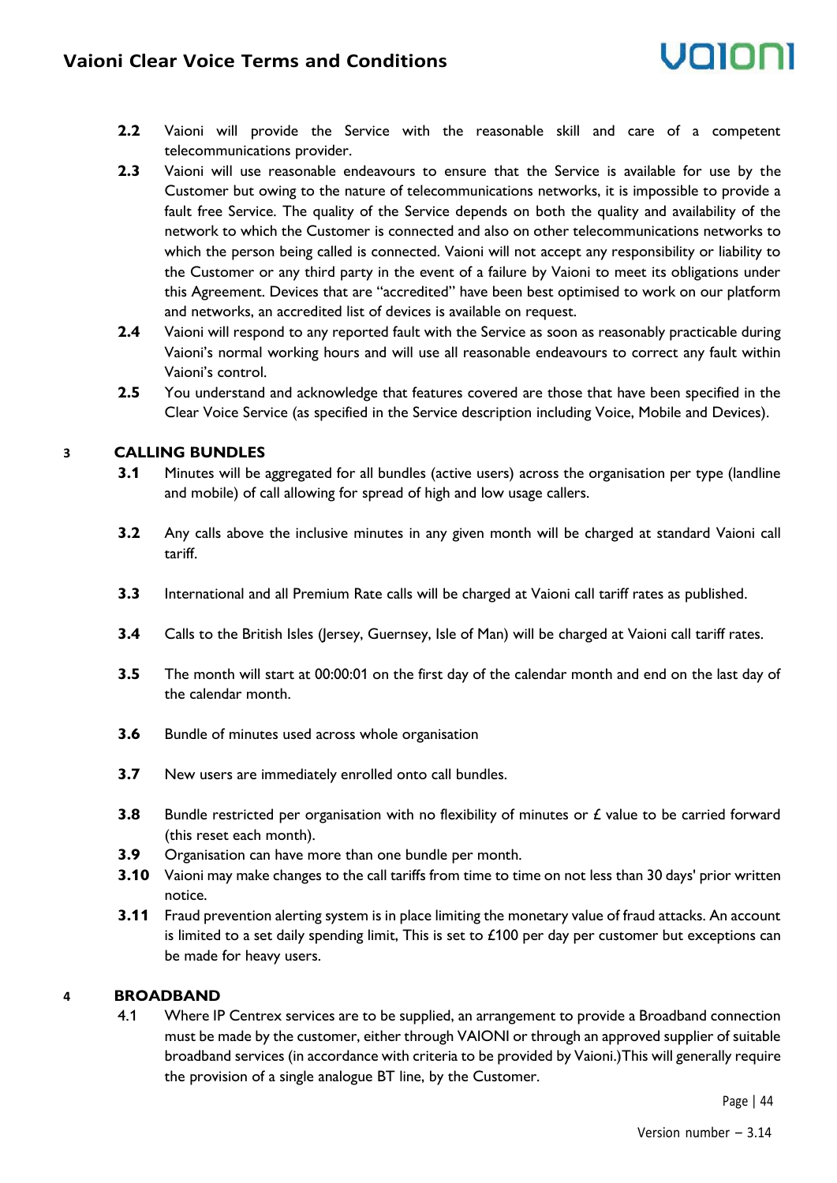**2.2** Vaioni will provide the Service with the reasonable skill and care of a competent telecommunications provider.

**2.3** Vaioni will use reasonable endeavours to ensure that the Service is available for use by the Customer but owing to the nature of telecommunications networks, it is impossible to provide a fault free Service. The quality of the Service depends on both the quality and availability of the network to which the Customer is connected and also on other telecommunications networks to which the person being called is connected. Vaioni will not accept any responsibility or liability to the Customer or any third party in the event of a failure by Vaioni to meet its obligations under this Agreement. Devices that are "accredited" have been best optimised to work on our platform and networks, an accredited list of devices is available on request.

**2.4** Vaioni will respond to any reported fault with the Service as soon as reasonably practicable during Vaioni's normal working hours and will use all reasonable endeavours to correct any fault within Vaioni's control.

**2.5** You understand and acknowledge that features covered are those that have been specified in the Clear Voice Service (as specified in the Service description including Voice, Mobile and Devices).

## 3 CALLING BUNDLES

**3.1** Minutes will be aggregated for all bundles (active users) across the organisation per type (landline and mobile) of call allowing for spread of high and low usage callers.

**3.2** Any calls above the inclusive minutes in any given month will be charged at standard Vaioni call tariff.

**3.3** International and all Premium Rate calls will be charged at Vaioni call tariff rates as published.

**3.4** Calls to the British Isles (Jersey, Guernsey, Isle of Man) will be charged at Vaioni call tariff rates.

**3.5** The month will start at 00:00:01 on the first day of the calendar month and end on the last day of the calendar month.

**3.6** Bundle of minutes used across whole organisation

**3.7** New users are immediately enrolled onto call bundles.

**3.8** Bundle restricted per organisation with no flexibility of minutes or £ value to be carried forward (this reset each month).

**3.9** Organisation can have more than one bundle per month.

**3.10** Vaioni may make changes to the call tariffs from time to time on not less than 30 days' prior written notice.

**3.11** Fraud prevention alerting system is in place limiting the monetary value of fraud attacks. An account is limited to a set daily spending limit, This is set to £100 per day per customer but exceptions can be made for heavy users.

## 4 BROADBAND

4.1 Where IP Centrex services are to be supplied, an arrangement to provide a Broadband connection must be made by the customer, either through VAIONI or through an approved supplier of suitable broadband services (in accordance with criteria to be provided by Vaioni.)This will generally require the provision of a single analogue BT line, by the Customer.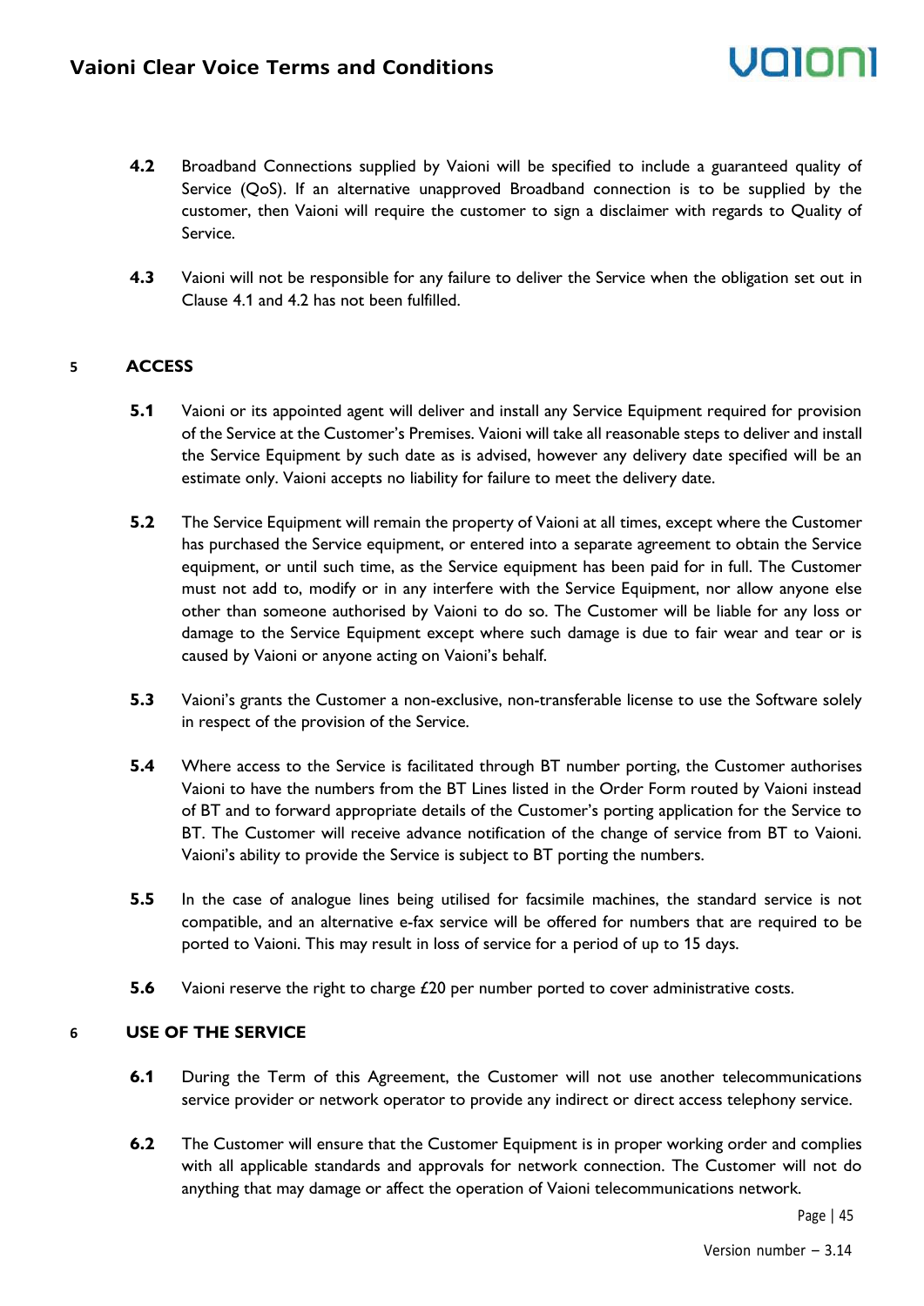**4.2** Broadband Connections supplied by Vaioni will be specified to include a guaranteed quality of Service (QoS). If an alternative unapproved Broadband connection is to be supplied by the customer, then Vaioni will require the customer to sign a disclaimer with regards to Quality of Service.

**4.3** Vaioni will not be responsible for any failure to deliver the Service when the obligation set out in Clause 4.1 and 4.2 has not been fulfilled.

## 5 ACCESS

**5.1** Vaioni or its appointed agent will deliver and install any Service Equipment required for provision of the Service at the Customer's Premises. Vaioni will take all reasonable steps to deliver and install the Service Equipment by such date as is advised, however any delivery date specified will be an estimate only. Vaioni accepts no liability for failure to meet the delivery date.

**5.2** The Service Equipment will remain the property of Vaioni at all times, except where the Customer has purchased the Service equipment, or entered into a separate agreement to obtain the Service equipment, or until such time, as the Service equipment has been paid for in full. The Customer must not add to, modify or in any interfere with the Service Equipment, nor allow anyone else other than someone authorised by Vaioni to do so. The Customer will be liable for any loss or damage to the Service Equipment except where such damage is due to fair wear and tear or is caused by Vaioni or anyone acting on Vaioni's behalf.

**5.3** Vaioni's grants the Customer a non-exclusive, non-transferable license to use the Software solely in respect of the provision of the Service.

**5.4** Where access to the Service is facilitated through BT number porting, the Customer authorises Vaioni to have the numbers from the BT Lines listed in the Order Form routed by Vaioni instead of BT and to forward appropriate details of the Customer's porting application for the Service to BT. The Customer will receive advance notification of the change of service from BT to Vaioni. Vaioni's ability to provide the Service is subject to BT porting the numbers.

**5.5** In the case of analogue lines being utilised for facsimile machines, the standard service is not compatible, and an alternative e-fax service will be offered for numbers that are required to be ported to Vaioni. This may result in loss of service for a period of up to 15 days.

**5.6** Vaioni reserve the right to charge £20 per number ported to cover administrative costs.

## 6 USE OF THE SERVICE

**6.1** During the Term of this Agreement, the Customer will not use another telecommunications service provider or network operator to provide any indirect or direct access telephony service.

**6.2** The Customer will ensure that the Customer Equipment is in proper working order and complies with all applicable standards and approvals for network connection. The Customer will not do anything that may damage or affect the operation of Vaioni telecommunications network.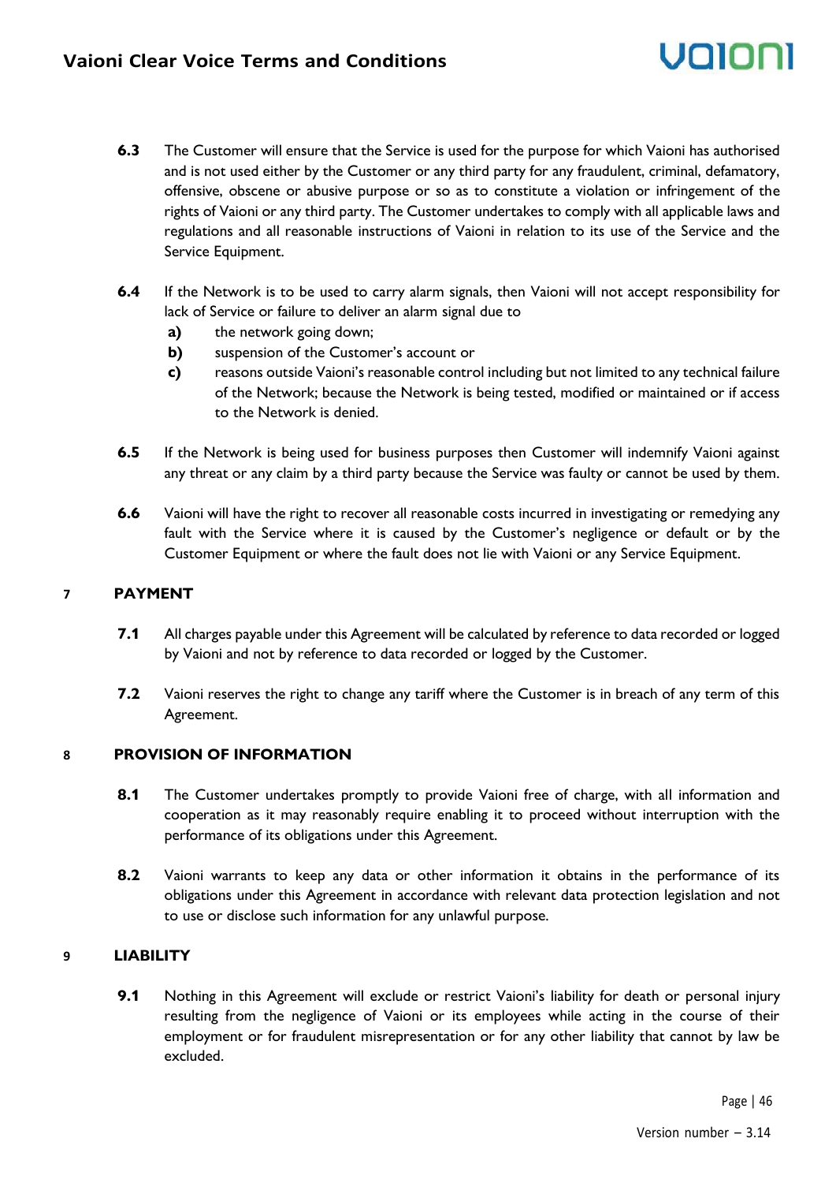**6.3** The Customer will ensure that the Service is used for the purpose for which Vaioni has authorised and is not used either by the Customer or any third party for any fraudulent, criminal, defamatory, offensive, obscene or abusive purpose or so as to constitute a violation or infringement of the rights of Vaioni or any third party. The Customer undertakes to comply with all applicable laws and regulations and all reasonable instructions of Vaioni in relation to its use of the Service and the Service Equipment.

**6.4** If the Network is to be used to carry alarm signals, then Vaioni will not accept responsibility for lack of Service or failure to deliver an alarm signal due to

- **a)** the network going down;
- **b)** suspension of the Customer's account or
- **c)** reasons outside Vaioni's reasonable control including but not limited to any technical failure of the Network; because the Network is being tested, modified or maintained or if access to the Network is denied.

**6.5** If the Network is being used for business purposes then Customer will indemnify Vaioni against any threat or any claim by a third party because the Service was faulty or cannot be used by them.

**6.6** Vaioni will have the right to recover all reasonable costs incurred in investigating or remedying any fault with the Service where it is caused by the Customer's negligence or default or by the Customer Equipment or where the fault does not lie with Vaioni or any Service Equipment.

## 7 PAYMENT

**7.1** All charges payable under this Agreement will be calculated by reference to data recorded or logged by Vaioni and not by reference to data recorded or logged by the Customer.

**7.2** Vaioni reserves the right to change any tariff where the Customer is in breach of any term of this Agreement.

## 8 PROVISION OF INFORMATION

**8.1** The Customer undertakes promptly to provide Vaioni free of charge, with all information and cooperation as it may reasonably require enabling it to proceed without interruption with the performance of its obligations under this Agreement.

**8.2** Vaioni warrants to keep any data or other information it obtains in the performance of its obligations under this Agreement in accordance with relevant data protection legislation and not to use or disclose such information for any unlawful purpose.

## 9 LIABILITY

**9.1** Nothing in this Agreement will exclude or restrict Vaioni's liability for death or personal injury resulting from the negligence of Vaioni or its employees while acting in the course of their employment or for fraudulent misrepresentation or for any other liability that cannot by law be excluded.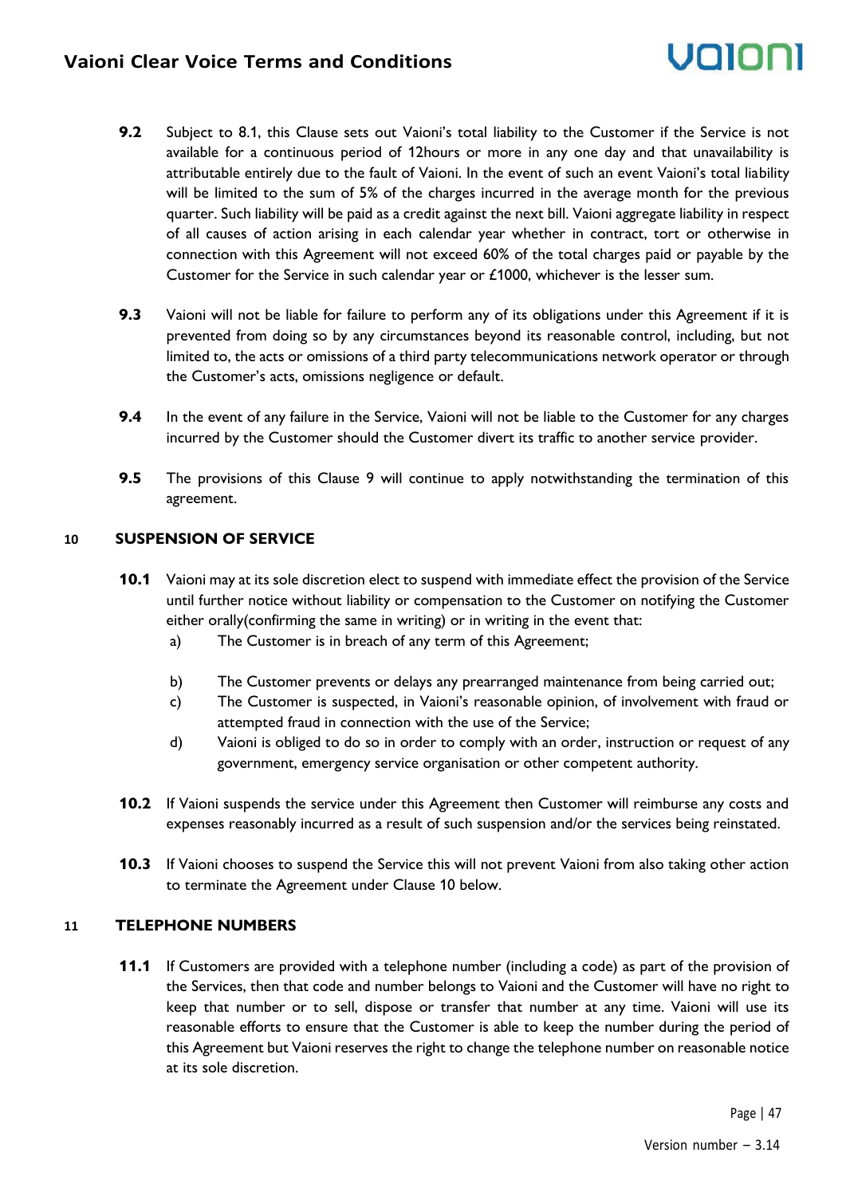**9.2** Subject to 8.1, this Clause sets out Vaioni's total liability to the Customer if the Service is not available for a continuous period of 12hours or more in any one day and that unavailability is attributable entirely due to the fault of Vaioni. In the event of such an event Vaioni's total liability will be limited to the sum of 5% of the charges incurred in the average month for the previous quarter. Such liability will be paid as a credit against the next bill. Vaioni aggregate liability in respect of all causes of action arising in each calendar year whether in contract, tort or otherwise in connection with this Agreement will not exceed 60% of the total charges paid or payable by the Customer for the Service in such calendar year or £1000, whichever is the lesser sum.

**9.3** Vaioni will not be liable for failure to perform any of its obligations under this Agreement if it is prevented from doing so by any circumstances beyond its reasonable control, including, but not limited to, the acts or omissions of a third party telecommunications network operator or through the Customer's acts, omissions negligence or default.

**9.4** In the event of any failure in the Service, Vaioni will not be liable to the Customer for any charges incurred by the Customer should the Customer divert its traffic to another service provider.

**9.5** The provisions of this Clause 9 will continue to apply notwithstanding the termination of this agreement.

## 10 SUSPENSION OF SERVICE

**10.1** Vaioni may at its sole discretion elect to suspend with immediate effect the provision of the Service until further notice without liability or compensation to the Customer on notifying the Customer either orally(confirming the same in writing) or in writing in the event that:

a) The Customer is in breach of any term of this Agreement;

b) The Customer prevents or delays any prearranged maintenance from being carried out;

c) The Customer is suspected, in Vaioni's reasonable opinion, of involvement with fraud or attempted fraud in connection with the use of the Service;

d) Vaioni is obliged to do so in order to comply with an order, instruction or request of any government, emergency service organisation or other competent authority.

**10.2** If Vaioni suspends the service under this Agreement then Customer will reimburse any costs and expenses reasonably incurred as a result of such suspension and/or the services being reinstated.

**10.3** If Vaioni chooses to suspend the Service this will not prevent Vaioni from also taking other action to terminate the Agreement under Clause 10 below.

## 11 TELEPHONE NUMBERS

**11.1** If Customers are provided with a telephone number (including a code) as part of the provision of the Services, then that code and number belongs to Vaioni and the Customer will have no right to keep that number or to sell, dispose or transfer that number at any time. Vaioni will use its reasonable efforts to ensure that the Customer is able to keep the number during the period of this Agreement but Vaioni reserves the right to change the telephone number on reasonable notice at its sole discretion.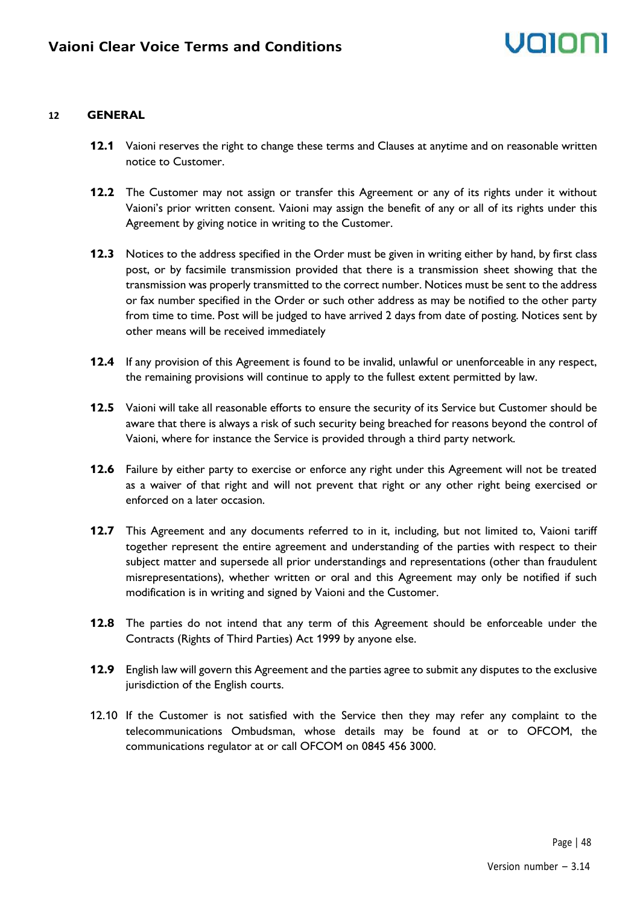## 12 GENERAL

**12.1** Vaioni reserves the right to change these terms and Clauses at anytime and on reasonable written notice to Customer.

**12.2** The Customer may not assign or transfer this Agreement or any of its rights under it without Vaioni's prior written consent. Vaioni may assign the benefit of any or all of its rights under this Agreement by giving notice in writing to the Customer.

**12.3** Notices to the address specified in the Order must be given in writing either by hand, by first class post, or by facsimile transmission provided that there is a transmission sheet showing that the transmission was properly transmitted to the correct number. Notices must be sent to the address or fax number specified in the Order or such other address as may be notified to the other party from time to time. Post will be judged to have arrived 2 days from date of posting. Notices sent by other means will be received immediately

**12.4** If any provision of this Agreement is found to be invalid, unlawful or unenforceable in any respect, the remaining provisions will continue to apply to the fullest extent permitted by law.

**12.5** Vaioni will take all reasonable efforts to ensure the security of its Service but Customer should be aware that there is always a risk of such security being breached for reasons beyond the control of Vaioni, where for instance the Service is provided through a third party network.

**12.6** Failure by either party to exercise or enforce any right under this Agreement will not be treated as a waiver of that right and will not prevent that right or any other right being exercised or enforced on a later occasion.

**12.7** This Agreement and any documents referred to in it, including, but not limited to, Vaioni tariff together represent the entire agreement and understanding of the parties with respect to their subject matter and supersede all prior understandings and representations (other than fraudulent misrepresentations), whether written or oral and this Agreement may only be notified if such modification is in writing and signed by Vaioni and the Customer.

**12.8** The parties do not intend that any term of this Agreement should be enforceable under the Contracts (Rights of Third Parties) Act 1999 by anyone else.

**12.9** English law will govern this Agreement and the parties agree to submit any disputes to the exclusive jurisdiction of the English courts.

12.10 If the Customer is not satisfied with the Service then they may refer any complaint to the telecommunications Ombudsman, whose details may be found at or to OFCOM, the communications regulator at or call OFCOM on 0845 456 3000.

Version number – 3.14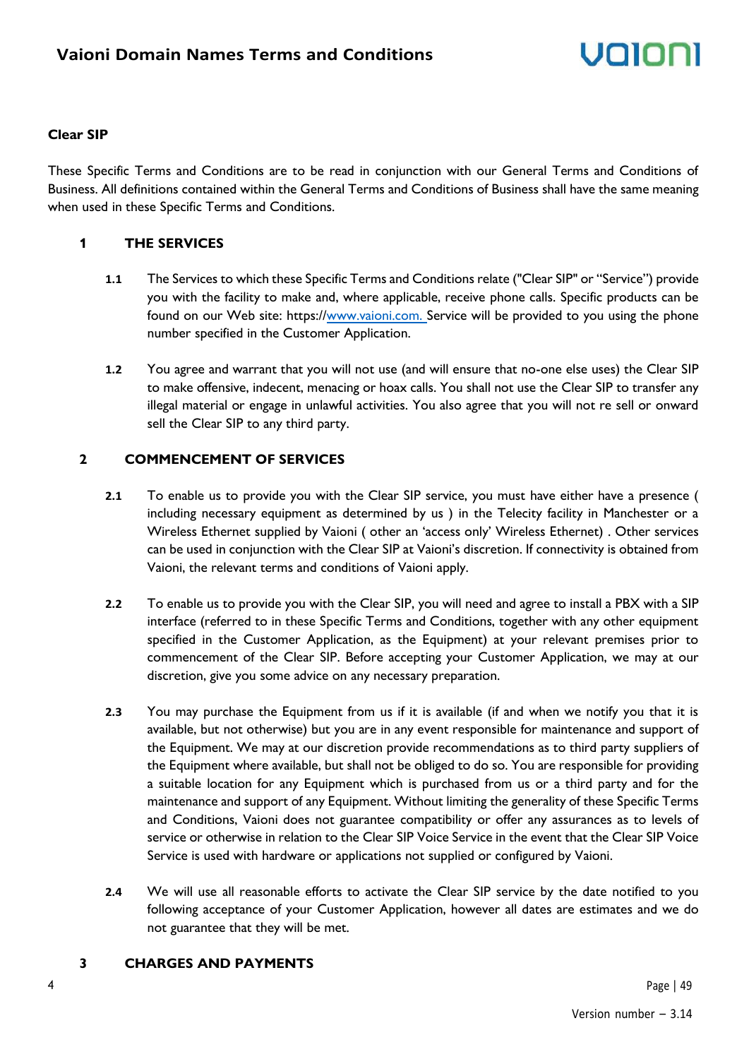**Clear SIP**

These Specific Terms and Conditions are to be read in conjunction with our General Terms and Conditions of Business. All definitions contained within the General Terms and Conditions of Business shall have the same meaning when used in these Specific Terms and Conditions.

## 1 THE SERVICES

**1.1** The Services to which these Specific Terms and Conditions relate ("Clear SIP" or "Service") provide you with the facility to make and, where applicable, receive phone calls. Specific products can be found on our Web site: https://www.vaioni.com. Service will be provided to you using the phone number specified in the Customer Application.

**1.2** You agree and warrant that you will not use (and will ensure that no-one else uses) the Clear SIP to make offensive, indecent, menacing or hoax calls. You shall not use the Clear SIP to transfer any illegal material or engage in unlawful activities. You also agree that you will not re sell or onward sell the Clear SIP to any third party.

## 2 COMMENCEMENT OF SERVICES

**2.1** To enable us to provide you with the Clear SIP service, you must have either have a presence ( including necessary equipment as determined by us ) in the Telecity facility in Manchester or a Wireless Ethernet supplied by Vaioni ( other an 'access only' Wireless Ethernet) . Other services can be used in conjunction with the Clear SIP at Vaioni's discretion. If connectivity is obtained from Vaioni, the relevant terms and conditions of Vaioni apply.

**2.2** To enable us to provide you with the Clear SIP, you will need and agree to install a PBX with a SIP interface (referred to in these Specific Terms and Conditions, together with any other equipment specified in the Customer Application, as the Equipment) at your relevant premises prior to commencement of the Clear SIP. Before accepting your Customer Application, we may at our discretion, give you some advice on any necessary preparation.

**2.3** You may purchase the Equipment from us if it is available (if and when we notify you that it is available, but not otherwise) but you are in any event responsible for maintenance and support of the Equipment. We may at our discretion provide recommendations as to third party suppliers of the Equipment where available, but shall not be obliged to do so. You are responsible for providing a suitable location for any Equipment which is purchased from us or a third party and for the maintenance and support of any Equipment. Without limiting the generality of these Specific Terms and Conditions, Vaioni does not guarantee compatibility or offer any assurances as to levels of service or otherwise in relation to the Clear SIP Voice Service in the event that the Clear SIP Voice Service is used with hardware or applications not supplied or configured by Vaioni.

**2.4** We will use all reasonable efforts to activate the Clear SIP service by the date notified to you following acceptance of your Customer Application, however all dates are estimates and we do not guarantee that they will be met.

## 3 CHARGES AND PAYMENTS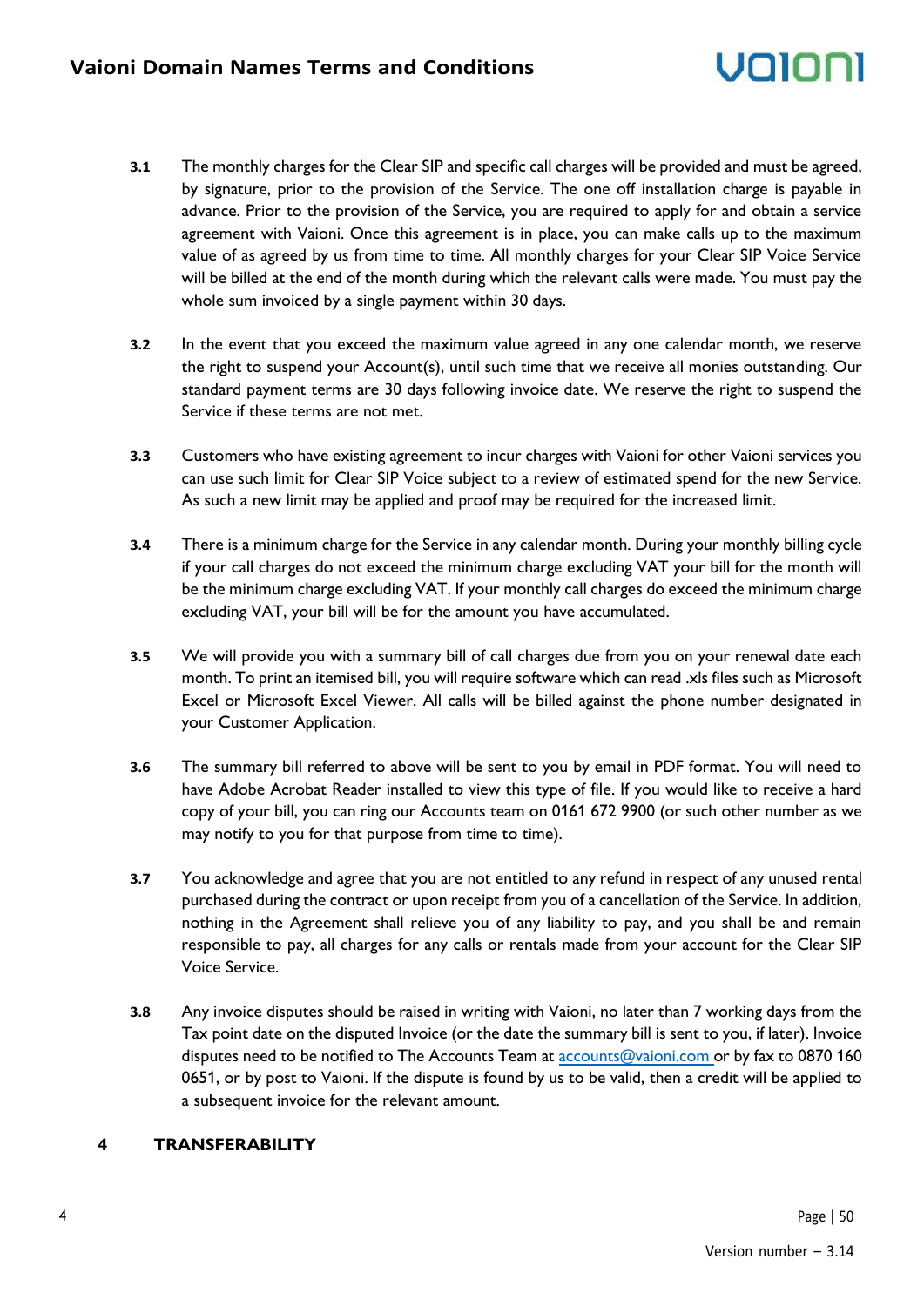**3.1** The monthly charges for the Clear SIP and specific call charges will be provided and must be agreed, by signature, prior to the provision of the Service. The one off installation charge is payable in advance. Prior to the provision of the Service, you are required to apply for and obtain a service agreement with Vaioni. Once this agreement is in place, you can make calls up to the maximum value of as agreed by us from time to time. All monthly charges for your Clear SIP Voice Service will be billed at the end of the month during which the relevant calls were made. You must pay the whole sum invoiced by a single payment within 30 days.

**3.2** In the event that you exceed the maximum value agreed in any one calendar month, we reserve the right to suspend your Account(s), until such time that we receive all monies outstanding. Our standard payment terms are 30 days following invoice date. We reserve the right to suspend the Service if these terms are not met.

**3.3** Customers who have existing agreement to incur charges with Vaioni for other Vaioni services you can use such limit for Clear SIP Voice subject to a review of estimated spend for the new Service. As such a new limit may be applied and proof may be required for the increased limit.

**3.4** There is a minimum charge for the Service in any calendar month. During your monthly billing cycle if your call charges do not exceed the minimum charge excluding VAT your bill for the month will be the minimum charge excluding VAT. If your monthly call charges do exceed the minimum charge excluding VAT, your bill will be for the amount you have accumulated.

**3.5** We will provide you with a summary bill of call charges due from you on your renewal date each month. To print an itemised bill, you will require software which can read .xls files such as Microsoft Excel or Microsoft Excel Viewer. All calls will be billed against the phone number designated in your Customer Application.

**3.6** The summary bill referred to above will be sent to you by email in PDF format. You will need to have Adobe Acrobat Reader installed to view this type of file. If you would like to receive a hard copy of your bill, you can ring our Accounts team on 0161 672 9900 (or such other number as we may notify to you for that purpose from time to time).

**3.7** You acknowledge and agree that you are not entitled to any refund in respect of any unused rental purchased during the contract or upon receipt from you of a cancellation of the Service. In addition, nothing in the Agreement shall relieve you of any liability to pay, and you shall be and remain responsible to pay, all charges for any calls or rentals made from your account for the Clear SIP Voice Service.

**3.8** Any invoice disputes should be raised in writing with Vaioni, no later than 7 working days from the Tax point date on the disputed Invoice (or the date the summary bill is sent to you, if later). Invoice disputes need to be notified to The Accounts Team at accounts@vaioni.com or by fax to 0870 160 0651, or by post to Vaioni. If the dispute is found by us to be valid, then a credit will be applied to a subsequent invoice for the relevant amount.

## 4 TRANSFERABILITY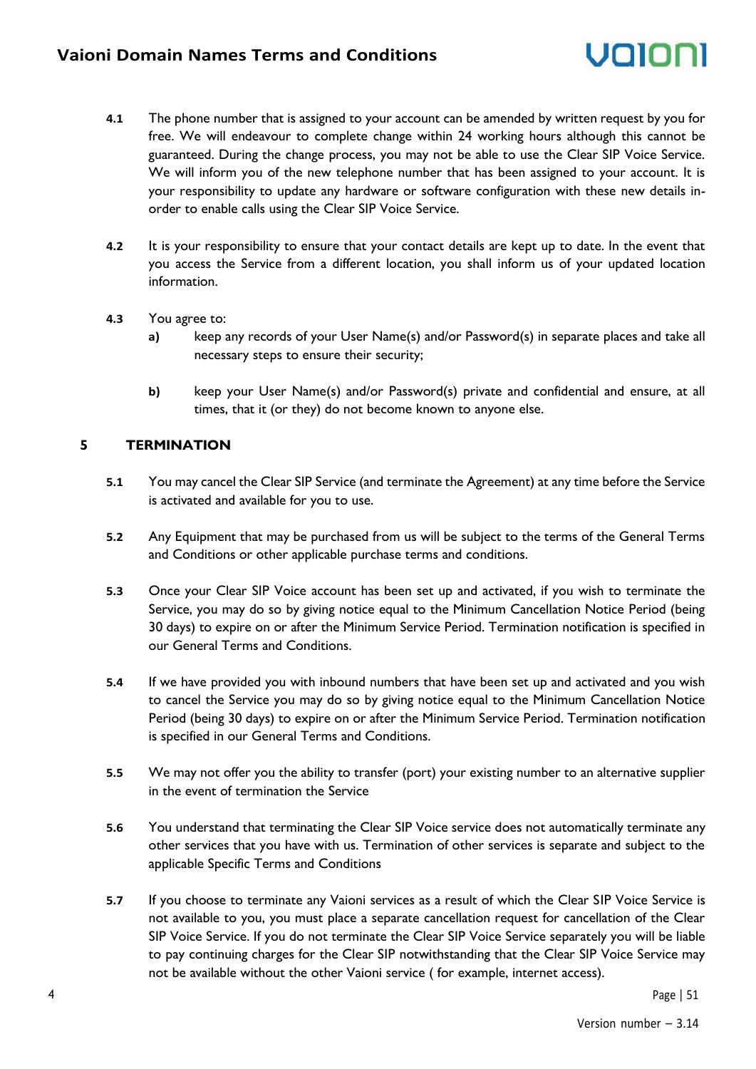**4.1** The phone number that is assigned to your account can be amended by written request by you for free. We will endeavour to complete change within 24 working hours although this cannot be guaranteed. During the change process, you may not be able to use the Clear SIP Voice Service. We will inform you of the new telephone number that has been assigned to your account. It is your responsibility to update any hardware or software configuration with these new details in-order to enable calls using the Clear SIP Voice Service.

**4.2** It is your responsibility to ensure that your contact details are kept up to date. In the event that you access the Service from a different location, you shall inform us of your updated location information.

**4.3** You agree to:

**a)** keep any records of your User Name(s) and/or Password(s) in separate places and take all necessary steps to ensure their security;

**b)** keep your User Name(s) and/or Password(s) private and confidential and ensure, at all times, that it (or they) do not become known to anyone else.

## 5 TERMINATION

**5.1** You may cancel the Clear SIP Service (and terminate the Agreement) at any time before the Service is activated and available for you to use.

**5.2** Any Equipment that may be purchased from us will be subject to the terms of the General Terms and Conditions or other applicable purchase terms and conditions.

**5.3** Once your Clear SIP Voice account has been set up and activated, if you wish to terminate the Service, you may do so by giving notice equal to the Minimum Cancellation Notice Period (being 30 days) to expire on or after the Minimum Service Period. Termination notification is specified in our General Terms and Conditions.

**5.4** If we have provided you with inbound numbers that have been set up and activated and you wish to cancel the Service you may do so by giving notice equal to the Minimum Cancellation Notice Period (being 30 days) to expire on or after the Minimum Service Period. Termination notification is specified in our General Terms and Conditions.

**5.5** We may not offer you the ability to transfer (port) your existing number to an alternative supplier in the event of termination the Service

**5.6** You understand that terminating the Clear SIP Voice service does not automatically terminate any other services that you have with us. Termination of other services is separate and subject to the applicable Specific Terms and Conditions

**5.7** If you choose to terminate any Vaioni services as a result of which the Clear SIP Voice Service is not available to you, you must place a separate cancellation request for cancellation of the Clear SIP Voice Service. If you do not terminate the Clear SIP Voice Service separately you will be liable to pay continuing charges for the Clear SIP notwithstanding that the Clear SIP Voice Service may not be available without the other Vaioni service ( for example, internet access).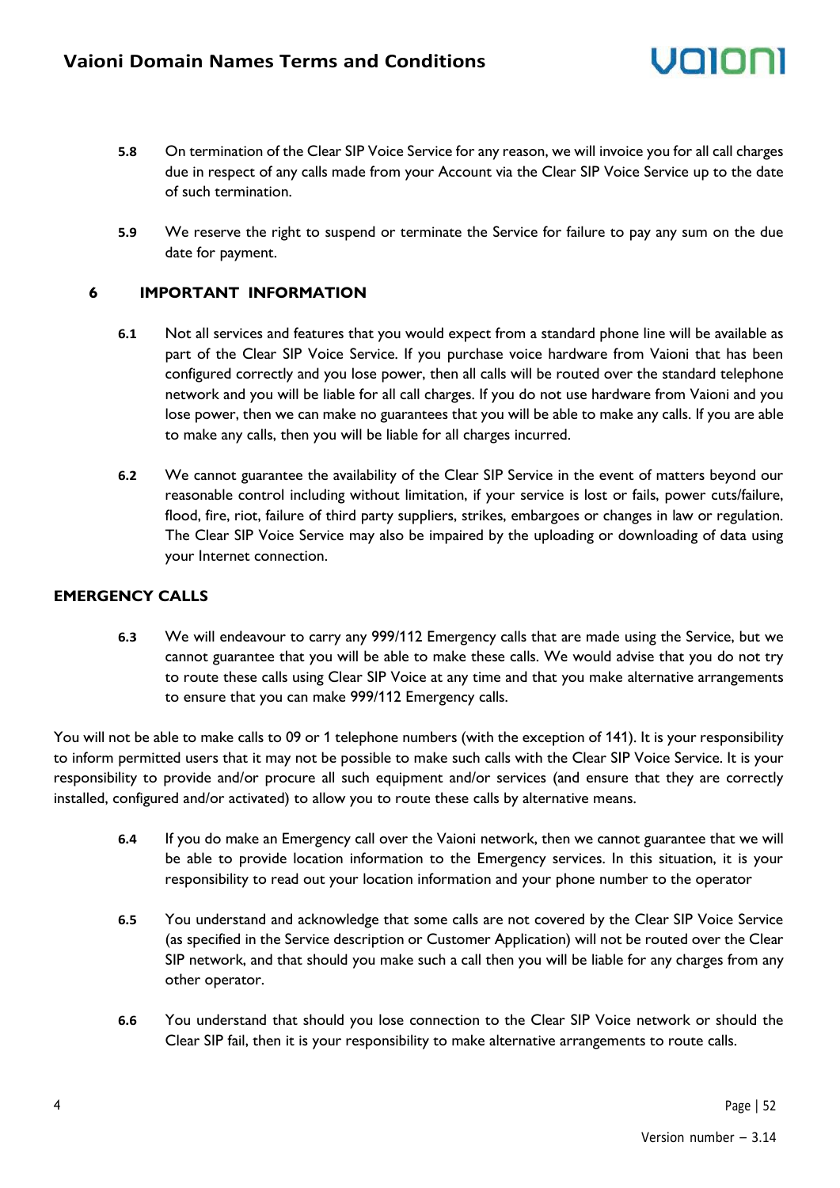**5.8** On termination of the Clear SIP Voice Service for any reason, we will invoice you for all call charges due in respect of any calls made from your Account via the Clear SIP Voice Service up to the date of such termination.

**5.9** We reserve the right to suspend or terminate the Service for failure to pay any sum on the due date for payment.

## 6 IMPORTANT INFORMATION

**6.1** Not all services and features that you would expect from a standard phone line will be available as part of the Clear SIP Voice Service. If you purchase voice hardware from Vaioni that has been configured correctly and you lose power, then all calls will be routed over the standard telephone network and you will be liable for all call charges. If you do not use hardware from Vaioni and you lose power, then we can make no guarantees that you will be able to make any calls. If you are able to make any calls, then you will be liable for all charges incurred.

**6.2** We cannot guarantee the availability of the Clear SIP Service in the event of matters beyond our reasonable control including without limitation, if your service is lost or fails, power cuts/failure, flood, fire, riot, failure of third party suppliers, strikes, embargoes or changes in law or regulation. The Clear SIP Voice Service may also be impaired by the uploading or downloading of data using your Internet connection.

### EMERGENCY CALLS

**6.3** We will endeavour to carry any 999/112 Emergency calls that are made using the Service, but we cannot guarantee that you will be able to make these calls. We would advise that you do not try to route these calls using Clear SIP Voice at any time and that you make alternative arrangements to ensure that you can make 999/112 Emergency calls.

You will not be able to make calls to 09 or 1 telephone numbers (with the exception of 141). It is your responsibility to inform permitted users that it may not be possible to make such calls with the Clear SIP Voice Service. It is your responsibility to provide and/or procure all such equipment and/or services (and ensure that they are correctly installed, configured and/or activated) to allow you to route these calls by alternative means.

**6.4** If you do make an Emergency call over the Vaioni network, then we cannot guarantee that we will be able to provide location information to the Emergency services. In this situation, it is your responsibility to read out your location information and your phone number to the operator

**6.5** You understand and acknowledge that some calls are not covered by the Clear SIP Voice Service (as specified in the Service description or Customer Application) will not be routed over the Clear SIP network, and that should you make such a call then you will be liable for any charges from any other operator.

**6.6** You understand that should you lose connection to the Clear SIP Voice network or should the Clear SIP fail, then it is your responsibility to make alternative arrangements to route calls.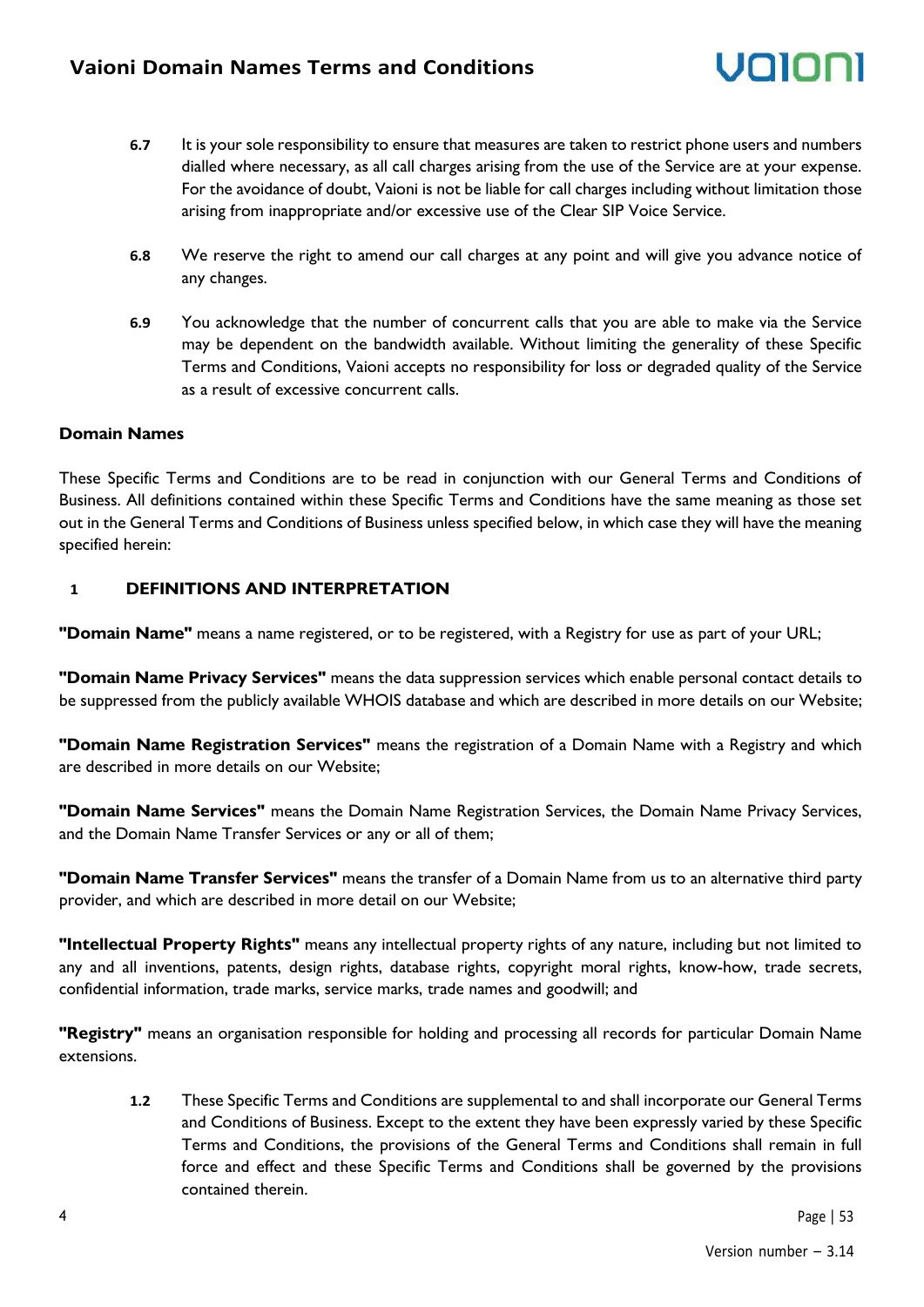**6.7** It is your sole responsibility to ensure that measures are taken to restrict phone users and numbers dialled where necessary, as all call charges arising from the use of the Service are at your expense. For the avoidance of doubt, Vaioni is not be liable for call charges including without limitation those arising from inappropriate and/or excessive use of the Clear SIP Voice Service.

**6.8** We reserve the right to amend our call charges at any point and will give you advance notice of any changes.

**6.9** You acknowledge that the number of concurrent calls that you are able to make via the Service may be dependent on the bandwidth available. Without limiting the generality of these Specific Terms and Conditions, Vaioni accepts no responsibility for loss or degraded quality of the Service as a result of excessive concurrent calls.

## Domain Names

These Specific Terms and Conditions are to be read in conjunction with our General Terms and Conditions of Business. All definitions contained within these Specific Terms and Conditions have the same meaning as those set out in the General Terms and Conditions of Business unless specified below, in which case they will have the meaning specified herein:

### 1 DEFINITIONS AND INTERPRETATION

**"Domain Name"** means a name registered, or to be registered, with a Registry for use as part of your URL;

**"Domain Name Privacy Services"** means the data suppression services which enable personal contact details to be suppressed from the publicly available WHOIS database and which are described in more details on our Website;

**"Domain Name Registration Services"** means the registration of a Domain Name with a Registry and which are described in more details on our Website;

**"Domain Name Services"** means the Domain Name Registration Services, the Domain Name Privacy Services, and the Domain Name Transfer Services or any or all of them;

**"Domain Name Transfer Services"** means the transfer of a Domain Name from us to an alternative third party provider, and which are described in more detail on our Website;

**"Intellectual Property Rights"** means any intellectual property rights of any nature, including but not limited to any and all inventions, patents, design rights, database rights, copyright moral rights, know-how, trade secrets, confidential information, trade marks, service marks, trade names and goodwill; and

**"Registry"** means an organisation responsible for holding and processing all records for particular Domain Name extensions.

**1.2** These Specific Terms and Conditions are supplemental to and shall incorporate our General Terms and Conditions of Business. Except to the extent they have been expressly varied by these Specific Terms and Conditions, the provisions of the General Terms and Conditions shall remain in full force and effect and these Specific Terms and Conditions shall be governed by the provisions contained therein.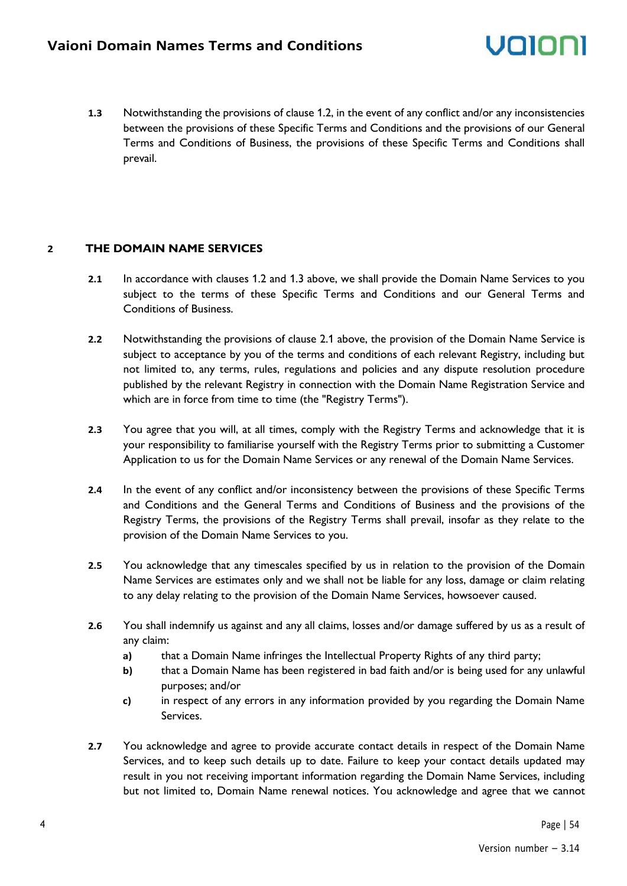**1.3** Notwithstanding the provisions of clause 1.2, in the event of any conflict and/or any inconsistencies between the provisions of these Specific Terms and Conditions and the provisions of our General Terms and Conditions of Business, the provisions of these Specific Terms and Conditions shall prevail.

## 2 THE DOMAIN NAME SERVICES

**2.1** In accordance with clauses 1.2 and 1.3 above, we shall provide the Domain Name Services to you subject to the terms of these Specific Terms and Conditions and our General Terms and Conditions of Business.

**2.2** Notwithstanding the provisions of clause 2.1 above, the provision of the Domain Name Service is subject to acceptance by you of the terms and conditions of each relevant Registry, including but not limited to, any terms, rules, regulations and policies and any dispute resolution procedure published by the relevant Registry in connection with the Domain Name Registration Service and which are in force from time to time (the "Registry Terms").

**2.3** You agree that you will, at all times, comply with the Registry Terms and acknowledge that it is your responsibility to familiarise yourself with the Registry Terms prior to submitting a Customer Application to us for the Domain Name Services or any renewal of the Domain Name Services.

**2.4** In the event of any conflict and/or inconsistency between the provisions of these Specific Terms and Conditions and the General Terms and Conditions of Business and the provisions of the Registry Terms, the provisions of the Registry Terms shall prevail, insofar as they relate to the provision of the Domain Name Services to you.

**2.5** You acknowledge that any timescales specified by us in relation to the provision of the Domain Name Services are estimates only and we shall not be liable for any loss, damage or claim relating to any delay relating to the provision of the Domain Name Services, howsoever caused.

**2.6** You shall indemnify us against and any all claims, losses and/or damage suffered by us as a result of any claim:

- **a)** that a Domain Name infringes the Intellectual Property Rights of any third party;
- **b)** that a Domain Name has been registered in bad faith and/or is being used for any unlawful purposes; and/or
- **c)** in respect of any errors in any information provided by you regarding the Domain Name Services.

**2.7** You acknowledge and agree to provide accurate contact details in respect of the Domain Name Services, and to keep such details up to date. Failure to keep your contact details updated may result in you not receiving important information regarding the Domain Name Services, including but not limited to, Domain Name renewal notices. You acknowledge and agree that we cannot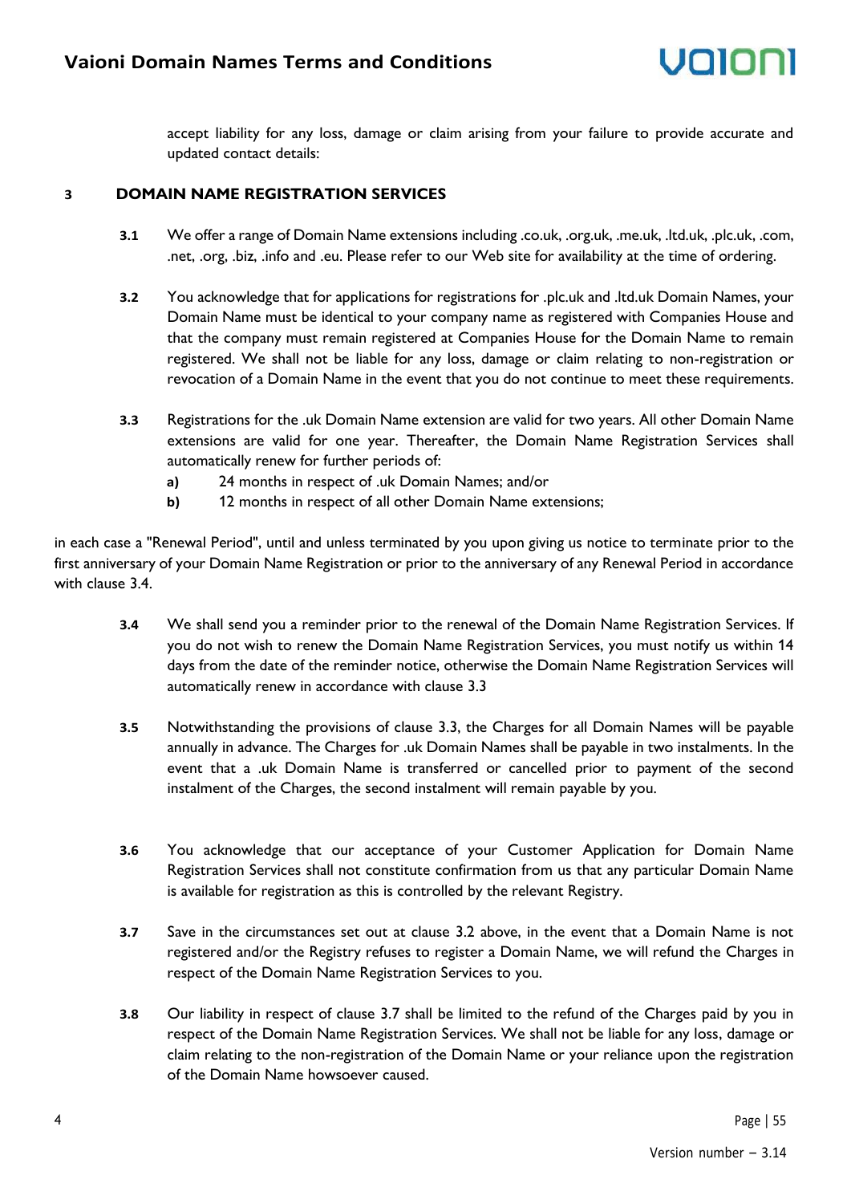accept liability for any loss, damage or claim arising from your failure to provide accurate and updated contact details:

## 3 DOMAIN NAME REGISTRATION SERVICES

**3.1** We offer a range of Domain Name extensions including .co.uk, .org.uk, .me.uk, .ltd.uk, .plc.uk, .com, .net, .org, .biz, .info and .eu. Please refer to our Web site for availability at the time of ordering.

**3.2** You acknowledge that for applications for registrations for .plc.uk and .ltd.uk Domain Names, your Domain Name must be identical to your company name as registered with Companies House and that the company must remain registered at Companies House for the Domain Name to remain registered. We shall not be liable for any loss, damage or claim relating to non-registration or revocation of a Domain Name in the event that you do not continue to meet these requirements.

**3.3** Registrations for the .uk Domain Name extension are valid for two years. All other Domain Name extensions are valid for one year. Thereafter, the Domain Name Registration Services shall automatically renew for further periods of:

**a)** 24 months in respect of .uk Domain Names; and/or

**b)** 12 months in respect of all other Domain Name extensions;

in each case a "Renewal Period", until and unless terminated by you upon giving us notice to terminate prior to the first anniversary of your Domain Name Registration or prior to the anniversary of any Renewal Period in accordance with clause 3.4.

**3.4** We shall send you a reminder prior to the renewal of the Domain Name Registration Services. If you do not wish to renew the Domain Name Registration Services, you must notify us within 14 days from the date of the reminder notice, otherwise the Domain Name Registration Services will automatically renew in accordance with clause 3.3

**3.5** Notwithstanding the provisions of clause 3.3, the Charges for all Domain Names will be payable annually in advance. The Charges for .uk Domain Names shall be payable in two instalments. In the event that a .uk Domain Name is transferred or cancelled prior to payment of the second instalment of the Charges, the second instalment will remain payable by you.

**3.6** You acknowledge that our acceptance of your Customer Application for Domain Name Registration Services shall not constitute confirmation from us that any particular Domain Name is available for registration as this is controlled by the relevant Registry.

**3.7** Save in the circumstances set out at clause 3.2 above, in the event that a Domain Name is not registered and/or the Registry refuses to register a Domain Name, we will refund the Charges in respect of the Domain Name Registration Services to you.

**3.8** Our liability in respect of clause 3.7 shall be limited to the refund of the Charges paid by you in respect of the Domain Name Registration Services. We shall not be liable for any loss, damage or claim relating to the non-registration of the Domain Name or your reliance upon the registration of the Domain Name howsoever caused.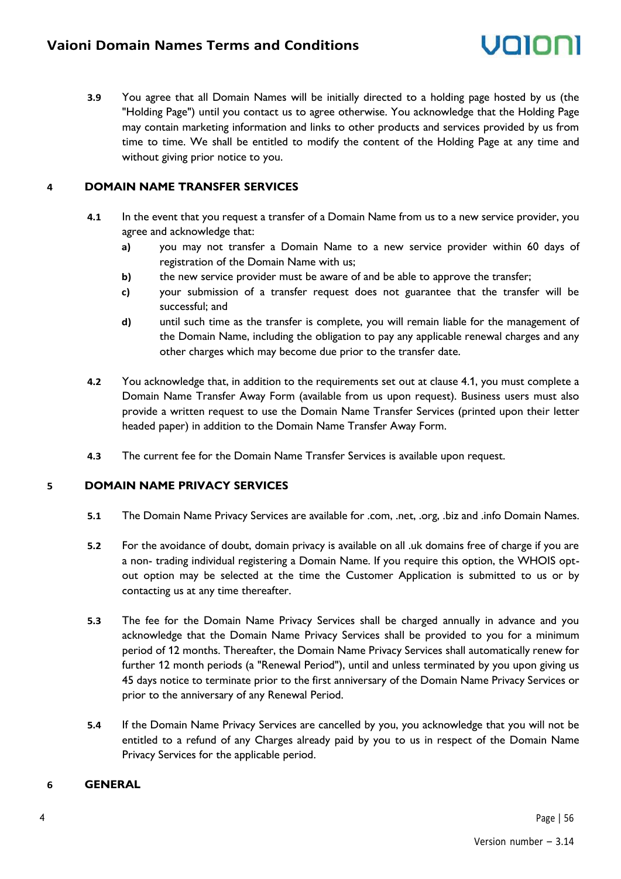**3.9** You agree that all Domain Names will be initially directed to a holding page hosted by us (the "Holding Page") until you contact us to agree otherwise. You acknowledge that the Holding Page may contain marketing information and links to other products and services provided by us from time to time. We shall be entitled to modify the content of the Holding Page at any time and without giving prior notice to you.

## 4 DOMAIN NAME TRANSFER SERVICES

**4.1** In the event that you request a transfer of a Domain Name from us to a new service provider, you agree and acknowledge that:

- **a)** you may not transfer a Domain Name to a new service provider within 60 days of registration of the Domain Name with us;
- **b)** the new service provider must be aware of and be able to approve the transfer;
- **c)** your submission of a transfer request does not guarantee that the transfer will be successful; and
- **d)** until such time as the transfer is complete, you will remain liable for the management of the Domain Name, including the obligation to pay any applicable renewal charges and any other charges which may become due prior to the transfer date.

**4.2** You acknowledge that, in addition to the requirements set out at clause 4.1, you must complete a Domain Name Transfer Away Form (available from us upon request). Business users must also provide a written request to use the Domain Name Transfer Services (printed upon their letter headed paper) in addition to the Domain Name Transfer Away Form.

**4.3** The current fee for the Domain Name Transfer Services is available upon request.

## 5 DOMAIN NAME PRIVACY SERVICES

**5.1** The Domain Name Privacy Services are available for .com, .net, .org, .biz and .info Domain Names.

**5.2** For the avoidance of doubt, domain privacy is available on all .uk domains free of charge if you are a non- trading individual registering a Domain Name. If you require this option, the WHOIS opt-out option may be selected at the time the Customer Application is submitted to us or by contacting us at any time thereafter.

**5.3** The fee for the Domain Name Privacy Services shall be charged annually in advance and you acknowledge that the Domain Name Privacy Services shall be provided to you for a minimum period of 12 months. Thereafter, the Domain Name Privacy Services shall automatically renew for further 12 month periods (a "Renewal Period"), until and unless terminated by you upon giving us 45 days notice to terminate prior to the first anniversary of the Domain Name Privacy Services or prior to the anniversary of any Renewal Period.

**5.4** If the Domain Name Privacy Services are cancelled by you, you acknowledge that you will not be entitled to a refund of any Charges already paid by you to us in respect of the Domain Name Privacy Services for the applicable period.

## 6 GENERAL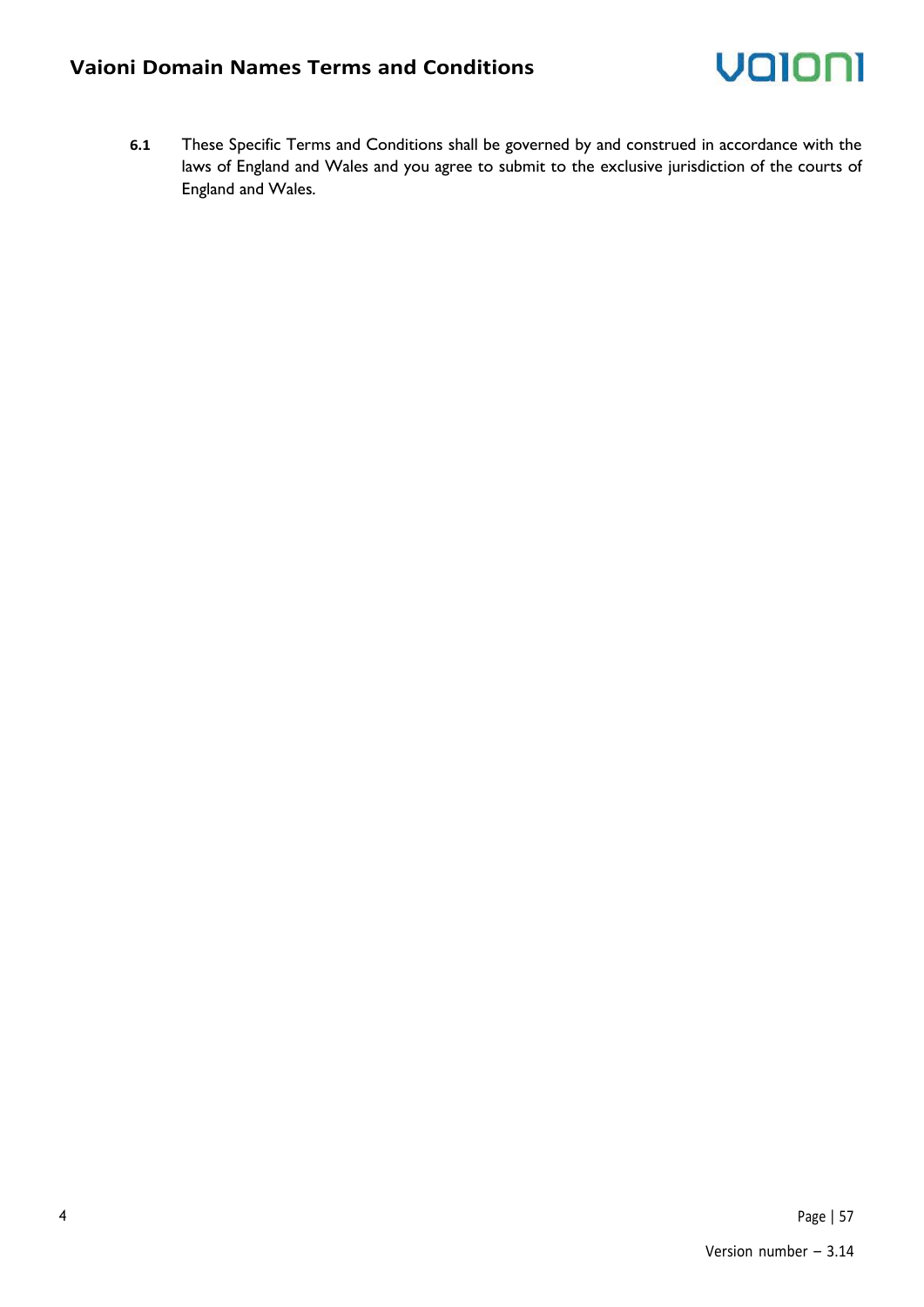**6.1** These Specific Terms and Conditions shall be governed by and construed in accordance with the laws of England and Wales and you agree to submit to the exclusive jurisdiction of the courts of England and Wales.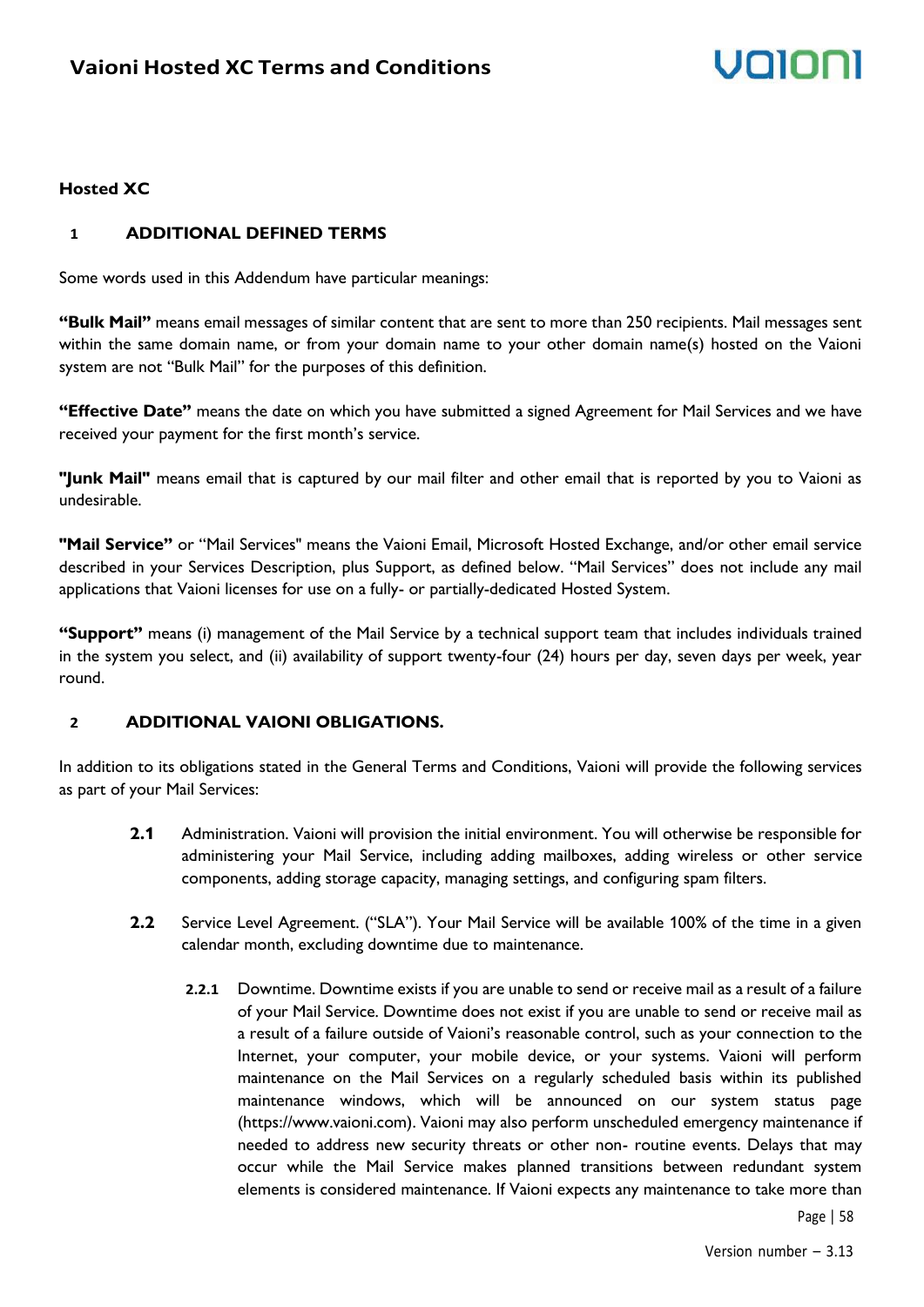## Hosted XC

### 1 ADDITIONAL DEFINED TERMS

Some words used in this Addendum have particular meanings:

**"Bulk Mail"** means email messages of similar content that are sent to more than 250 recipients. Mail messages sent within the same domain name, or from your domain name to your other domain name(s) hosted on the Vaioni system are not "Bulk Mail" for the purposes of this definition.

**"Effective Date"** means the date on which you have submitted a signed Agreement for Mail Services and we have received your payment for the first month's service.

**"Junk Mail"** means email that is captured by our mail filter and other email that is reported by you to Vaioni as undesirable.

**"Mail Service"** or "Mail Services" means the Vaioni Email, Microsoft Hosted Exchange, and/or other email service described in your Services Description, plus Support, as defined below. "Mail Services" does not include any mail applications that Vaioni licenses for use on a fully- or partially-dedicated Hosted System.

**"Support"** means (i) management of the Mail Service by a technical support team that includes individuals trained in the system you select, and (ii) availability of support twenty-four (24) hours per day, seven days per week, year round.

### 2 ADDITIONAL VAIONI OBLIGATIONS.

In addition to its obligations stated in the General Terms and Conditions, Vaioni will provide the following services as part of your Mail Services:

**2.1** Administration. Vaioni will provision the initial environment. You will otherwise be responsible for administering your Mail Service, including adding mailboxes, adding wireless or other service components, adding storage capacity, managing settings, and configuring spam filters.

**2.2** Service Level Agreement. ("SLA"). Your Mail Service will be available 100% of the time in a given calendar month, excluding downtime due to maintenance.

**2.2.1** Downtime. Downtime exists if you are unable to send or receive mail as a result of a failure of your Mail Service. Downtime does not exist if you are unable to send or receive mail as a result of a failure outside of Vaioni's reasonable control, such as your connection to the Internet, your computer, your mobile device, or your systems. Vaioni will perform maintenance on the Mail Services on a regularly scheduled basis within its published maintenance windows, which will be announced on our system status page (https://www.vaioni.com). Vaioni may also perform unscheduled emergency maintenance if needed to address new security threats or other non- routine events. Delays that may occur while the Mail Service makes planned transitions between redundant system elements is considered maintenance. If Vaioni expects any maintenance to take more than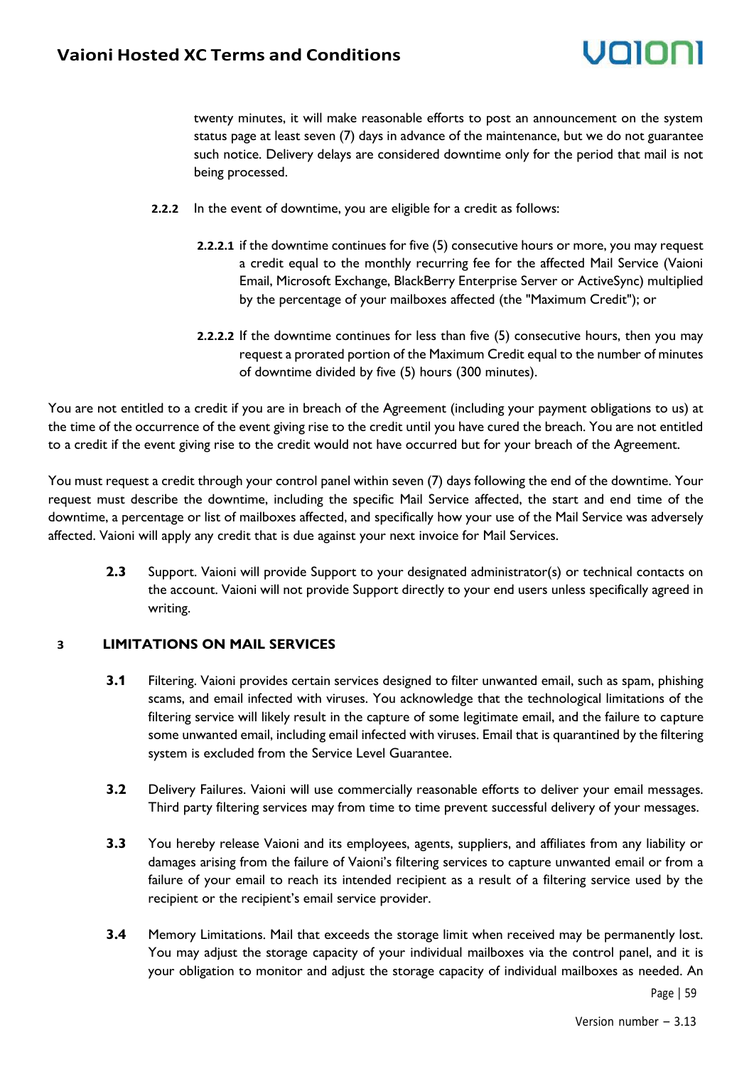twenty minutes, it will make reasonable efforts to post an announcement on the system status page at least seven (7) days in advance of the maintenance, but we do not guarantee such notice. Delivery delays are considered downtime only for the period that mail is not being processed.

**2.2.2** In the event of downtime, you are eligible for a credit as follows:

**2.2.2.1** if the downtime continues for five (5) consecutive hours or more, you may request a credit equal to the monthly recurring fee for the affected Mail Service (Vaioni Email, Microsoft Exchange, BlackBerry Enterprise Server or ActiveSync) multiplied by the percentage of your mailboxes affected (the "Maximum Credit"); or

**2.2.2.2** If the downtime continues for less than five (5) consecutive hours, then you may request a prorated portion of the Maximum Credit equal to the number of minutes of downtime divided by five (5) hours (300 minutes).

You are not entitled to a credit if you are in breach of the Agreement (including your payment obligations to us) at the time of the occurrence of the event giving rise to the credit until you have cured the breach. You are not entitled to a credit if the event giving rise to the credit would not have occurred but for your breach of the Agreement.

You must request a credit through your control panel within seven (7) days following the end of the downtime. Your request must describe the downtime, including the specific Mail Service affected, the start and end time of the downtime, a percentage or list of mailboxes affected, and specifically how your use of the Mail Service was adversely affected. Vaioni will apply any credit that is due against your next invoice for Mail Services.

**2.3** Support. Vaioni will provide Support to your designated administrator(s) or technical contacts on the account. Vaioni will not provide Support directly to your end users unless specifically agreed in writing.

## 3 LIMITATIONS ON MAIL SERVICES

**3.1** Filtering. Vaioni provides certain services designed to filter unwanted email, such as spam, phishing scams, and email infected with viruses. You acknowledge that the technological limitations of the filtering service will likely result in the capture of some legitimate email, and the failure to capture some unwanted email, including email infected with viruses. Email that is quarantined by the filtering system is excluded from the Service Level Guarantee.

**3.2** Delivery Failures. Vaioni will use commercially reasonable efforts to deliver your email messages. Third party filtering services may from time to time prevent successful delivery of your messages.

**3.3** You hereby release Vaioni and its employees, agents, suppliers, and affiliates from any liability or damages arising from the failure of Vaioni's filtering services to capture unwanted email or from a failure of your email to reach its intended recipient as a result of a filtering service used by the recipient or the recipient's email service provider.

**3.4** Memory Limitations. Mail that exceeds the storage limit when received may be permanently lost. You may adjust the storage capacity of your individual mailboxes via the control panel, and it is your obligation to monitor and adjust the storage capacity of individual mailboxes as needed. An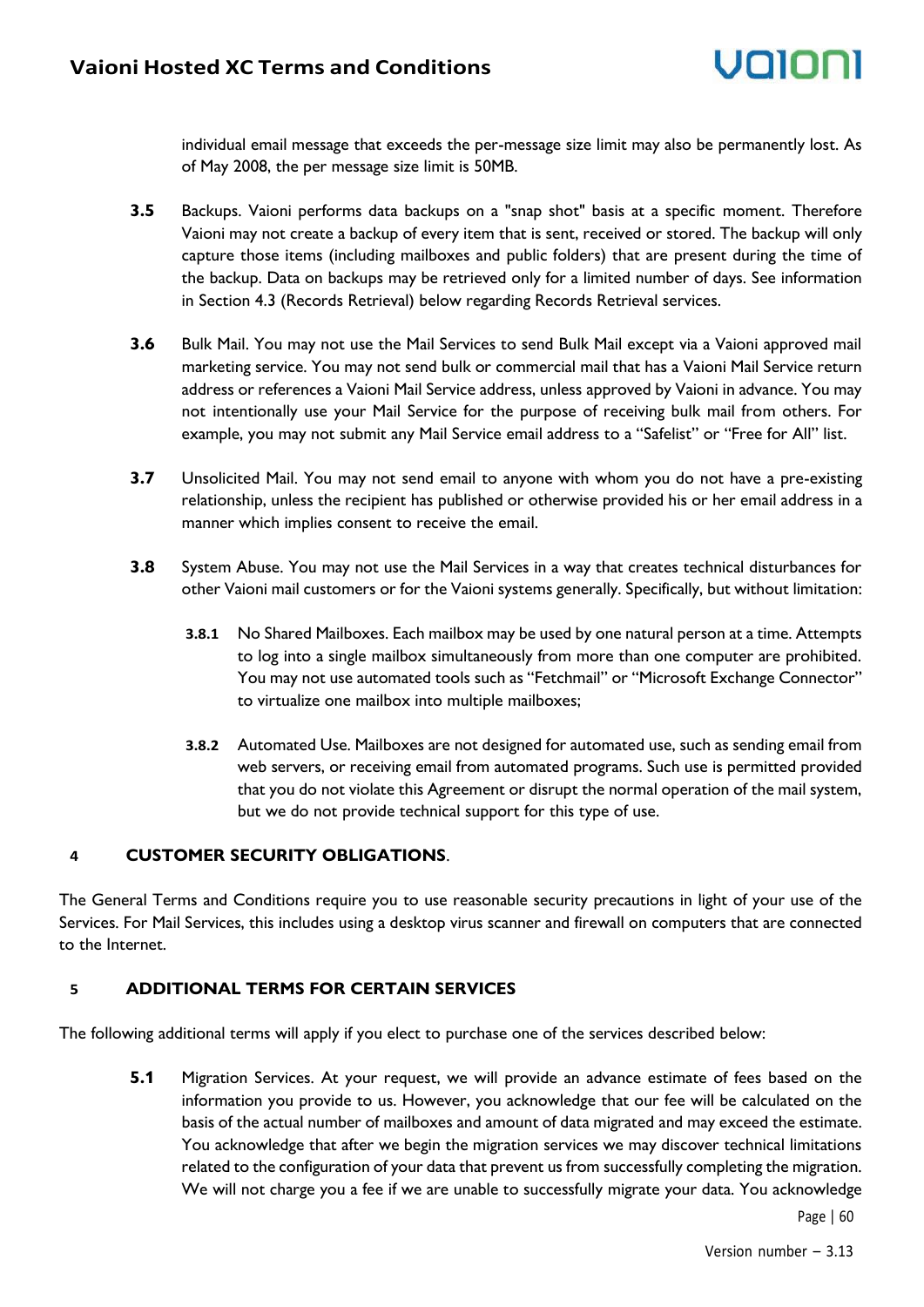individual email message that exceeds the per-message size limit may also be permanently lost. As of May 2008, the per message size limit is 50MB.

**3.5** Backups. Vaioni performs data backups on a "snap shot" basis at a specific moment. Therefore Vaioni may not create a backup of every item that is sent, received or stored. The backup will only capture those items (including mailboxes and public folders) that are present during the time of the backup. Data on backups may be retrieved only for a limited number of days. See information in Section 4.3 (Records Retrieval) below regarding Records Retrieval services.

**3.6** Bulk Mail. You may not use the Mail Services to send Bulk Mail except via a Vaioni approved mail marketing service. You may not send bulk or commercial mail that has a Vaioni Mail Service return address or references a Vaioni Mail Service address, unless approved by Vaioni in advance. You may not intentionally use your Mail Service for the purpose of receiving bulk mail from others. For example, you may not submit any Mail Service email address to a "Safelist" or "Free for All" list.

**3.7** Unsolicited Mail. You may not send email to anyone with whom you do not have a pre-existing relationship, unless the recipient has published or otherwise provided his or her email address in a manner which implies consent to receive the email.

**3.8** System Abuse. You may not use the Mail Services in a way that creates technical disturbances for other Vaioni mail customers or for the Vaioni systems generally. Specifically, but without limitation:

**3.8.1** No Shared Mailboxes. Each mailbox may be used by one natural person at a time. Attempts to log into a single mailbox simultaneously from more than one computer are prohibited. You may not use automated tools such as "Fetchmail" or "Microsoft Exchange Connector" to virtualize one mailbox into multiple mailboxes;

**3.8.2** Automated Use. Mailboxes are not designed for automated use, such as sending email from web servers, or receiving email from automated programs. Such use is permitted provided that you do not violate this Agreement or disrupt the normal operation of the mail system, but we do not provide technical support for this type of use.

## 4 CUSTOMER SECURITY OBLIGATIONS.

The General Terms and Conditions require you to use reasonable security precautions in light of your use of the Services. For Mail Services, this includes using a desktop virus scanner and firewall on computers that are connected to the Internet.

## 5 ADDITIONAL TERMS FOR CERTAIN SERVICES

The following additional terms will apply if you elect to purchase one of the services described below:

**5.1** Migration Services. At your request, we will provide an advance estimate of fees based on the information you provide to us. However, you acknowledge that our fee will be calculated on the basis of the actual number of mailboxes and amount of data migrated and may exceed the estimate. You acknowledge that after we begin the migration services we may discover technical limitations related to the configuration of your data that prevent us from successfully completing the migration. We will not charge you a fee if we are unable to successfully migrate your data. You acknowledge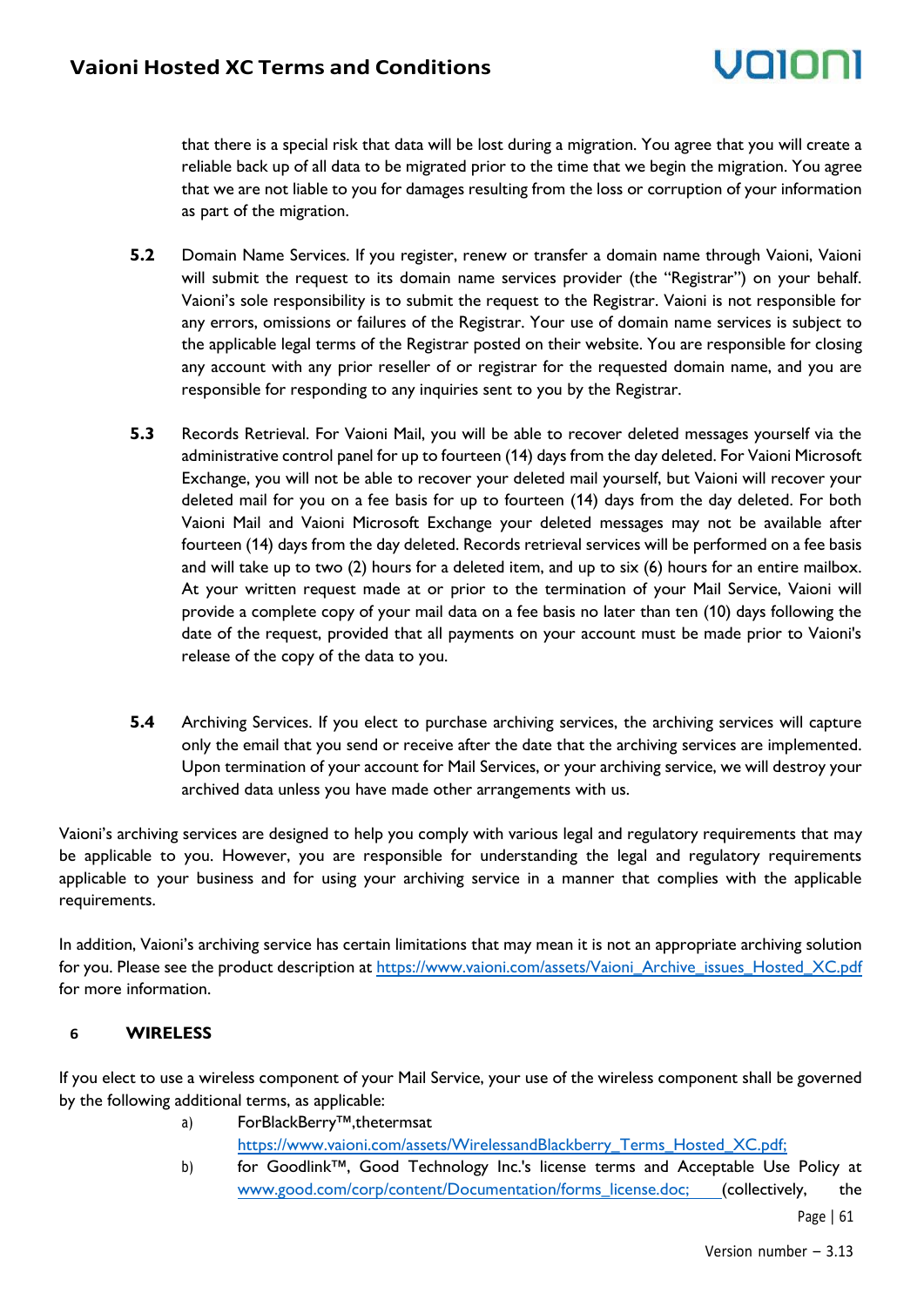that there is a special risk that data will be lost during a migration. You agree that you will create a reliable back up of all data to be migrated prior to the time that we begin the migration. You agree that we are not liable to you for damages resulting from the loss or corruption of your information as part of the migration.

**5.2** Domain Name Services. If you register, renew or transfer a domain name through Vaioni, Vaioni will submit the request to its domain name services provider (the "Registrar") on your behalf. Vaioni's sole responsibility is to submit the request to the Registrar. Vaioni is not responsible for any errors, omissions or failures of the Registrar. Your use of domain name services is subject to the applicable legal terms of the Registrar posted on their website. You are responsible for closing any account with any prior reseller of or registrar for the requested domain name, and you are responsible for responding to any inquiries sent to you by the Registrar.

**5.3** Records Retrieval. For Vaioni Mail, you will be able to recover deleted messages yourself via the administrative control panel for up to fourteen (14) days from the day deleted. For Vaioni Microsoft Exchange, you will not be able to recover your deleted mail yourself, but Vaioni will recover your deleted mail for you on a fee basis for up to fourteen (14) days from the day deleted. For both Vaioni Mail and Vaioni Microsoft Exchange your deleted messages may not be available after fourteen (14) days from the day deleted. Records retrieval services will be performed on a fee basis and will take up to two (2) hours for a deleted item, and up to six (6) hours for an entire mailbox. At your written request made at or prior to the termination of your Mail Service, Vaioni will provide a complete copy of your mail data on a fee basis no later than ten (10) days following the date of the request, provided that all payments on your account must be made prior to Vaioni's release of the copy of the data to you.

**5.4** Archiving Services. If you elect to purchase archiving services, the archiving services will capture only the email that you send or receive after the date that the archiving services are implemented. Upon termination of your account for Mail Services, or your archiving service, we will destroy your archived data unless you have made other arrangements with us.

Vaioni's archiving services are designed to help you comply with various legal and regulatory requirements that may be applicable to you. However, you are responsible for understanding the legal and regulatory requirements applicable to your business and for using your archiving service in a manner that complies with the applicable requirements.

In addition, Vaioni's archiving service has certain limitations that may mean it is not an appropriate archiving solution for you. Please see the product description at https://www.vaioni.com/assets/Vaioni_Archive_issues_Hosted_XC.pdf for more information.

## 6 WIRELESS

If you elect to use a wireless component of your Mail Service, your use of the wireless component shall be governed by the following additional terms, as applicable:

a) ForBlackBerry™,thetermsat https://www.vaioni.com/assets/WirelessandBlackberry_Terms_Hosted_XC.pdf;

b) for Goodlink™, Good Technology Inc.'s license terms and Acceptable Use Policy at www.good.com/corp/content/Documentation/forms_license.doc; (collectively, the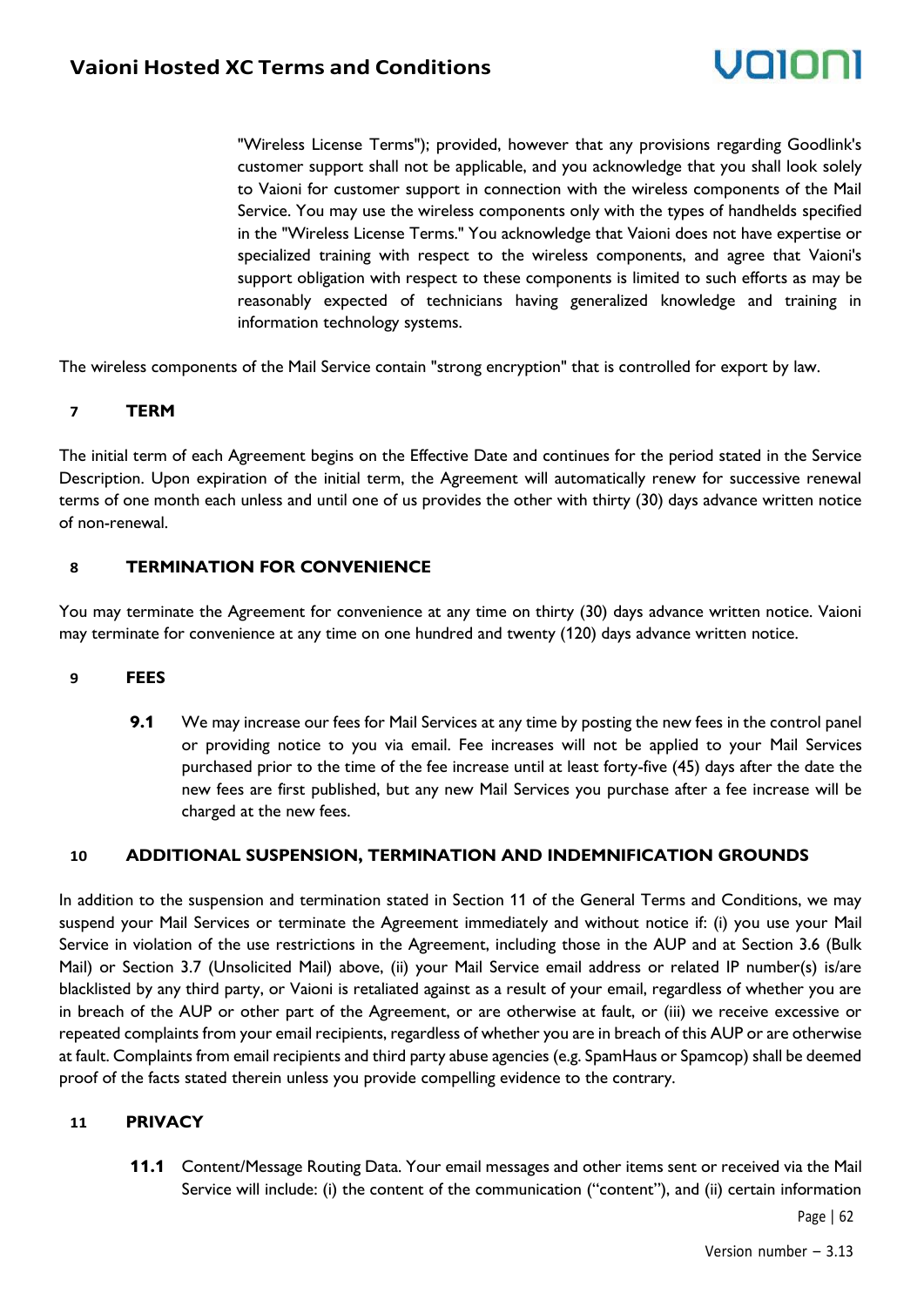"Wireless License Terms"); provided, however that any provisions regarding Goodlink's customer support shall not be applicable, and you acknowledge that you shall look solely to Vaioni for customer support in connection with the wireless components of the Mail Service. You may use the wireless components only with the types of handhelds specified in the "Wireless License Terms." You acknowledge that Vaioni does not have expertise or specialized training with respect to the wireless components, and agree that Vaioni's support obligation with respect to these components is limited to such efforts as may be reasonably expected of technicians having generalized knowledge and training in information technology systems.

The wireless components of the Mail Service contain "strong encryption" that is controlled for export by law.

## 7 TERM

The initial term of each Agreement begins on the Effective Date and continues for the period stated in the Service Description. Upon expiration of the initial term, the Agreement will automatically renew for successive renewal terms of one month each unless and until one of us provides the other with thirty (30) days advance written notice of non-renewal.

## 8 TERMINATION FOR CONVENIENCE

You may terminate the Agreement for convenience at any time on thirty (30) days advance written notice. Vaioni may terminate for convenience at any time on one hundred and twenty (120) days advance written notice.

## 9 FEES

**9.1** We may increase our fees for Mail Services at any time by posting the new fees in the control panel or providing notice to you via email. Fee increases will not be applied to your Mail Services purchased prior to the time of the fee increase until at least forty-five (45) days after the date the new fees are first published, but any new Mail Services you purchase after a fee increase will be charged at the new fees.

## 10 ADDITIONAL SUSPENSION, TERMINATION AND INDEMNIFICATION GROUNDS

In addition to the suspension and termination stated in Section 11 of the General Terms and Conditions, we may suspend your Mail Services or terminate the Agreement immediately and without notice if: (i) you use your Mail Service in violation of the use restrictions in the Agreement, including those in the AUP and at Section 3.6 (Bulk Mail) or Section 3.7 (Unsolicited Mail) above, (ii) your Mail Service email address or related IP number(s) is/are blacklisted by any third party, or Vaioni is retaliated against as a result of your email, regardless of whether you are in breach of the AUP or other part of the Agreement, or are otherwise at fault, or (iii) we receive excessive or repeated complaints from your email recipients, regardless of whether you are in breach of this AUP or are otherwise at fault. Complaints from email recipients and third party abuse agencies (e.g. SpamHaus or Spamcop) shall be deemed proof of the facts stated therein unless you provide compelling evidence to the contrary.

## 11 PRIVACY

**11.1** Content/Message Routing Data. Your email messages and other items sent or received via the Mail Service will include: (i) the content of the communication ("content"), and (ii) certain information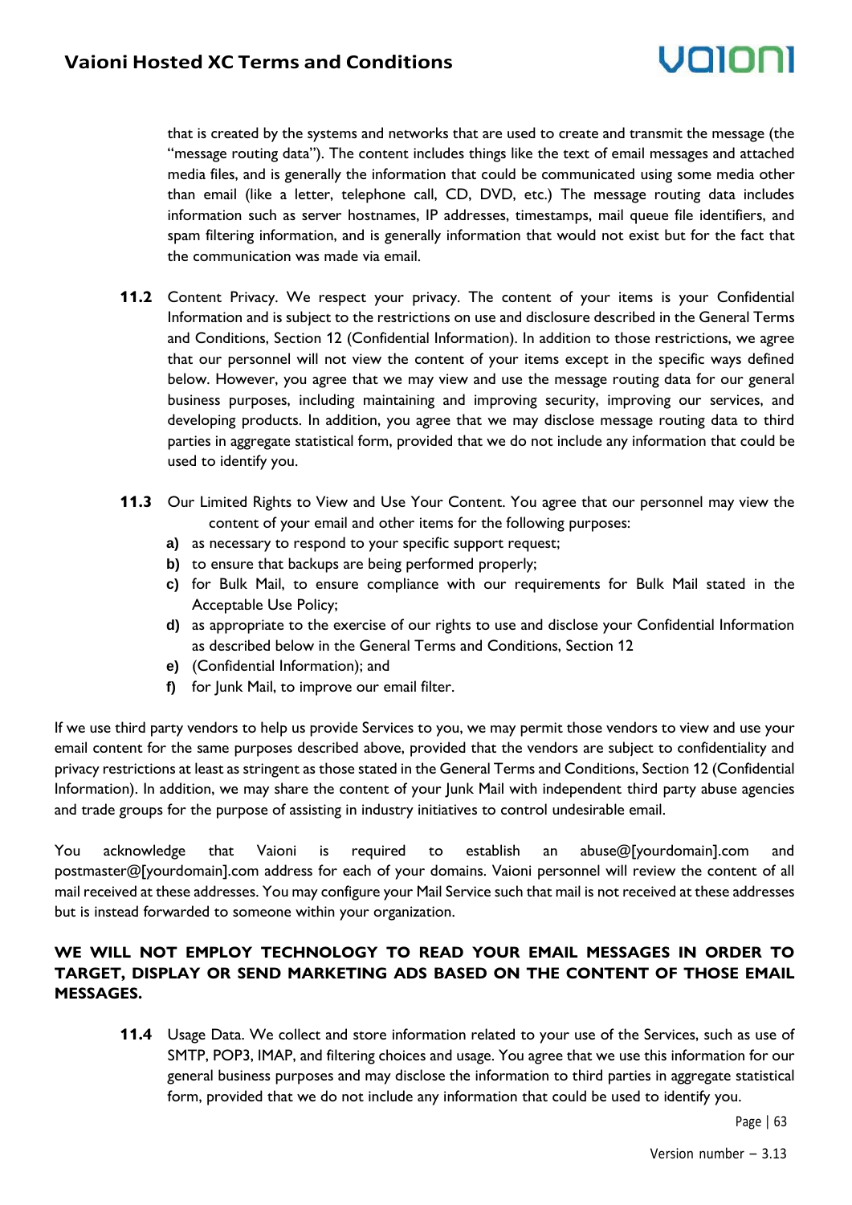that is created by the systems and networks that are used to create and transmit the message (the "message routing data"). The content includes things like the text of email messages and attached media files, and is generally the information that could be communicated using some media other than email (like a letter, telephone call, CD, DVD, etc.) The message routing data includes information such as server hostnames, IP addresses, timestamps, mail queue file identifiers, and spam filtering information, and is generally information that would not exist but for the fact that the communication was made via email.

**11.2** Content Privacy. We respect your privacy. The content of your items is your Confidential Information and is subject to the restrictions on use and disclosure described in the General Terms and Conditions, Section 12 (Confidential Information). In addition to those restrictions, we agree that our personnel will not view the content of your items except in the specific ways defined below. However, you agree that we may view and use the message routing data for our general business purposes, including maintaining and improving security, improving our services, and developing products. In addition, you agree that we may disclose message routing data to third parties in aggregate statistical form, provided that we do not include any information that could be used to identify you.

**11.3** Our Limited Rights to View and Use Your Content. You agree that our personnel may view the content of your email and other items for the following purposes:

- **a)** as necessary to respond to your specific support request;
- **b)** to ensure that backups are being performed properly;
- **c)** for Bulk Mail, to ensure compliance with our requirements for Bulk Mail stated in the Acceptable Use Policy;
- **d)** as appropriate to the exercise of our rights to use and disclose your Confidential Information as described below in the General Terms and Conditions, Section 12
- **e)** (Confidential Information); and
- **f)** for Junk Mail, to improve our email filter.

If we use third party vendors to help us provide Services to you, we may permit those vendors to view and use your email content for the same purposes described above, provided that the vendors are subject to confidentiality and privacy restrictions at least as stringent as those stated in the General Terms and Conditions, Section 12 (Confidential Information). In addition, we may share the content of your Junk Mail with independent third party abuse agencies and trade groups for the purpose of assisting in industry initiatives to control undesirable email.

You acknowledge that Vaioni is required to establish an abuse@[yourdomain].com and postmaster@[yourdomain].com address for each of your domains. Vaioni personnel will review the content of all mail received at these addresses. You may configure your Mail Service such that mail is not received at these addresses but is instead forwarded to someone within your organization.

**WE WILL NOT EMPLOY TECHNOLOGY TO READ YOUR EMAIL MESSAGES IN ORDER TO TARGET, DISPLAY OR SEND MARKETING ADS BASED ON THE CONTENT OF THOSE EMAIL MESSAGES.**

**11.4** Usage Data. We collect and store information related to your use of the Services, such as use of SMTP, POP3, IMAP, and filtering choices and usage. You agree that we use this information for our general business purposes and may disclose the information to third parties in aggregate statistical form, provided that we do not include any information that could be used to identify you.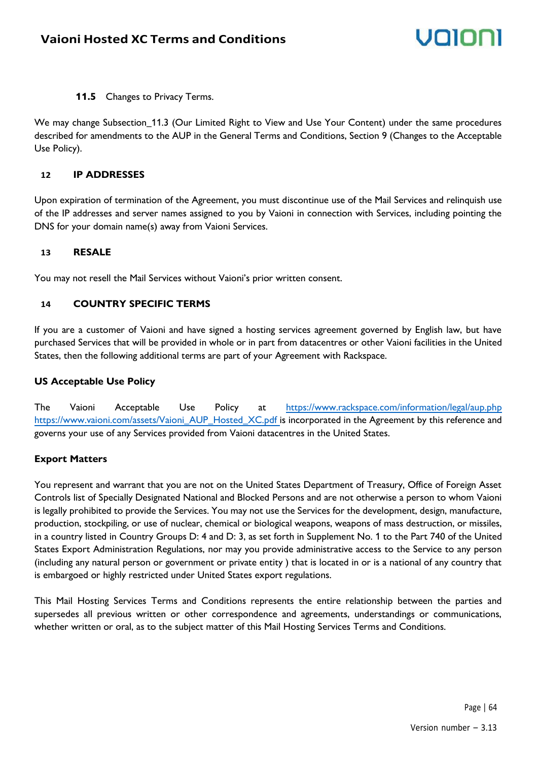### 11.5 Changes to Privacy Terms.

We may change Subsection_11.3 (Our Limited Right to View and Use Your Content) under the same procedures described for amendments to the AUP in the General Terms and Conditions, Section 9 (Changes to the Acceptable Use Policy).

## 12 IP ADDRESSES

Upon expiration of termination of the Agreement, you must discontinue use of the Mail Services and relinquish use of the IP addresses and server names assigned to you by Vaioni in connection with Services, including pointing the DNS for your domain name(s) away from Vaioni Services.

## 13 RESALE

You may not resell the Mail Services without Vaioni's prior written consent.

## 14 COUNTRY SPECIFIC TERMS

If you are a customer of Vaioni and have signed a hosting services agreement governed by English law, but have purchased Services that will be provided in whole or in part from datacentres or other Vaioni facilities in the United States, then the following additional terms are part of your Agreement with Rackspace.

**US Acceptable Use Policy**

The Vaioni Acceptable Use Policy at https://www.rackspace.com/information/legal/aup.php https://www.vaioni.com/assets/Vaioni_AUP_Hosted_XC.pdf is incorporated in the Agreement by this reference and governs your use of any Services provided from Vaioni datacentres in the United States.

**Export Matters**

You represent and warrant that you are not on the United States Department of Treasury, Office of Foreign Asset Controls list of Specially Designated National and Blocked Persons and are not otherwise a person to whom Vaioni is legally prohibited to provide the Services. You may not use the Services for the development, design, manufacture, production, stockpiling, or use of nuclear, chemical or biological weapons, weapons of mass destruction, or missiles, in a country listed in Country Groups D: 4 and D: 3, as set forth in Supplement No. 1 to the Part 740 of the United States Export Administration Regulations, nor may you provide administrative access to the Service to any person (including any natural person or government or private entity ) that is located in or is a national of any country that is embargoed or highly restricted under United States export regulations.

This Mail Hosting Services Terms and Conditions represents the entire relationship between the parties and supersedes all previous written or other correspondence and agreements, understandings or communications, whether written or oral, as to the subject matter of this Mail Hosting Services Terms and Conditions.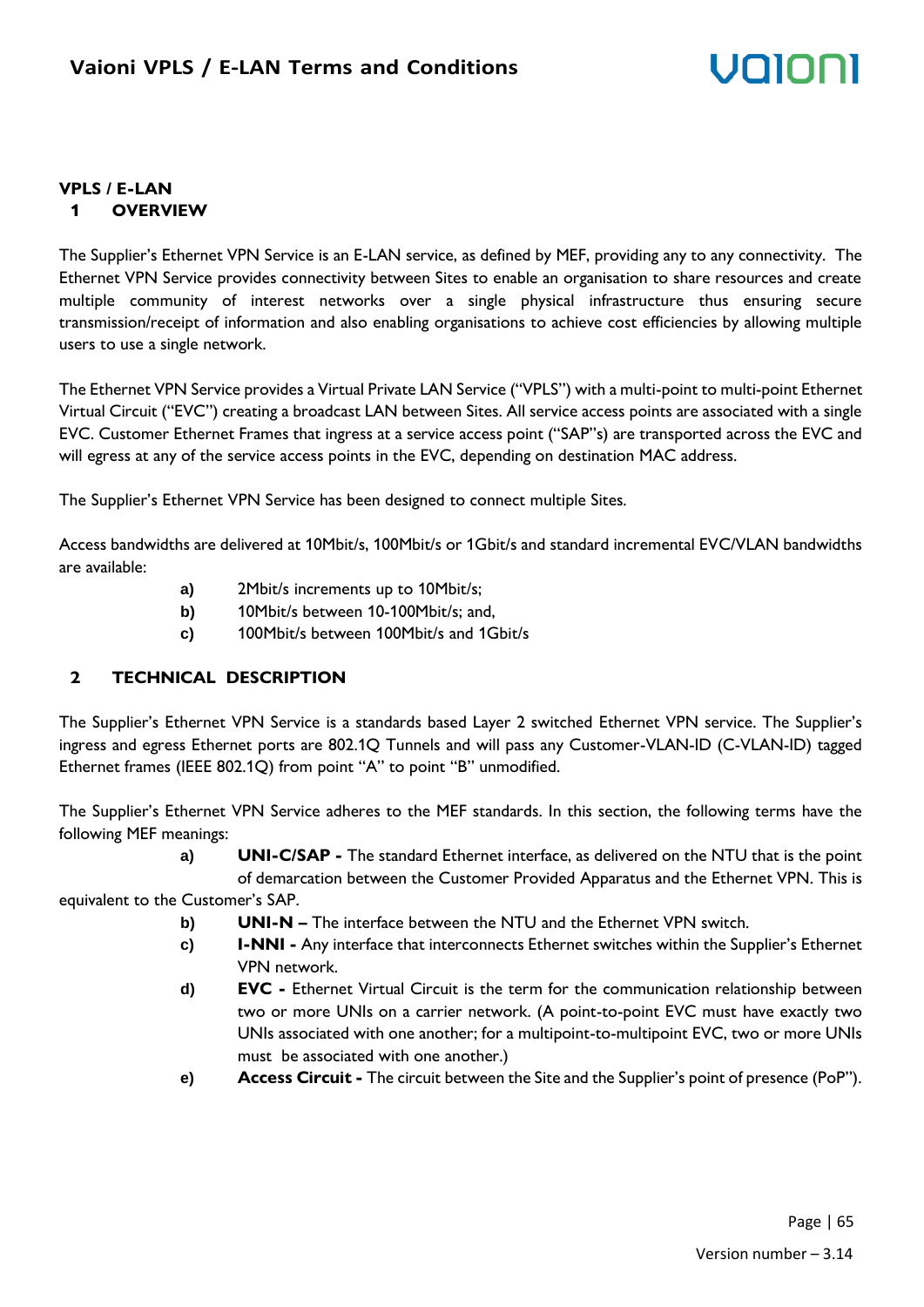## VPLS / E-LAN

### 1 OVERVIEW

The Supplier's Ethernet VPN Service is an E-LAN service, as defined by MEF, providing any to any connectivity. The Ethernet VPN Service provides connectivity between Sites to enable an organisation to share resources and create multiple community of interest networks over a single physical infrastructure thus ensuring secure transmission/receipt of information and also enabling organisations to achieve cost efficiencies by allowing multiple users to use a single network.

The Ethernet VPN Service provides a Virtual Private LAN Service ("VPLS") with a multi-point to multi-point Ethernet Virtual Circuit ("EVC") creating a broadcast LAN between Sites. All service access points are associated with a single EVC. Customer Ethernet Frames that ingress at a service access point ("SAP"s) are transported across the EVC and will egress at any of the service access points in the EVC, depending on destination MAC address.

The Supplier's Ethernet VPN Service has been designed to connect multiple Sites.

Access bandwidths are delivered at 10Mbit/s, 100Mbit/s or 1Gbit/s and standard incremental EVC/VLAN bandwidths are available:

- **a)** 2Mbit/s increments up to 10Mbit/s;
- **b)** 10Mbit/s between 10-100Mbit/s; and,
- **c)** 100Mbit/s between 100Mbit/s and 1Gbit/s

### 2 TECHNICAL DESCRIPTION

The Supplier's Ethernet VPN Service is a standards based Layer 2 switched Ethernet VPN service. The Supplier's ingress and egress Ethernet ports are 802.1Q Tunnels and will pass any Customer-VLAN-ID (C-VLAN-ID) tagged Ethernet frames (IEEE 802.1Q) from point "A" to point "B" unmodified.

The Supplier's Ethernet VPN Service adheres to the MEF standards. In this section, the following terms have the following MEF meanings:

- **a)** **UNI-C/SAP -** The standard Ethernet interface, as delivered on the NTU that is the point of demarcation between the Customer Provided Apparatus and the Ethernet VPN. This is equivalent to the Customer's SAP.
- **b)** **UNI-N –** The interface between the NTU and the Ethernet VPN switch.
- **c)** **I-NNI -** Any interface that interconnects Ethernet switches within the Supplier's Ethernet VPN network.
- **d)** **EVC -** Ethernet Virtual Circuit is the term for the communication relationship between two or more UNIs on a carrier network. (A point-to-point EVC must have exactly two UNIs associated with one another; for a multipoint-to-multipoint EVC, two or more UNIs must be associated with one another.)
- **e)** **Access Circuit -** The circuit between the Site and the Supplier's point of presence (PoP").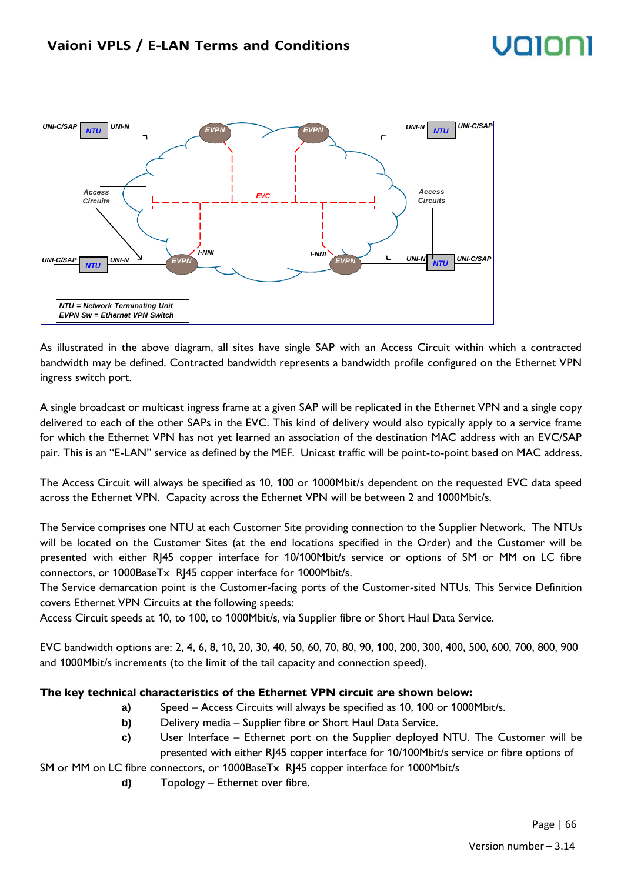NTU = Network Terminating Unit
EVPN Sw = Ethernet VPN Switch

As illustrated in the above diagram, all sites have single SAP with an Access Circuit within which a contracted bandwidth may be defined. Contracted bandwidth represents a bandwidth profile configured on the Ethernet VPN ingress switch port.

A single broadcast or multicast ingress frame at a given SAP will be replicated in the Ethernet VPN and a single copy delivered to each of the other SAPs in the EVC. This kind of delivery would also typically apply to a service frame for which the Ethernet VPN has not yet learned an association of the destination MAC address with an EVC/SAP pair. This is an "E-LAN" service as defined by the MEF. Unicast traffic will be point-to-point based on MAC address.

The Access Circuit will always be specified as 10, 100 or 1000Mbit/s dependent on the requested EVC data speed across the Ethernet VPN. Capacity across the Ethernet VPN will be between 2 and 1000Mbit/s.

The Service comprises one NTU at each Customer Site providing connection to the Supplier Network. The NTUs will be located on the Customer Sites (at the end locations specified in the Order) and the Customer will be presented with either RJ45 copper interface for 10/100Mbit/s service or options of SM or MM on LC fibre connectors, or 1000BaseTx RJ45 copper interface for 1000Mbit/s.
The Service demarcation point is the Customer-facing ports of the Customer-sited NTUs. This Service Definition covers Ethernet VPN Circuits at the following speeds:
Access Circuit speeds at 10, to 100, to 1000Mbit/s, via Supplier fibre or Short Haul Data Service.

EVC bandwidth options are: 2, 4, 6, 8, 10, 20, 30, 40, 50, 60, 70, 80, 90, 100, 200, 300, 400, 500, 600, 700, 800, 900 and 1000Mbit/s increments (to the limit of the tail capacity and connection speed).

**The key technical characteristics of the Ethernet VPN circuit are shown below:**

- **a)** Speed – Access Circuits will always be specified as 10, 100 or 1000Mbit/s.
- **b)** Delivery media – Supplier fibre or Short Haul Data Service.
- **c)** User Interface – Ethernet port on the Supplier deployed NTU. The Customer will be presented with either RJ45 copper interface for 10/100Mbit/s service or fibre options of SM or MM on LC fibre connectors, or 1000BaseTx RJ45 copper interface for 1000Mbit/s
- **d)** Topology – Ethernet over fibre.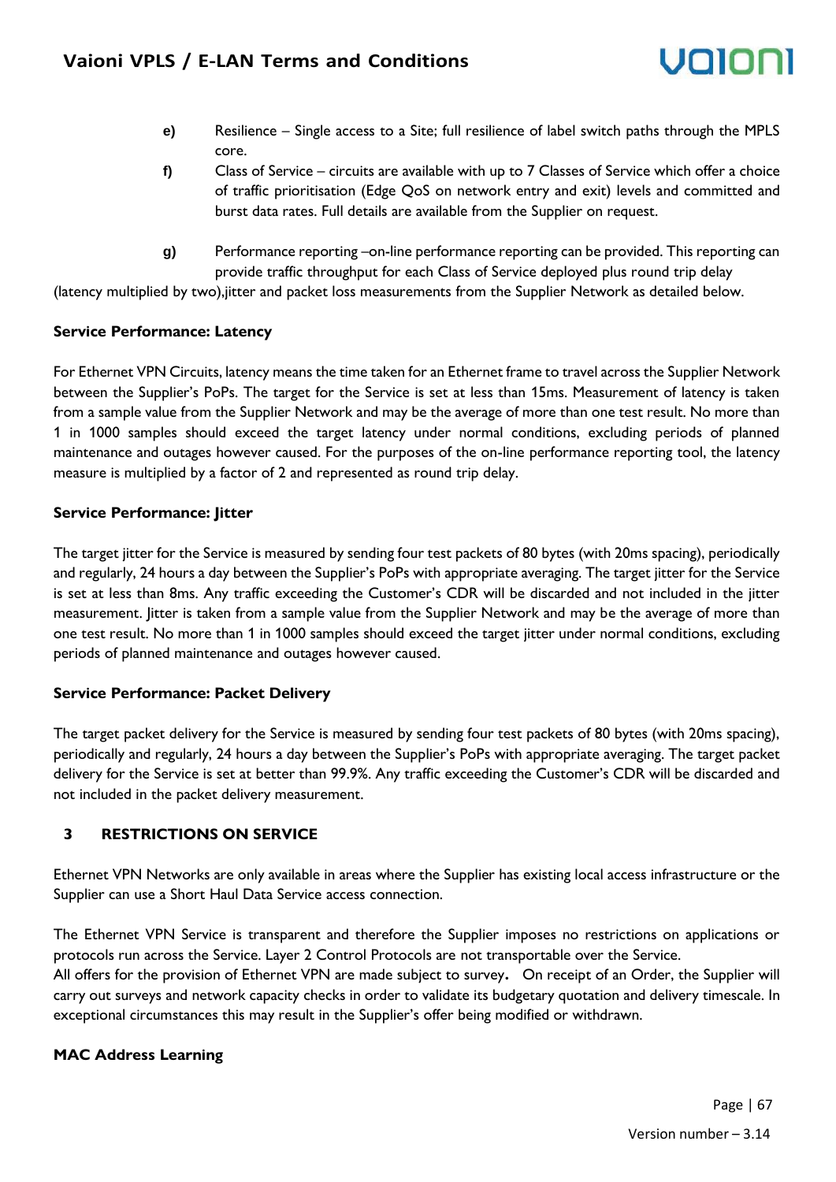e) Resilience – Single access to a Site; full resilience of label switch paths through the MPLS core.

f) Class of Service – circuits are available with up to 7 Classes of Service which offer a choice of traffic prioritisation (Edge QoS on network entry and exit) levels and committed and burst data rates. Full details are available from the Supplier on request.

g) Performance reporting –on-line performance reporting can be provided. This reporting can provide traffic throughput for each Class of Service deployed plus round trip delay (latency multiplied by two),jitter and packet loss measurements from the Supplier Network as detailed below.

**Service Performance: Latency**

For Ethernet VPN Circuits, latency means the time taken for an Ethernet frame to travel across the Supplier Network between the Supplier's PoPs. The target for the Service is set at less than 15ms. Measurement of latency is taken from a sample value from the Supplier Network and may be the average of more than one test result. No more than 1 in 1000 samples should exceed the target latency under normal conditions, excluding periods of planned maintenance and outages however caused. For the purposes of the on-line performance reporting tool, the latency measure is multiplied by a factor of 2 and represented as round trip delay.

**Service Performance: Jitter**

The target jitter for the Service is measured by sending four test packets of 80 bytes (with 20ms spacing), periodically and regularly, 24 hours a day between the Supplier's PoPs with appropriate averaging. The target jitter for the Service is set at less than 8ms. Any traffic exceeding the Customer's CDR will be discarded and not included in the jitter measurement. Jitter is taken from a sample value from the Supplier Network and may be the average of more than one test result. No more than 1 in 1000 samples should exceed the target jitter under normal conditions, excluding periods of planned maintenance and outages however caused.

**Service Performance: Packet Delivery**

The target packet delivery for the Service is measured by sending four test packets of 80 bytes (with 20ms spacing), periodically and regularly, 24 hours a day between the Supplier's PoPs with appropriate averaging. The target packet delivery for the Service is set at better than 99.9%. Any traffic exceeding the Customer's CDR will be discarded and not included in the packet delivery measurement.

## 3 RESTRICTIONS ON SERVICE

Ethernet VPN Networks are only available in areas where the Supplier has existing local access infrastructure or the Supplier can use a Short Haul Data Service access connection.

The Ethernet VPN Service is transparent and therefore the Supplier imposes no restrictions on applications or protocols run across the Service. Layer 2 Control Protocols are not transportable over the Service.
All offers for the provision of Ethernet VPN are made subject to survey**.** On receipt of an Order, the Supplier will carry out surveys and network capacity checks in order to validate its budgetary quotation and delivery timescale. In exceptional circumstances this may result in the Supplier's offer being modified or withdrawn.

**MAC Address Learning**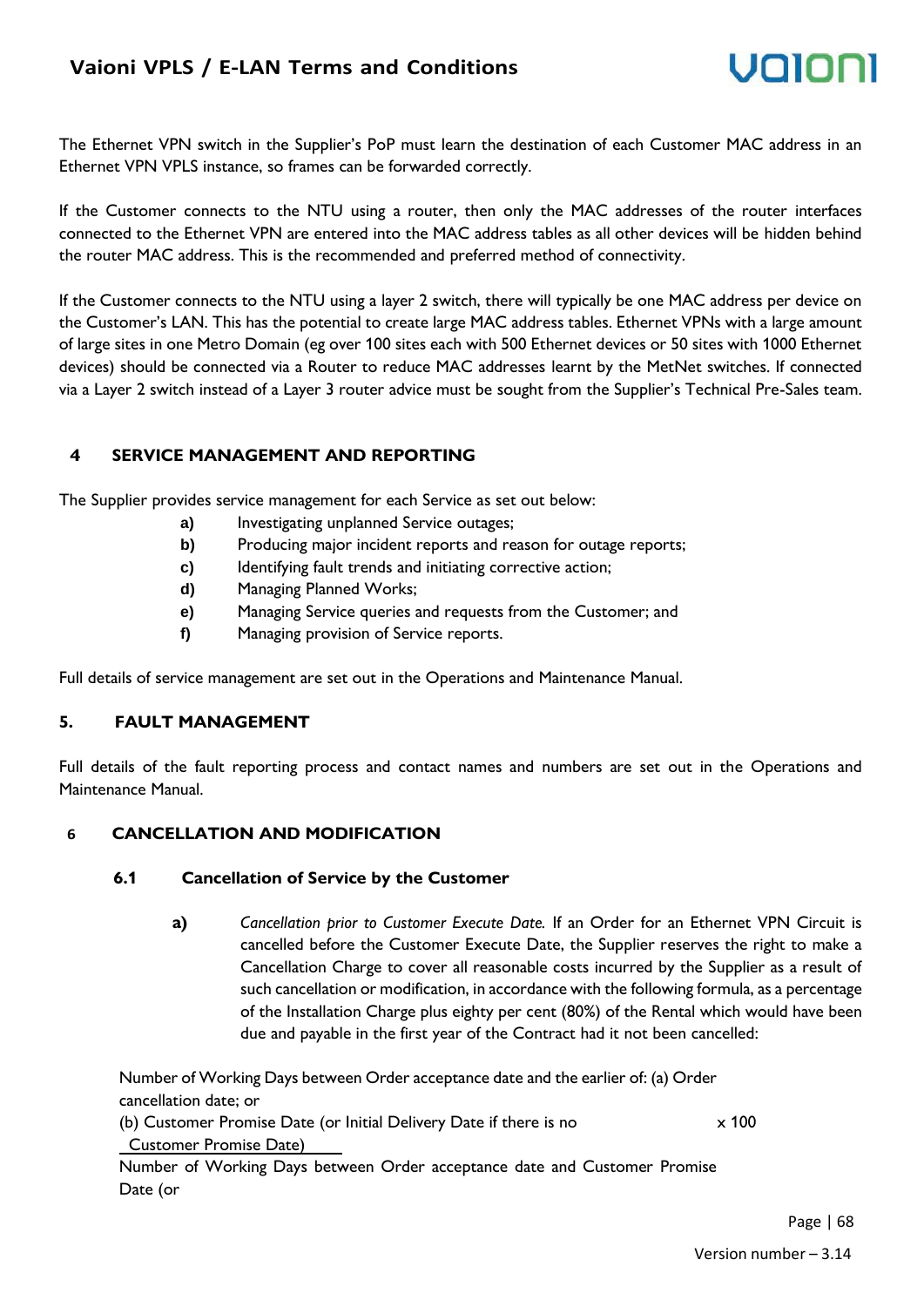The Ethernet VPN switch in the Supplier's PoP must learn the destination of each Customer MAC address in an Ethernet VPN VPLS instance, so frames can be forwarded correctly.

If the Customer connects to the NTU using a router, then only the MAC addresses of the router interfaces connected to the Ethernet VPN are entered into the MAC address tables as all other devices will be hidden behind the router MAC address. This is the recommended and preferred method of connectivity.

If the Customer connects to the NTU using a layer 2 switch, there will typically be one MAC address per device on the Customer's LAN. This has the potential to create large MAC address tables. Ethernet VPNs with a large amount of large sites in one Metro Domain (eg over 100 sites each with 500 Ethernet devices or 50 sites with 1000 Ethernet devices) should be connected via a Router to reduce MAC addresses learnt by the MetNet switches. If connected via a Layer 2 switch instead of a Layer 3 router advice must be sought from the Supplier's Technical Pre-Sales team.

## 4 SERVICE MANAGEMENT AND REPORTING

The Supplier provides service management for each Service as set out below:

- **a)** Investigating unplanned Service outages;
- **b)** Producing major incident reports and reason for outage reports;
- **c)** Identifying fault trends and initiating corrective action;
- **d)** Managing Planned Works;
- **e)** Managing Service queries and requests from the Customer; and
- **f)** Managing provision of Service reports.

Full details of service management are set out in the Operations and Maintenance Manual.

## 5. FAULT MANAGEMENT

Full details of the fault reporting process and contact names and numbers are set out in the Operations and Maintenance Manual.

## 6 CANCELLATION AND MODIFICATION

### 6.1 Cancellation of Service by the Customer

**a)** *Cancellation prior to Customer Execute Date.* If an Order for an Ethernet VPN Circuit is cancelled before the Customer Execute Date, the Supplier reserves the right to make a Cancellation Charge to cover all reasonable costs incurred by the Supplier as a result of such cancellation or modification, in accordance with the following formula, as a percentage of the Installation Charge plus eighty per cent (80%) of the Rental which would have been due and payable in the first year of the Contract had it not been cancelled:

Number of Working Days between Order acceptance date and the earlier of: (a) Order cancellation date; or (b) Customer Promise Date (or Initial Delivery Date if there is no Customer Promise Date)

———————————————————————————————— x 100

Number of Working Days between Order acceptance date and Customer Promise Date (or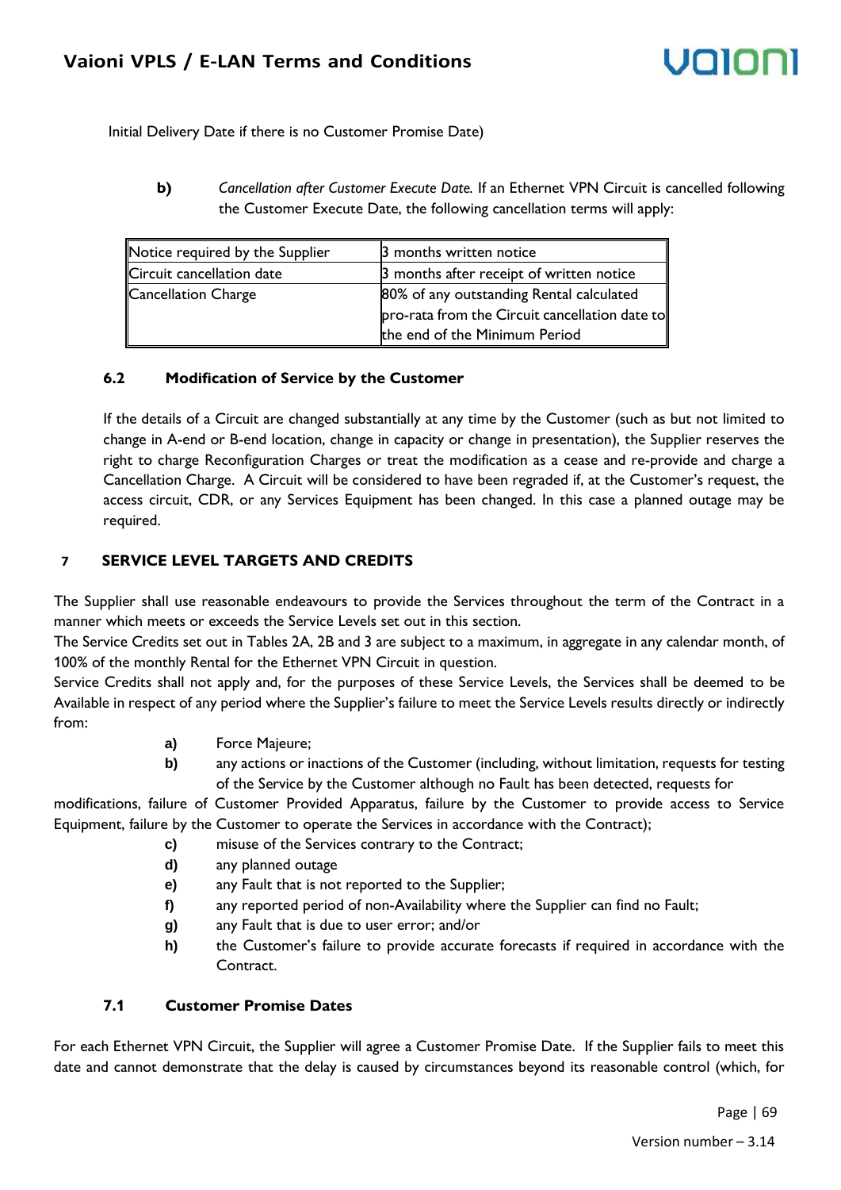Initial Delivery Date if there is no Customer Promise Date)

**b)** *Cancellation after Customer Execute Date.* If an Ethernet VPN Circuit is cancelled following the Customer Execute Date, the following cancellation terms will apply:

| Notice required by the Supplier | 3 months written notice |
|---|---|
| Circuit cancellation date | 3 months after receipt of written notice |
| Cancellation Charge | 80% of any outstanding Rental calculated pro-rata from the Circuit cancellation date to the end of the Minimum Period |

### 6.2 Modification of Service by the Customer

If the details of a Circuit are changed substantially at any time by the Customer (such as but not limited to change in A-end or B-end location, change in capacity or change in presentation), the Supplier reserves the right to charge Reconfiguration Charges or treat the modification as a cease and re-provide and charge a Cancellation Charge. A Circuit will be considered to have been regraded if, at the Customer's request, the access circuit, CDR, or any Services Equipment has been changed. In this case a planned outage may be required.

## 7 SERVICE LEVEL TARGETS AND CREDITS

The Supplier shall use reasonable endeavours to provide the Services throughout the term of the Contract in a manner which meets or exceeds the Service Levels set out in this section.

The Service Credits set out in Tables 2A, 2B and 3 are subject to a maximum, in aggregate in any calendar month, of 100% of the monthly Rental for the Ethernet VPN Circuit in question.

Service Credits shall not apply and, for the purposes of these Service Levels, the Services shall be deemed to be Available in respect of any period where the Supplier's failure to meet the Service Levels results directly or indirectly from:

**a)** Force Majeure;

**b)** any actions or inactions of the Customer (including, without limitation, requests for testing of the Service by the Customer although no Fault has been detected, requests for modifications, failure of Customer Provided Apparatus, failure by the Customer to provide access to Service Equipment, failure by the Customer to operate the Services in accordance with the Contract);

**c)** misuse of the Services contrary to the Contract;

**d)** any planned outage

**e)** any Fault that is not reported to the Supplier;

**f)** any reported period of non-Availability where the Supplier can find no Fault;

**g)** any Fault that is due to user error; and/or

**h)** the Customer's failure to provide accurate forecasts if required in accordance with the Contract.

### 7.1 Customer Promise Dates

For each Ethernet VPN Circuit, the Supplier will agree a Customer Promise Date. If the Supplier fails to meet this date and cannot demonstrate that the delay is caused by circumstances beyond its reasonable control (which, for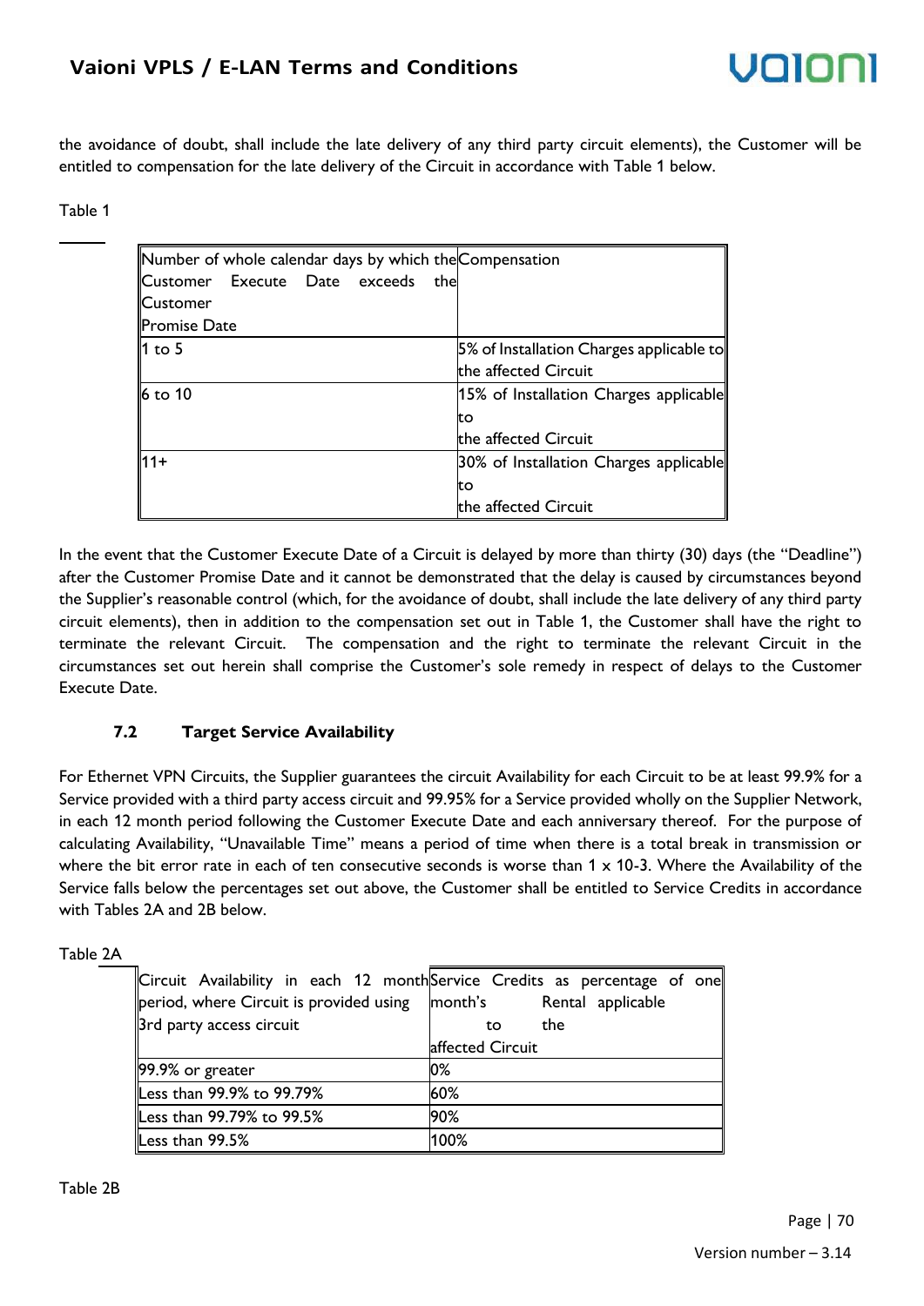the avoidance of doubt, shall include the late delivery of any third party circuit elements), the Customer will be entitled to compensation for the late delivery of the Circuit in accordance with Table 1 below.

Table 1

| Number of whole calendar days by which the Customer Execute Date exceeds the Customer Promise Date | Compensation |
|---|---|
| 1 to 5 | 5% of Installation Charges applicable to the affected Circuit |
| 6 to 10 | 15% of Installation Charges applicable to the affected Circuit |
| 11+ | 30% of Installation Charges applicable to the affected Circuit |

In the event that the Customer Execute Date of a Circuit is delayed by more than thirty (30) days (the "Deadline") after the Customer Promise Date and it cannot be demonstrated that the delay is caused by circumstances beyond the Supplier's reasonable control (which, for the avoidance of doubt, shall include the late delivery of any third party circuit elements), then in addition to the compensation set out in Table 1, the Customer shall have the right to terminate the relevant Circuit. The compensation and the right to terminate the relevant Circuit in the circumstances set out herein shall comprise the Customer's sole remedy in respect of delays to the Customer Execute Date.

### 7.2 Target Service Availability

For Ethernet VPN Circuits, the Supplier guarantees the circuit Availability for each Circuit to be at least 99.9% for a Service provided with a third party access circuit and 99.95% for a Service provided wholly on the Supplier Network, in each 12 month period following the Customer Execute Date and each anniversary thereof. For the purpose of calculating Availability, "Unavailable Time" means a period of time when there is a total break in transmission or where the bit error rate in each of ten consecutive seconds is worse than 1 x 10-3. Where the Availability of the Service falls below the percentages set out above, the Customer shall be entitled to Service Credits in accordance with Tables 2A and 2B below.

Table 2A

| Circuit Availability in each 12 month period, where Circuit is provided using 3rd party access circuit | Service Credits as percentage of one month's Rental applicable to the affected Circuit |
|---|---|
| 99.9% or greater | 0% |
| Less than 99.9% to 99.79% | 60% |
| Less than 99.79% to 99.5% | 90% |
| Less than 99.5% | 100% |

Table 2B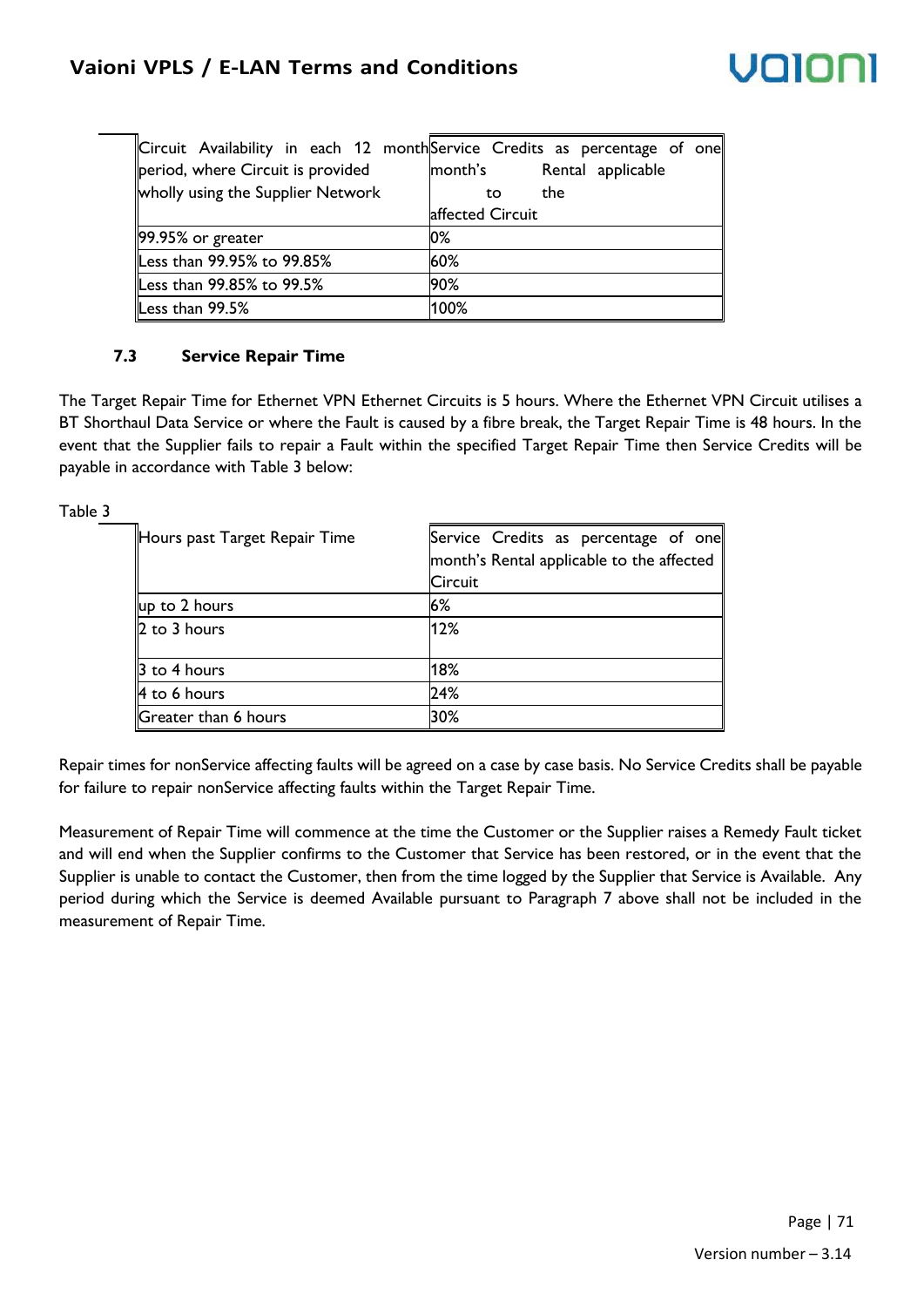| Circuit Availability in each 12 month period, where Circuit is provided wholly using the Supplier Network | Service Credits as percentage of one month's Rental applicable to the affected Circuit |
|---|---|
| 99.95% or greater | 0% |
| Less than 99.95% to 99.85% | 60% |
| Less than 99.85% to 99.5% | 90% |
| Less than 99.5% | 100% |

### 7.3 Service Repair Time

The Target Repair Time for Ethernet VPN Ethernet Circuits is 5 hours. Where the Ethernet VPN Circuit utilises a BT Shorthaul Data Service or where the Fault is caused by a fibre break, the Target Repair Time is 48 hours. In the event that the Supplier fails to repair a Fault within the specified Target Repair Time then Service Credits will be payable in accordance with Table 3 below:

Table 3

| Hours past Target Repair Time | Service Credits as percentage of one month's Rental applicable to the affected Circuit |
|---|---|
| up to 2 hours | 6% |
| 2 to 3 hours | 12% |
| 3 to 4 hours | 18% |
| 4 to 6 hours | 24% |
| Greater than 6 hours | 30% |

Repair times for nonService affecting faults will be agreed on a case by case basis. No Service Credits shall be payable for failure to repair nonService affecting faults within the Target Repair Time.

Measurement of Repair Time will commence at the time the Customer or the Supplier raises a Remedy Fault ticket and will end when the Supplier confirms to the Customer that Service has been restored, or in the event that the Supplier is unable to contact the Customer, then from the time logged by the Supplier that Service is Available. Any period during which the Service is deemed Available pursuant to Paragraph 7 above shall not be included in the measurement of Repair Time.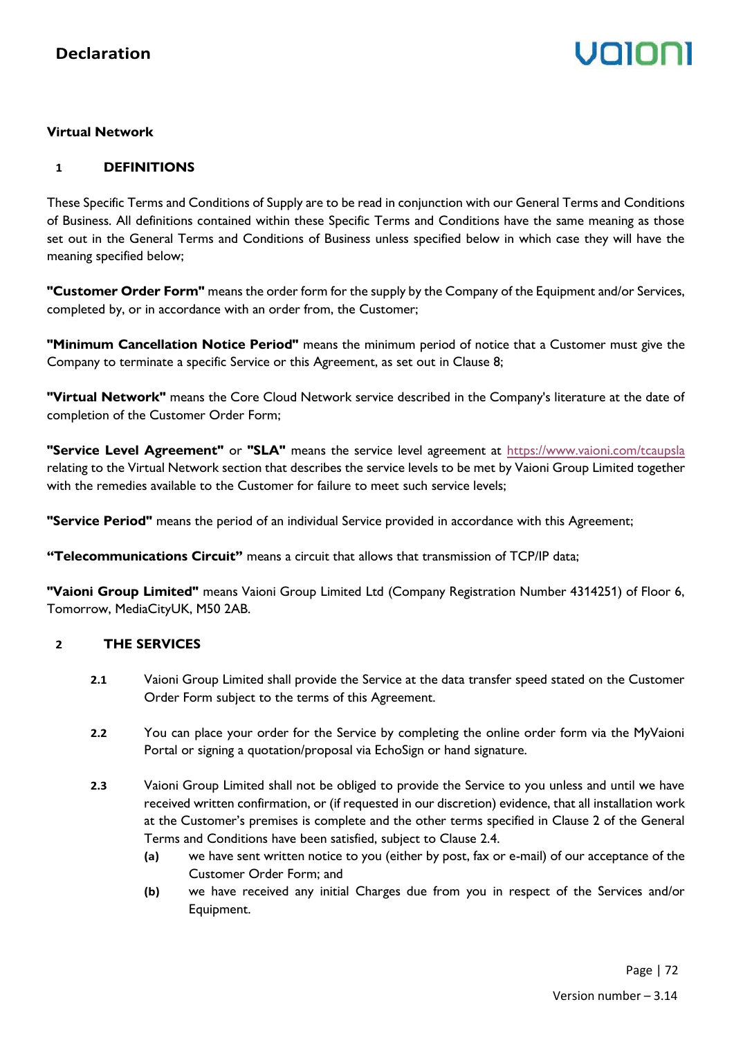## Virtual Network

### 1 DEFINITIONS

These Specific Terms and Conditions of Supply are to be read in conjunction with our General Terms and Conditions of Business. All definitions contained within these Specific Terms and Conditions have the same meaning as those set out in the General Terms and Conditions of Business unless specified below in which case they will have the meaning specified below;

**"Customer Order Form"** means the order form for the supply by the Company of the Equipment and/or Services, completed by, or in accordance with an order from, the Customer;

**"Minimum Cancellation Notice Period"** means the minimum period of notice that a Customer must give the Company to terminate a specific Service or this Agreement, as set out in Clause 8;

**"Virtual Network"** means the Core Cloud Network service described in the Company's literature at the date of completion of the Customer Order Form;

**"Service Level Agreement"** or **"SLA"** means the service level agreement at https://www.vaioni.com/tcaupsla relating to the Virtual Network section that describes the service levels to be met by Vaioni Group Limited together with the remedies available to the Customer for failure to meet such service levels;

**"Service Period"** means the period of an individual Service provided in accordance with this Agreement;

**"Telecommunications Circuit"** means a circuit that allows that transmission of TCP/IP data;

**"Vaioni Group Limited"** means Vaioni Group Limited Ltd (Company Registration Number 4314251) of Floor 6, Tomorrow, MediaCityUK, M50 2AB.

### 2 THE SERVICES

**2.1** Vaioni Group Limited shall provide the Service at the data transfer speed stated on the Customer Order Form subject to the terms of this Agreement.

**2.2** You can place your order for the Service by completing the online order form via the MyVaioni Portal or signing a quotation/proposal via EchoSign or hand signature.

**2.3** Vaioni Group Limited shall not be obliged to provide the Service to you unless and until we have received written confirmation, or (if requested in our discretion) evidence, that all installation work at the Customer's premises is complete and the other terms specified in Clause 2 of the General Terms and Conditions have been satisfied, subject to Clause 2.4.

- **(a)** we have sent written notice to you (either by post, fax or e-mail) of our acceptance of the Customer Order Form; and
- **(b)** we have received any initial Charges due from you in respect of the Services and/or Equipment.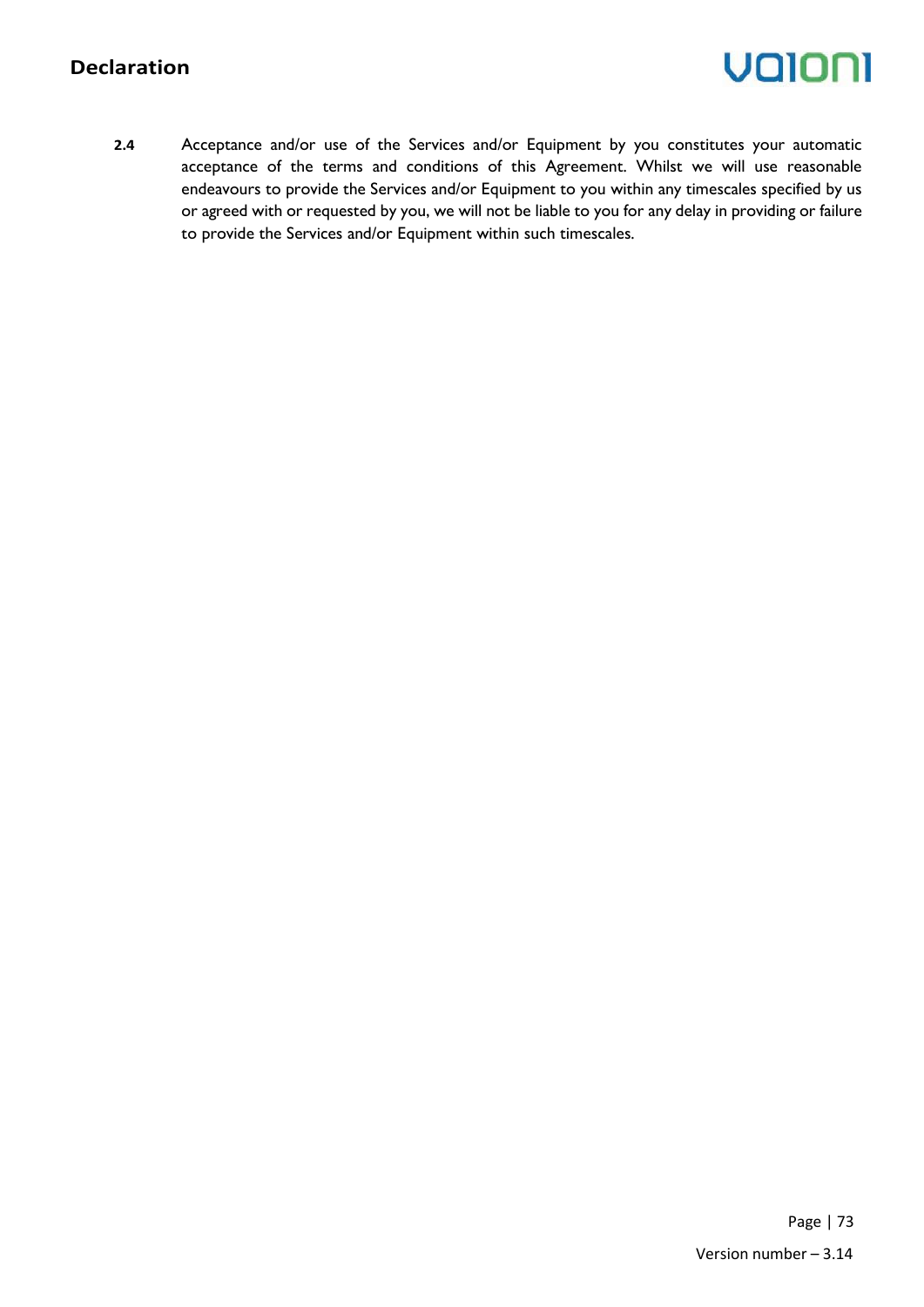**2.4** Acceptance and/or use of the Services and/or Equipment by you constitutes your automatic acceptance of the terms and conditions of this Agreement. Whilst we will use reasonable endeavours to provide the Services and/or Equipment to you within any timescales specified by us or agreed with or requested by you, we will not be liable to you for any delay in providing or failure to provide the Services and/or Equipment within such timescales.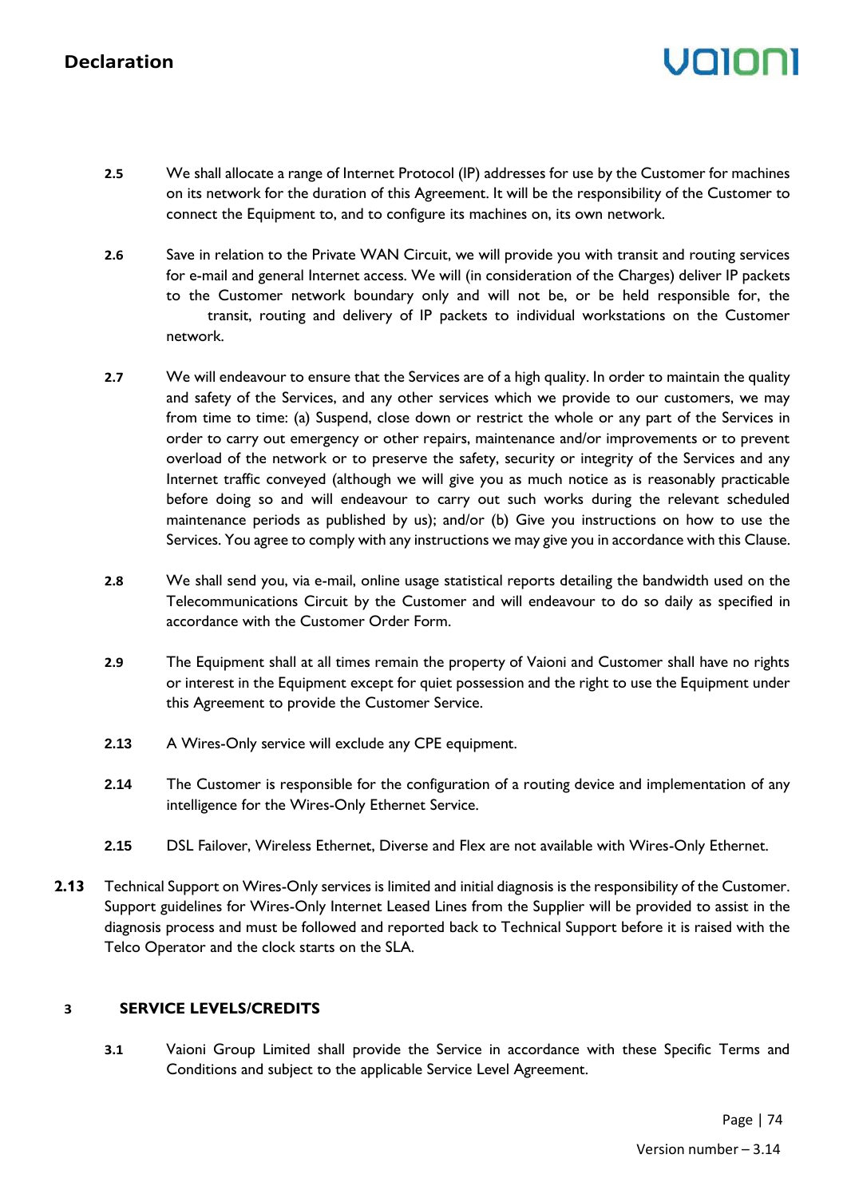**2.5** We shall allocate a range of Internet Protocol (IP) addresses for use by the Customer for machines on its network for the duration of this Agreement. It will be the responsibility of the Customer to connect the Equipment to, and to configure its machines on, its own network.

**2.6** Save in relation to the Private WAN Circuit, we will provide you with transit and routing services for e-mail and general Internet access. We will (in consideration of the Charges) deliver IP packets to the Customer network boundary only and will not be, or be held responsible for, the transit, routing and delivery of IP packets to individual workstations on the Customer network.

**2.7** We will endeavour to ensure that the Services are of a high quality. In order to maintain the quality and safety of the Services, and any other services which we provide to our customers, we may from time to time: (a) Suspend, close down or restrict the whole or any part of the Services in order to carry out emergency or other repairs, maintenance and/or improvements or to prevent overload of the network or to preserve the safety, security or integrity of the Services and any Internet traffic conveyed (although we will give you as much notice as is reasonably practicable before doing so and will endeavour to carry out such works during the relevant scheduled maintenance periods as published by us); and/or (b) Give you instructions on how to use the Services. You agree to comply with any instructions we may give you in accordance with this Clause.

**2.8** We shall send you, via e-mail, online usage statistical reports detailing the bandwidth used on the Telecommunications Circuit by the Customer and will endeavour to do so daily as specified in accordance with the Customer Order Form.

**2.9** The Equipment shall at all times remain the property of Vaioni and Customer shall have no rights or interest in the Equipment except for quiet possession and the right to use the Equipment under this Agreement to provide the Customer Service.

**2.13** A Wires-Only service will exclude any CPE equipment.

**2.14** The Customer is responsible for the configuration of a routing device and implementation of any intelligence for the Wires-Only Ethernet Service.

**2.15** DSL Failover, Wireless Ethernet, Diverse and Flex are not available with Wires-Only Ethernet.

**2.13** Technical Support on Wires-Only services is limited and initial diagnosis is the responsibility of the Customer. Support guidelines for Wires-Only Internet Leased Lines from the Supplier will be provided to assist in the diagnosis process and must be followed and reported back to Technical Support before it is raised with the Telco Operator and the clock starts on the SLA.

## 3 SERVICE LEVELS/CREDITS

**3.1** Vaioni Group Limited shall provide the Service in accordance with these Specific Terms and Conditions and subject to the applicable Service Level Agreement.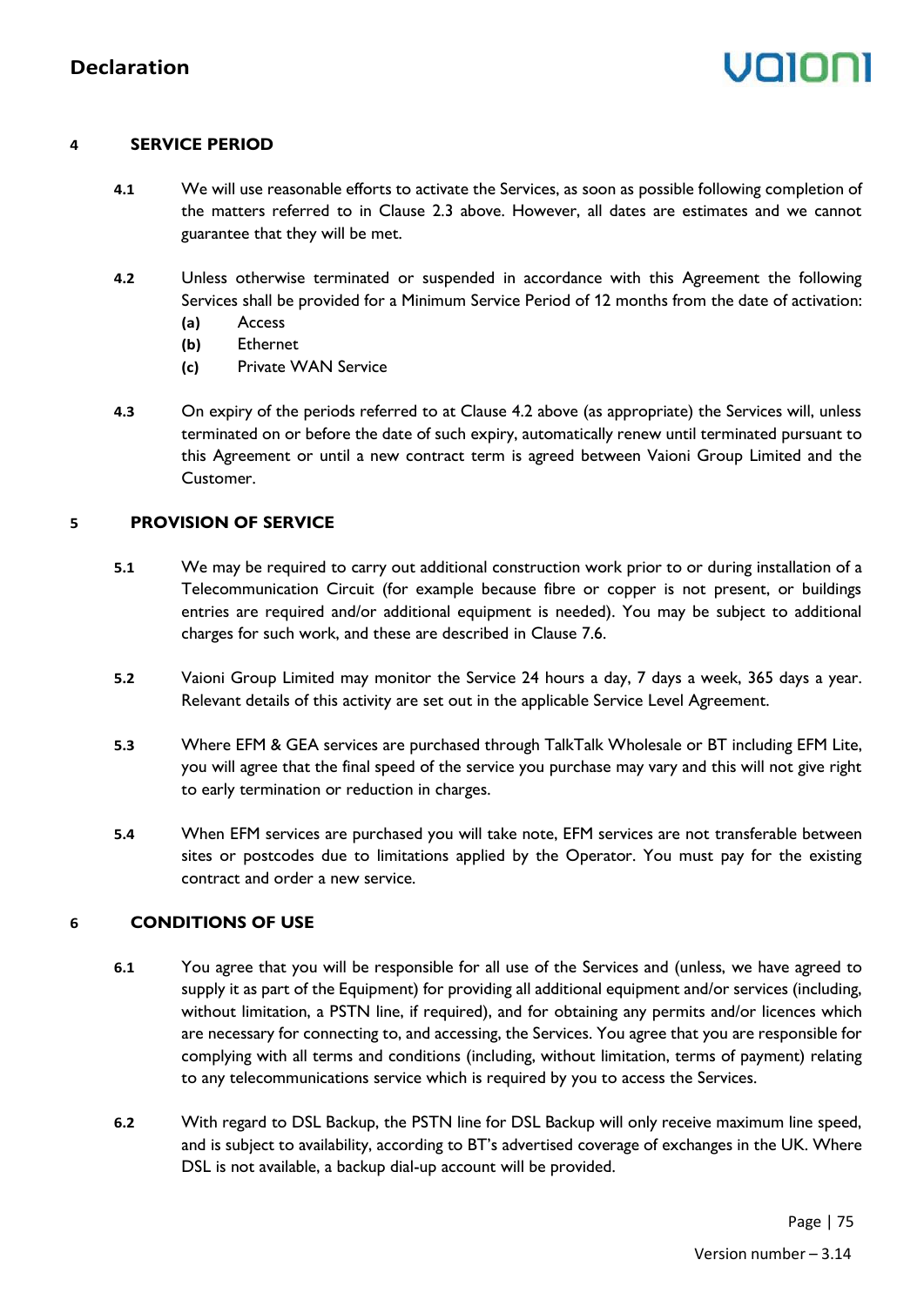## 4 SERVICE PERIOD

**4.1** We will use reasonable efforts to activate the Services, as soon as possible following completion of the matters referred to in Clause 2.3 above. However, all dates are estimates and we cannot guarantee that they will be met.

**4.2** Unless otherwise terminated or suspended in accordance with this Agreement the following Services shall be provided for a Minimum Service Period of 12 months from the date of activation:

- **(a)** Access
- **(b)** Ethernet
- **(c)** Private WAN Service

**4.3** On expiry of the periods referred to at Clause 4.2 above (as appropriate) the Services will, unless terminated on or before the date of such expiry, automatically renew until terminated pursuant to this Agreement or until a new contract term is agreed between Vaioni Group Limited and the Customer.

## 5 PROVISION OF SERVICE

**5.1** We may be required to carry out additional construction work prior to or during installation of a Telecommunication Circuit (for example because fibre or copper is not present, or buildings entries are required and/or additional equipment is needed). You may be subject to additional charges for such work, and these are described in Clause 7.6.

**5.2** Vaioni Group Limited may monitor the Service 24 hours a day, 7 days a week, 365 days a year. Relevant details of this activity are set out in the applicable Service Level Agreement.

**5.3** Where EFM & GEA services are purchased through TalkTalk Wholesale or BT including EFM Lite, you will agree that the final speed of the service you purchase may vary and this will not give right to early termination or reduction in charges.

**5.4** When EFM services are purchased you will take note, EFM services are not transferable between sites or postcodes due to limitations applied by the Operator. You must pay for the existing contract and order a new service.

## 6 CONDITIONS OF USE

**6.1** You agree that you will be responsible for all use of the Services and (unless, we have agreed to supply it as part of the Equipment) for providing all additional equipment and/or services (including, without limitation, a PSTN line, if required), and for obtaining any permits and/or licences which are necessary for connecting to, and accessing, the Services. You agree that you are responsible for complying with all terms and conditions (including, without limitation, terms of payment) relating to any telecommunications service which is required by you to access the Services.

**6.2** With regard to DSL Backup, the PSTN line for DSL Backup will only receive maximum line speed, and is subject to availability, according to BT's advertised coverage of exchanges in the UK. Where DSL is not available, a backup dial-up account will be provided.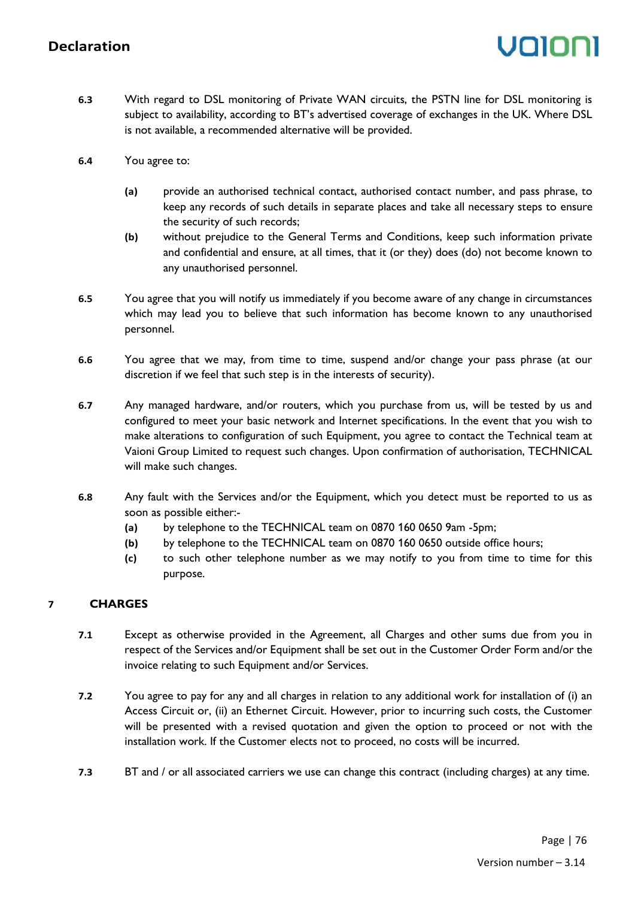**6.3** With regard to DSL monitoring of Private WAN circuits, the PSTN line for DSL monitoring is subject to availability, according to BT's advertised coverage of exchanges in the UK. Where DSL is not available, a recommended alternative will be provided.

**6.4** You agree to:

**(a)** provide an authorised technical contact, authorised contact number, and pass phrase, to keep any records of such details in separate places and take all necessary steps to ensure the security of such records;

**(b)** without prejudice to the General Terms and Conditions, keep such information private and confidential and ensure, at all times, that it (or they) does (do) not become known to any unauthorised personnel.

**6.5** You agree that you will notify us immediately if you become aware of any change in circumstances which may lead you to believe that such information has become known to any unauthorised personnel.

**6.6** You agree that we may, from time to time, suspend and/or change your pass phrase (at our discretion if we feel that such step is in the interests of security).

**6.7** Any managed hardware, and/or routers, which you purchase from us, will be tested by us and configured to meet your basic network and Internet specifications. In the event that you wish to make alterations to configuration of such Equipment, you agree to contact the Technical team at Vaioni Group Limited to request such changes. Upon confirmation of authorisation, TECHNICAL will make such changes.

**6.8** Any fault with the Services and/or the Equipment, which you detect must be reported to us as soon as possible either:-

**(a)** by telephone to the TECHNICAL team on 0870 160 0650 9am -5pm;

**(b)** by telephone to the TECHNICAL team on 0870 160 0650 outside office hours;

**(c)** to such other telephone number as we may notify to you from time to time for this purpose.

## 7 CHARGES

**7.1** Except as otherwise provided in the Agreement, all Charges and other sums due from you in respect of the Services and/or Equipment shall be set out in the Customer Order Form and/or the invoice relating to such Equipment and/or Services.

**7.2** You agree to pay for any and all charges in relation to any additional work for installation of (i) an Access Circuit or, (ii) an Ethernet Circuit. However, prior to incurring such costs, the Customer will be presented with a revised quotation and given the option to proceed or not with the installation work. If the Customer elects not to proceed, no costs will be incurred.

**7.3** BT and / or all associated carriers we use can change this contract (including charges) at any time.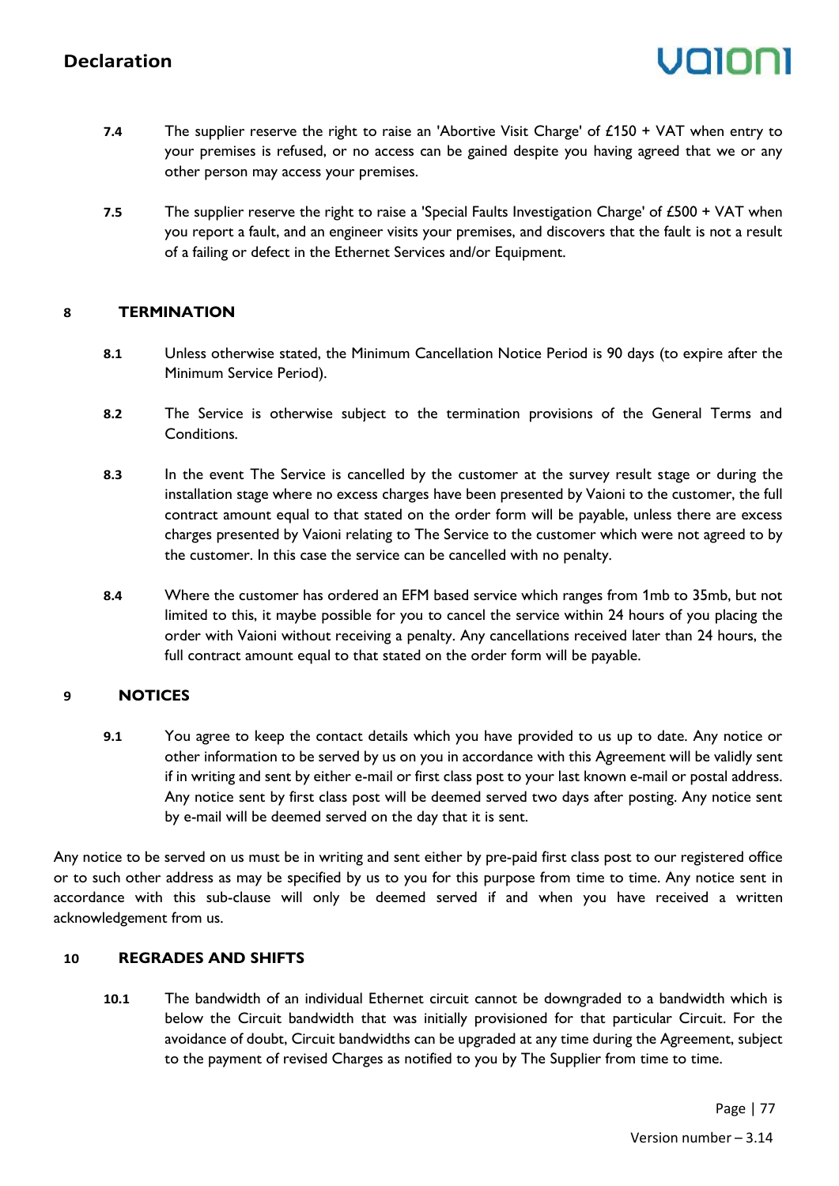**7.4** The supplier reserve the right to raise an 'Abortive Visit Charge' of £150 + VAT when entry to your premises is refused, or no access can be gained despite you having agreed that we or any other person may access your premises.

**7.5** The supplier reserve the right to raise a 'Special Faults Investigation Charge' of £500 + VAT when you report a fault, and an engineer visits your premises, and discovers that the fault is not a result of a failing or defect in the Ethernet Services and/or Equipment.

## 8 TERMINATION

**8.1** Unless otherwise stated, the Minimum Cancellation Notice Period is 90 days (to expire after the Minimum Service Period).

**8.2** The Service is otherwise subject to the termination provisions of the General Terms and Conditions.

**8.3** In the event The Service is cancelled by the customer at the survey result stage or during the installation stage where no excess charges have been presented by Vaioni to the customer, the full contract amount equal to that stated on the order form will be payable, unless there are excess charges presented by Vaioni relating to The Service to the customer which were not agreed to by the customer. In this case the service can be cancelled with no penalty.

**8.4** Where the customer has ordered an EFM based service which ranges from 1mb to 35mb, but not limited to this, it maybe possible for you to cancel the service within 24 hours of you placing the order with Vaioni without receiving a penalty. Any cancellations received later than 24 hours, the full contract amount equal to that stated on the order form will be payable.

## 9 NOTICES

**9.1** You agree to keep the contact details which you have provided to us up to date. Any notice or other information to be served by us on you in accordance with this Agreement will be validly sent if in writing and sent by either e-mail or first class post to your last known e-mail or postal address. Any notice sent by first class post will be deemed served two days after posting. Any notice sent by e-mail will be deemed served on the day that it is sent.

Any notice to be served on us must be in writing and sent either by pre-paid first class post to our registered office or to such other address as may be specified by us to you for this purpose from time to time. Any notice sent in accordance with this sub-clause will only be deemed served if and when you have received a written acknowledgement from us.

## 10 REGRADES AND SHIFTS

**10.1** The bandwidth of an individual Ethernet circuit cannot be downgraded to a bandwidth which is below the Circuit bandwidth that was initially provisioned for that particular Circuit. For the avoidance of doubt, Circuit bandwidths can be upgraded at any time during the Agreement, subject to the payment of revised Charges as notified to you by The Supplier from time to time.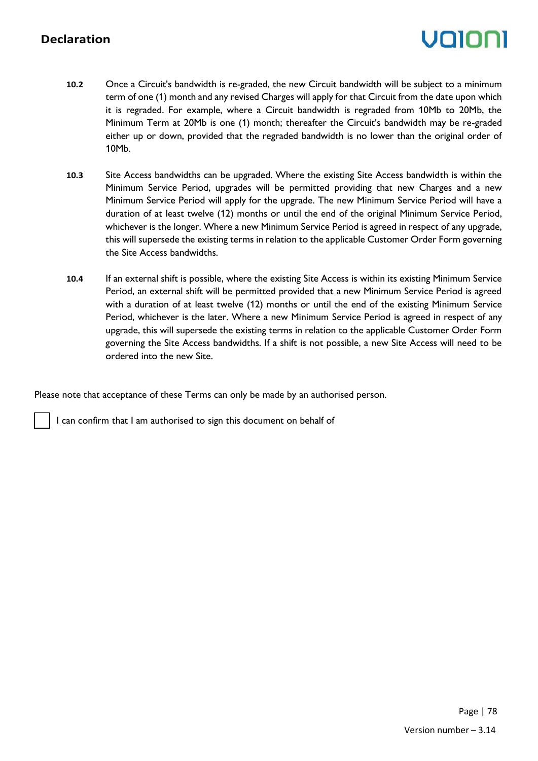# Declaration

**10.2** Once a Circuit's bandwidth is re-graded, the new Circuit bandwidth will be subject to a minimum term of one (1) month and any revised Charges will apply for that Circuit from the date upon which it is regraded. For example, where a Circuit bandwidth is regraded from 10Mb to 20Mb, the Minimum Term at 20Mb is one (1) month; thereafter the Circuit's bandwidth may be re-graded either up or down, provided that the regraded bandwidth is no lower than the original order of 10Mb.

**10.3** Site Access bandwidths can be upgraded. Where the existing Site Access bandwidth is within the Minimum Service Period, upgrades will be permitted providing that new Charges and a new Minimum Service Period will apply for the upgrade. The new Minimum Service Period will have a duration of at least twelve (12) months or until the end of the original Minimum Service Period, whichever is the longer. Where a new Minimum Service Period is agreed in respect of any upgrade, this will supersede the existing terms in relation to the applicable Customer Order Form governing the Site Access bandwidths.

**10.4** If an external shift is possible, where the existing Site Access is within its existing Minimum Service Period, an external shift will be permitted provided that a new Minimum Service Period is agreed with a duration of at least twelve (12) months or until the end of the existing Minimum Service Period, whichever is the later. Where a new Minimum Service Period is agreed in respect of any upgrade, this will supersede the existing terms in relation to the applicable Customer Order Form governing the Site Access bandwidths. If a shift is not possible, a new Site Access will need to be ordered into the new Site.

Please note that acceptance of these Terms can only be made by an authorised person.

☐ I can confirm that I am authorised to sign this document on behalf of

Version number – 3.14